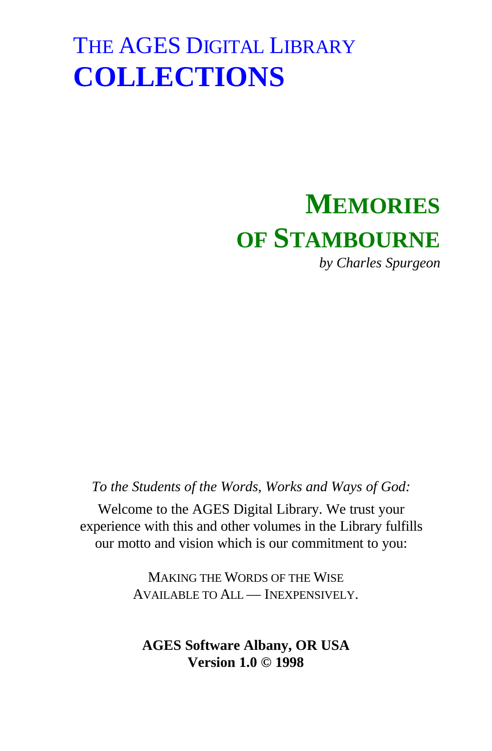# THE AGES DIGITAL LIBRARY
# COLLECTIONS

# MEMORIES OF STAMBOURNE

*by Charles Spurgeon*

*To the Students of the Words, Works and Ways of God:*

Welcome to the AGES Digital Library. We trust your experience with this and other volumes in the Library fulfills our motto and vision which is our commitment to you:

MAKING THE WORDS OF THE WISE AVAILABLE TO ALL — INEXPENSIVELY.

**AGES Software Albany, OR USA**
**Version 1.0 © 1998**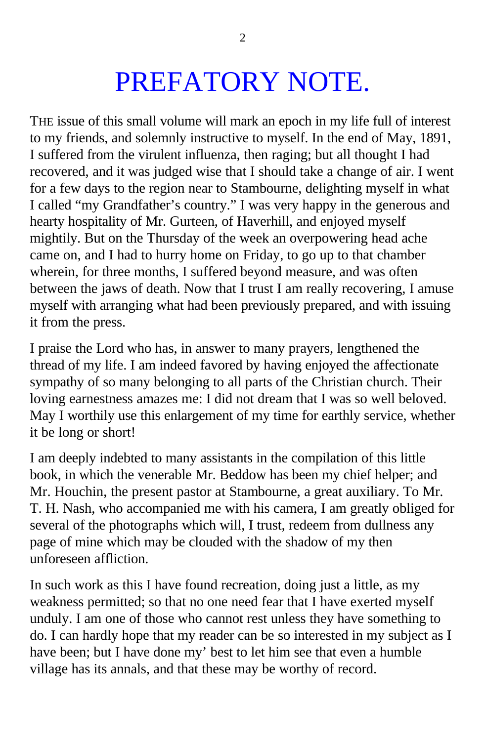# PREFATORY NOTE.

THE issue of this small volume will mark an epoch in my life full of interest to my friends, and solemnly instructive to myself. In the end of May, 1891, I suffered from the virulent influenza, then raging; but all thought I had recovered, and it was judged wise that I should take a change of air. I went for a few days to the region near to Stambourne, delighting myself in what I called "my Grandfather's country." I was very happy in the generous and hearty hospitality of Mr. Gurteen, of Haverhill, and enjoyed myself mightily. But on the Thursday of the week an overpowering head ache came on, and I had to hurry home on Friday, to go up to that chamber wherein, for three months, I suffered beyond measure, and was often between the jaws of death. Now that I trust I am really recovering, I amuse myself with arranging what had been previously prepared, and with issuing it from the press.

I praise the Lord who has, in answer to many prayers, lengthened the thread of my life. I am indeed favored by having enjoyed the affectionate sympathy of so many belonging to all parts of the Christian church. Their loving earnestness amazes me: I did not dream that I was so well beloved. May I worthily use this enlargement of my time for earthly service, whether it be long or short!

I am deeply indebted to many assistants in the compilation of this little book, in which the venerable Mr. Beddow has been my chief helper; and Mr. Houchin, the present pastor at Stambourne, a great auxiliary. To Mr. T. H. Nash, who accompanied me with his camera, I am greatly obliged for several of the photographs which will, I trust, redeem from dullness any page of mine which may be clouded with the shadow of my then unforeseen affliction.

In such work as this I have found recreation, doing just a little, as my weakness permitted; so that no one need fear that I have exerted myself unduly. I am one of those who cannot rest unless they have something to do. I can hardly hope that my reader can be so interested in my subject as I have been; but I have done my' best to let him see that even a humble village has its annals, and that these may be worthy of record.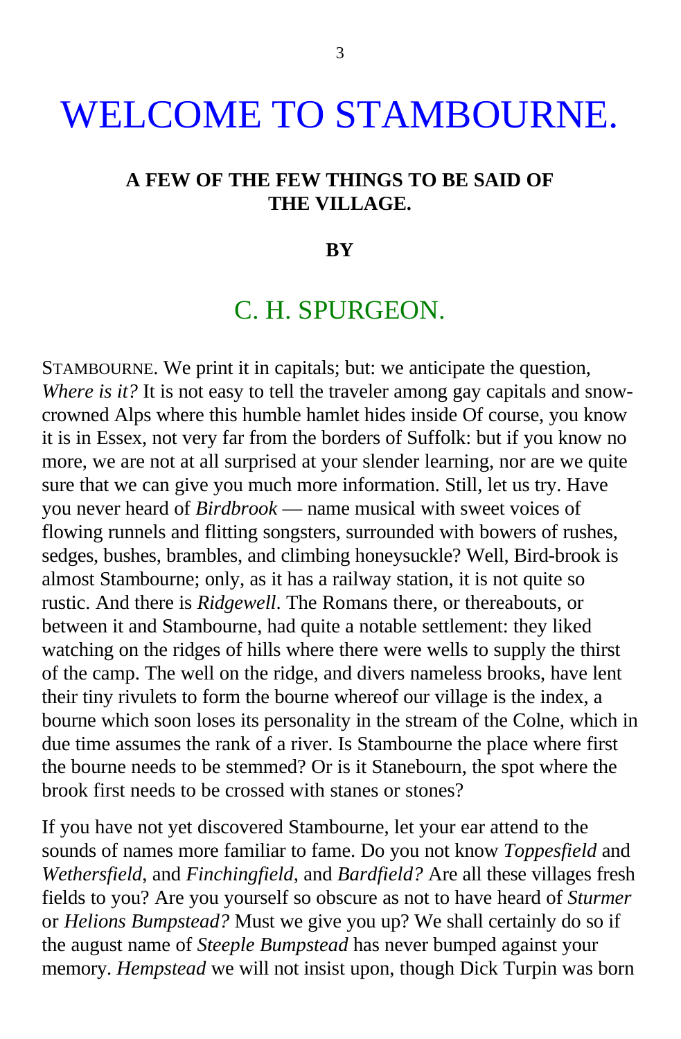# WELCOME TO STAMBOURNE.

### A FEW OF THE FEW THINGS TO BE SAID OF THE VILLAGE.

### BY

## C. H. SPURGEON.

STAMBOURNE. We print it in capitals; but: we anticipate the question, *Where is it?* It is not easy to tell the traveler among gay capitals and snow-crowned Alps where this humble hamlet hides inside Of course, you know it is in Essex, not very far from the borders of Suffolk: but if you know no more, we are not at all surprised at your slender learning, nor are we quite sure that we can give you much more information. Still, let us try. Have you never heard of *Birdbrook* — name musical with sweet voices of flowing runnels and flitting songsters, surrounded with bowers of rushes, sedges, bushes, brambles, and climbing honeysuckle? Well, Bird-brook is almost Stambourne; only, as it has a railway station, it is not quite so rustic. And there is *Ridgewell*. The Romans there, or thereabouts, or between it and Stambourne, had quite a notable settlement: they liked watching on the ridges of hills where there were wells to supply the thirst of the camp. The well on the ridge, and divers nameless brooks, have lent their tiny rivulets to form the bourne whereof our village is the index, a bourne which soon loses its personality in the stream of the Colne, which in due time assumes the rank of a river. Is Stambourne the place where first the bourne needs to be stemmed? Or is it Stanebourn, the spot where the brook first needs to be crossed with stanes or stones?

If you have not yet discovered Stambourne, let your ear attend to the sounds of names more familiar to fame. Do you not know *Toppesfield* and *Wethersfield*, and *Finchingfield*, and *Bardfield?* Are all these villages fresh fields to you? Are you yourself so obscure as not to have heard of *Sturmer* or *Helions Bumpstead?* Must we give you up? We shall certainly do so if the august name of *Steeple Bumpstead* has never bumped against your memory. *Hempstead* we will not insist upon, though Dick Turpin was born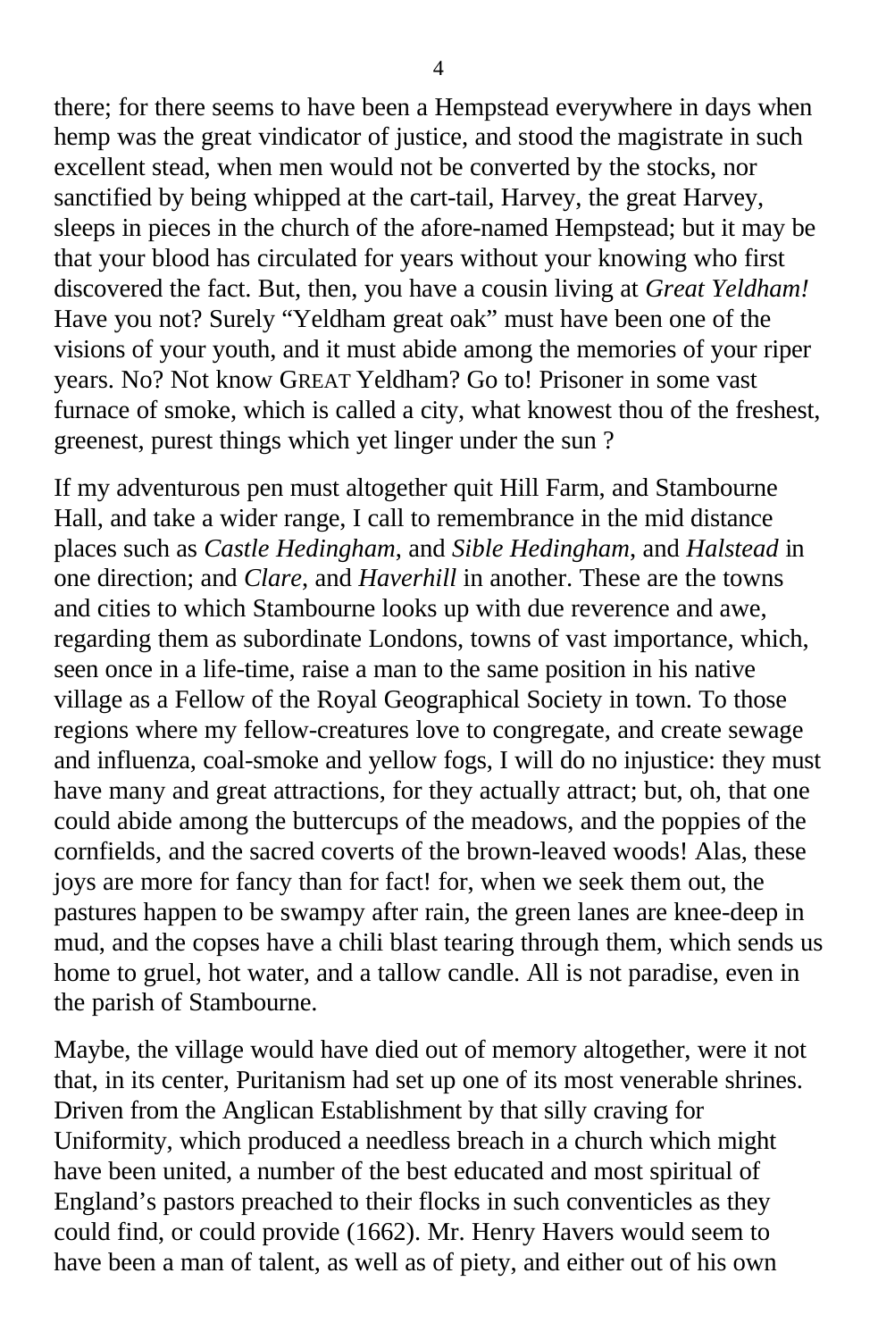there; for there seems to have been a Hempstead everywhere in days when hemp was the great vindicator of justice, and stood the magistrate in such excellent stead, when men would not be converted by the stocks, nor sanctified by being whipped at the cart-tail, Harvey, the great Harvey, sleeps in pieces in the church of the afore-named Hempstead; but it may be that your blood has circulated for years without your knowing who first discovered the fact. But, then, you have a cousin living at *Great Yeldham!* Have you not? Surely "Yeldham great oak" must have been one of the visions of your youth, and it must abide among the memories of your riper years. No? Not know GREAT Yeldham? Go to! Prisoner in some vast furnace of smoke, which is called a city, what knowest thou of the freshest, greenest, purest things which yet linger under the sun ?

If my adventurous pen must altogether quit Hill Farm, and Stambourne Hall, and take a wider range, I call to remembrance in the mid distance places such as *Castle Hedingham*, and *Sible Hedingham*, and *Halstead* in one direction; and *Clare*, and *Haverhill* in another. These are the towns and cities to which Stambourne looks up with due reverence and awe, regarding them as subordinate Londons, towns of vast importance, which, seen once in a life-time, raise a man to the same position in his native village as a Fellow of the Royal Geographical Society in town. To those regions where my fellow-creatures love to congregate, and create sewage and influenza, coal-smoke and yellow fogs, I will do no injustice: they must have many and great attractions, for they actually attract; but, oh, that one could abide among the buttercups of the meadows, and the poppies of the cornfields, and the sacred coverts of the brown-leaved woods! Alas, these joys are more for fancy than for fact! for, when we seek them out, the pastures happen to be swampy after rain, the green lanes are knee-deep in mud, and the copses have a chili blast tearing through them, which sends us home to gruel, hot water, and a tallow candle. All is not paradise, even in the parish of Stambourne.

Maybe, the village would have died out of memory altogether, were it not that, in its center, Puritanism had set up one of its most venerable shrines. Driven from the Anglican Establishment by that silly craving for Uniformity, which produced a needless breach in a church which might have been united, a number of the best educated and most spiritual of England's pastors preached to their flocks in such conventicles as they could find, or could provide (1662). Mr. Henry Havers would seem to have been a man of talent, as well as of piety, and either out of his own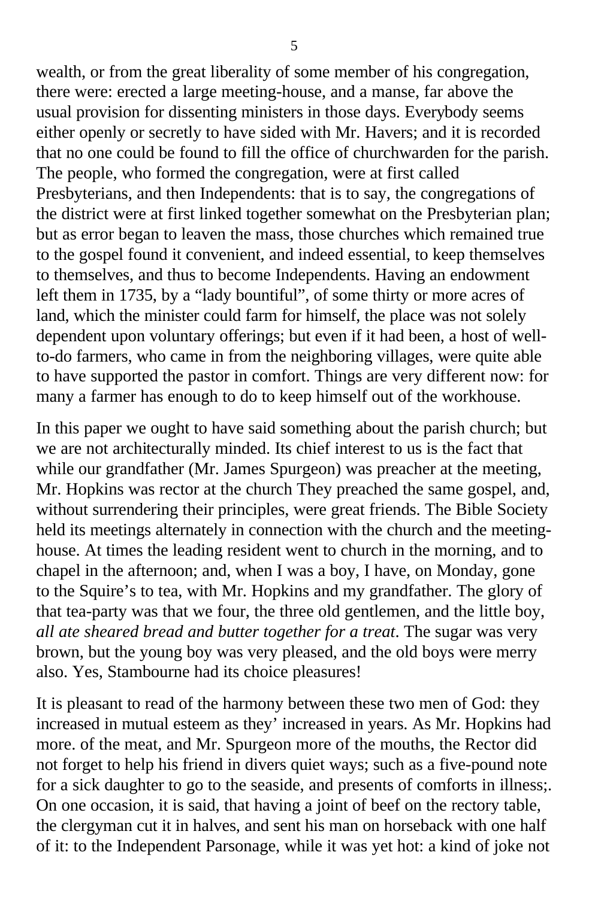wealth, or from the great liberality of some member of his congregation, there were: erected a large meeting-house, and a manse, far above the usual provision for dissenting ministers in those days. Everybody seems either openly or secretly to have sided with Mr. Havers; and it is recorded that no one could be found to fill the office of churchwarden for the parish. The people, who formed the congregation, were at first called Presbyterians, and then Independents: that is to say, the congregations of the district were at first linked together somewhat on the Presbyterian plan; but as error began to leaven the mass, those churches which remained true to the gospel found it convenient, and indeed essential, to keep themselves to themselves, and thus to become Independents. Having an endowment left them in 1735, by a "lady bountiful", of some thirty or more acres of land, which the minister could farm for himself, the place was not solely dependent upon voluntary offerings; but even if it had been, a host of well-to-do farmers, who came in from the neighboring villages, were quite able to have supported the pastor in comfort. Things are very different now: for many a farmer has enough to do to keep himself out of the workhouse.

In this paper we ought to have said something about the parish church; but we are not architecturally minded. Its chief interest to us is the fact that while our grandfather (Mr. James Spurgeon) was preacher at the meeting, Mr. Hopkins was rector at the church They preached the same gospel, and, without surrendering their principles, were great friends. The Bible Society held its meetings alternately in connection with the church and the meeting-house. At times the leading resident went to church in the morning, and to chapel in the afternoon; and, when I was a boy, I have, on Monday, gone to the Squire's to tea, with Mr. Hopkins and my grandfather. The glory of that tea-party was that we four, the three old gentlemen, and the little boy, *all ate sheared bread and butter together for a treat*. The sugar was very brown, but the young boy was very pleased, and the old boys were merry also. Yes, Stambourne had its choice pleasures!

It is pleasant to read of the harmony between these two men of God: they increased in mutual esteem as they' increased in years. As Mr. Hopkins had more. of the meat, and Mr. Spurgeon more of the mouths, the Rector did not forget to help his friend in divers quiet ways; such as a five-pound note for a sick daughter to go to the seaside, and presents of comforts in illness;. On one occasion, it is said, that having a joint of beef on the rectory table, the clergyman cut it in halves, and sent his man on horseback with one half of it: to the Independent Parsonage, while it was yet hot: a kind of joke not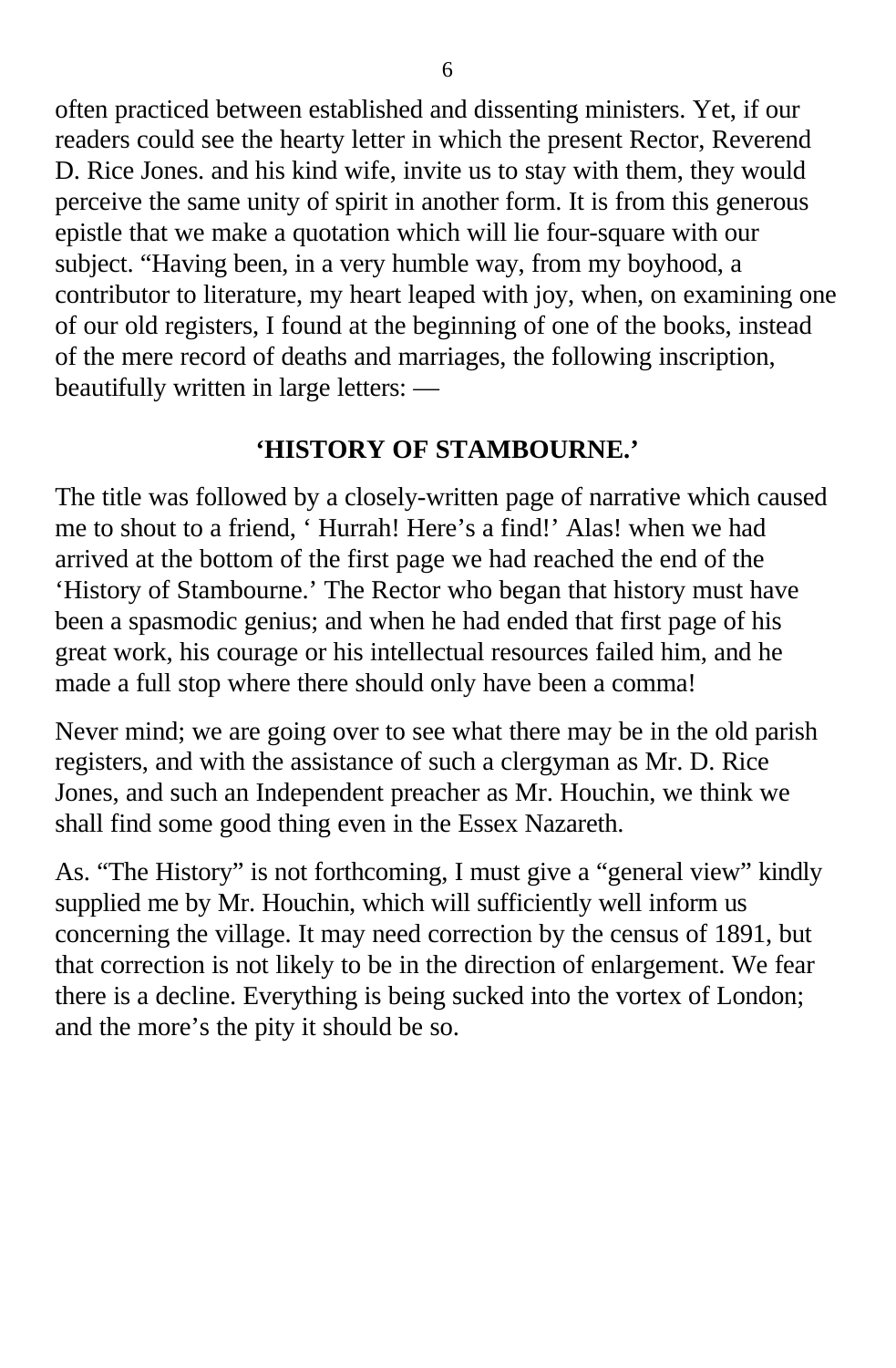often practiced between established and dissenting ministers. Yet, if our readers could see the hearty letter in which the present Rector, Reverend D. Rice Jones. and his kind wife, invite us to stay with them, they would perceive the same unity of spirit in another form. It is from this generous epistle that we make a quotation which will lie four-square with our subject. “Having been, in a very humble way, from my boyhood, a contributor to literature, my heart leaped with joy, when, on examining one of our old registers, I found at the beginning of one of the books, instead of the mere record of deaths and marriages, the following inscription, beautifully written in large letters: —

**‘HISTORY OF STAMBOURNE.’**

The title was followed by a closely-written page of narrative which caused me to shout to a friend, ‘ Hurrah! Here’s a find!’ Alas! when we had arrived at the bottom of the first page we had reached the end of the ‘History of Stambourne.’ The Rector who began that history must have been a spasmodic genius; and when he had ended that first page of his great work, his courage or his intellectual resources failed him, and he made a full stop where there should only have been a comma!

Never mind; we are going over to see what there may be in the old parish registers, and with the assistance of such a clergyman as Mr. D. Rice Jones, and such an Independent preacher as Mr. Houchin, we think we shall find some good thing even in the Essex Nazareth.

As. “The History” is not forthcoming, I must give a “general view” kindly supplied me by Mr. Houchin, which will sufficiently well inform us concerning the village. It may need correction by the census of 1891, but that correction is not likely to be in the direction of enlargement. We fear there is a decline. Everything is being sucked into the vortex of London; and the more’s the pity it should be so.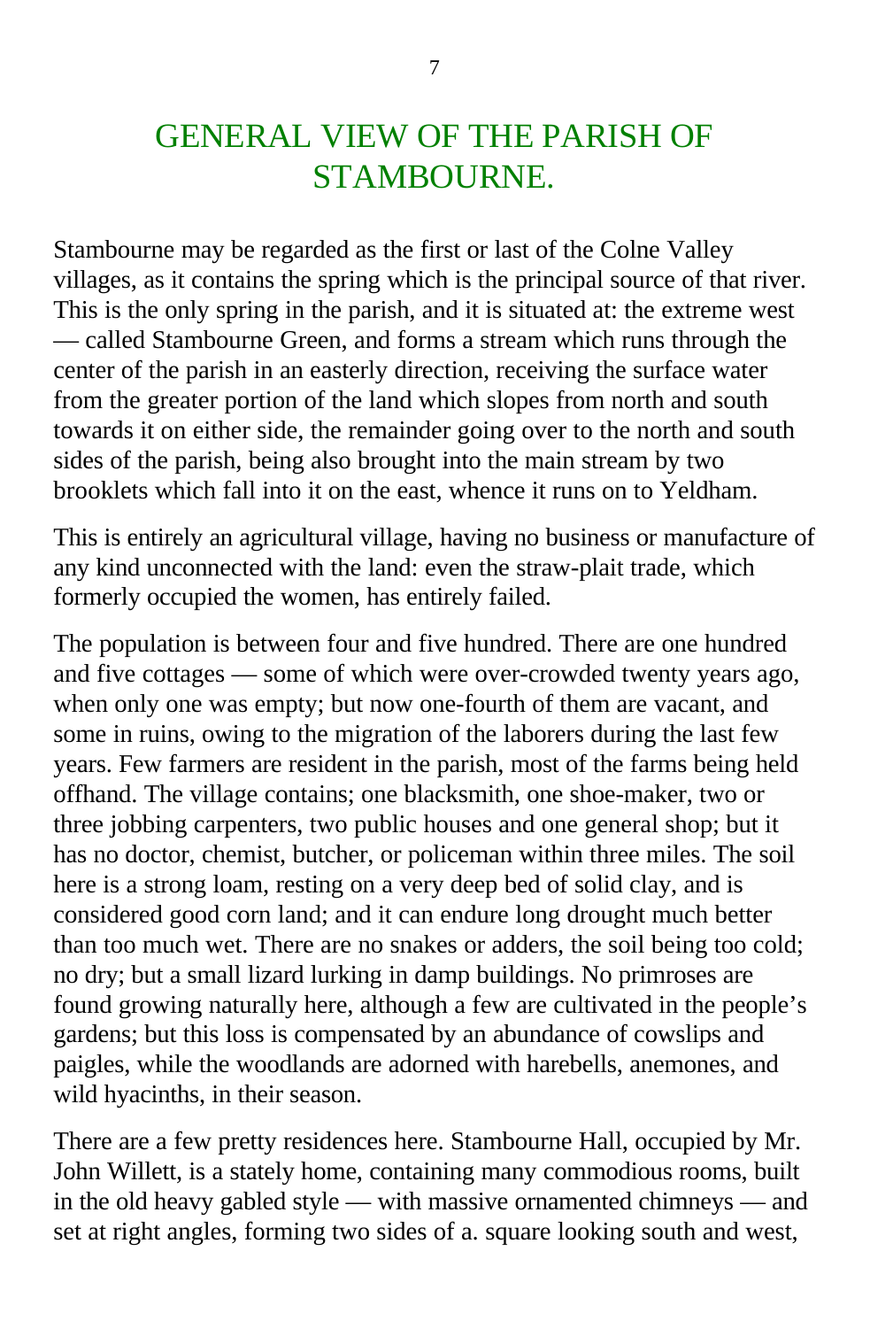# GENERAL VIEW OF THE PARISH OF STAMBOURNE.

Stambourne may be regarded as the first or last of the Colne Valley villages, as it contains the spring which is the principal source of that river. This is the only spring in the parish, and it is situated at: the extreme west — called Stambourne Green, and forms a stream which runs through the center of the parish in an easterly direction, receiving the surface water from the greater portion of the land which slopes from north and south towards it on either side, the remainder going over to the north and south sides of the parish, being also brought into the main stream by two brooklets which fall into it on the east, whence it runs on to Yeldham.

This is entirely an agricultural village, having no business or manufacture of any kind unconnected with the land: even the straw-plait trade, which formerly occupied the women, has entirely failed.

The population is between four and five hundred. There are one hundred and five cottages — some of which were over-crowded twenty years ago, when only one was empty; but now one-fourth of them are vacant, and some in ruins, owing to the migration of the laborers during the last few years. Few farmers are resident in the parish, most of the farms being held offhand. The village contains; one blacksmith, one shoe-maker, two or three jobbing carpenters, two public houses and one general shop; but it has no doctor, chemist, butcher, or policeman within three miles. The soil here is a strong loam, resting on a very deep bed of solid clay, and is considered good corn land; and it can endure long drought much better than too much wet. There are no snakes or adders, the soil being too cold; no dry; but a small lizard lurking in damp buildings. No primroses are found growing naturally here, although a few are cultivated in the people's gardens; but this loss is compensated by an abundance of cowslips and paigles, while the woodlands are adorned with harebells, anemones, and wild hyacinths, in their season.

There are a few pretty residences here. Stambourne Hall, occupied by Mr. John Willett, is a stately home, containing many commodious rooms, built in the old heavy gabled style — with massive ornamented chimneys — and set at right angles, forming two sides of a. square looking south and west,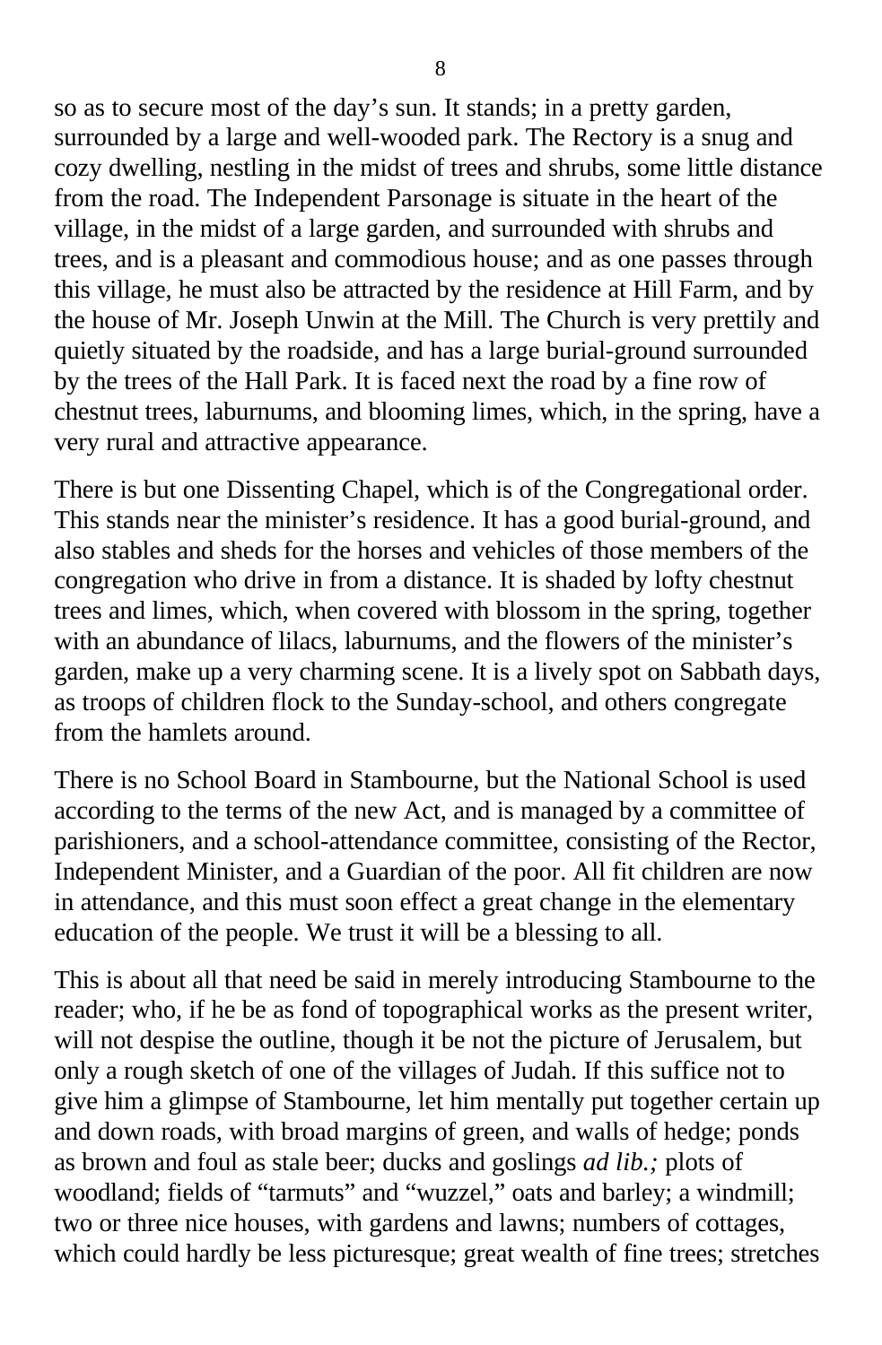so as to secure most of the day's sun. It stands; in a pretty garden, surrounded by a large and well-wooded park. The Rectory is a snug and cozy dwelling, nestling in the midst of trees and shrubs, some little distance from the road. The Independent Parsonage is situate in the heart of the village, in the midst of a large garden, and surrounded with shrubs and trees, and is a pleasant and commodious house; and as one passes through this village, he must also be attracted by the residence at Hill Farm, and by the house of Mr. Joseph Unwin at the Mill. The Church is very prettily and quietly situated by the roadside, and has a large burial-ground surrounded by the trees of the Hall Park. It is faced next the road by a fine row of chestnut trees, laburnums, and blooming limes, which, in the spring, have a very rural and attractive appearance.

There is but one Dissenting Chapel, which is of the Congregational order. This stands near the minister's residence. It has a good burial-ground, and also stables and sheds for the horses and vehicles of those members of the congregation who drive in from a distance. It is shaded by lofty chestnut trees and limes, which, when covered with blossom in the spring, together with an abundance of lilacs, laburnums, and the flowers of the minister's garden, make up a very charming scene. It is a lively spot on Sabbath days, as troops of children flock to the Sunday-school, and others congregate from the hamlets around.

There is no School Board in Stambourne, but the National School is used according to the terms of the new Act, and is managed by a committee of parishioners, and a school-attendance committee, consisting of the Rector, Independent Minister, and a Guardian of the poor. All fit children are now in attendance, and this must soon effect a great change in the elementary education of the people. We trust it will be a blessing to all.

This is about all that need be said in merely introducing Stambourne to the reader; who, if he be as fond of topographical works as the present writer, will not despise the outline, though it be not the picture of Jerusalem, but only a rough sketch of one of the villages of Judah. If this suffice not to give him a glimpse of Stambourne, let him mentally put together certain up and down roads, with broad margins of green, and walls of hedge; ponds as brown and foul as stale beer; ducks and goslings *ad lib.;* plots of woodland; fields of "tarmuts" and "wuzzel," oats and barley; a windmill; two or three nice houses, with gardens and lawns; numbers of cottages, which could hardly be less picturesque; great wealth of fine trees; stretches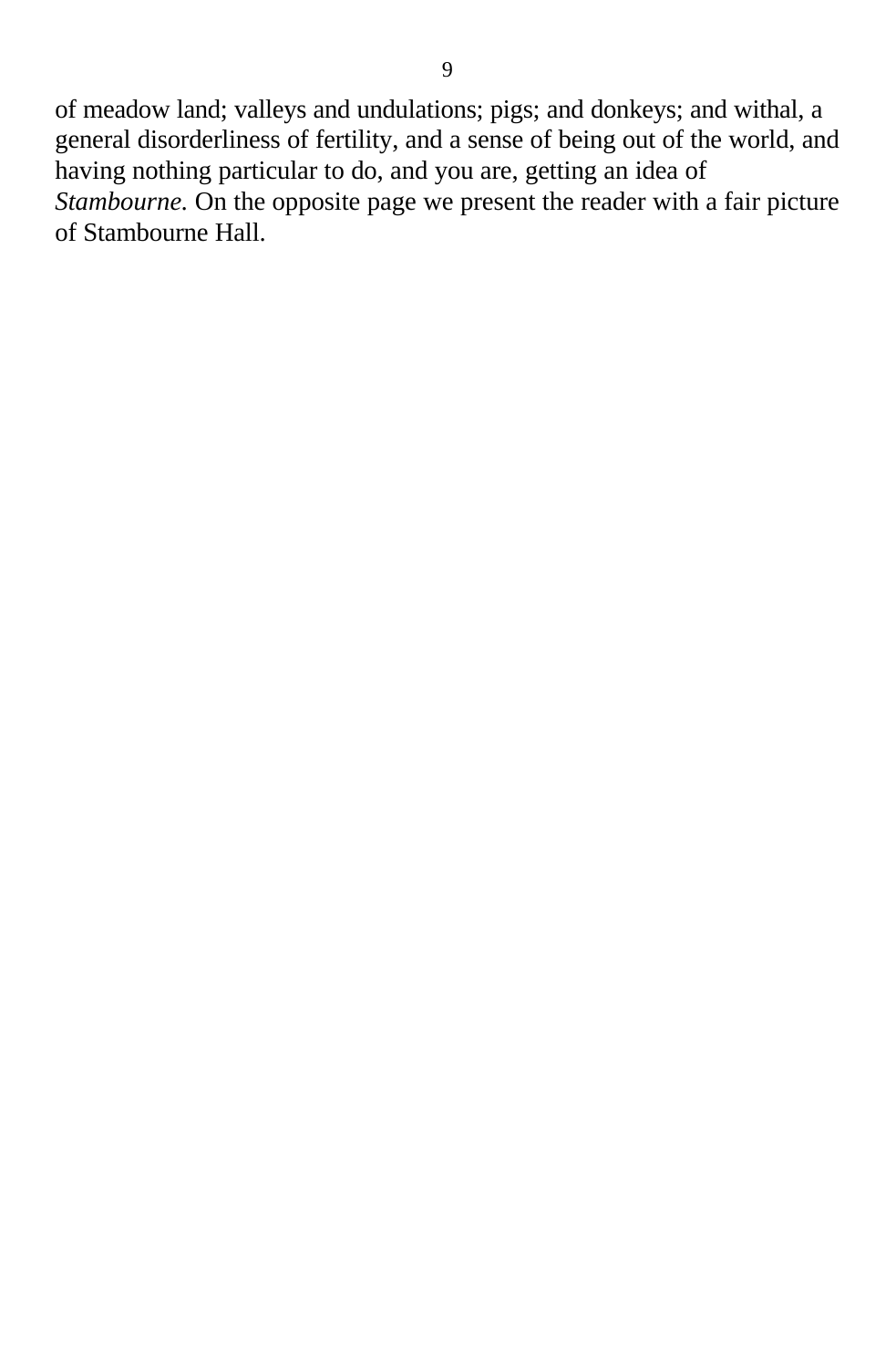of meadow land; valleys and undulations; pigs; and donkeys; and withal, a general disorderliness of fertility, and a sense of being out of the world, and having nothing particular to do, and you are, getting an idea of *Stambourne.* On the opposite page we present the reader with a fair picture of Stambourne Hall.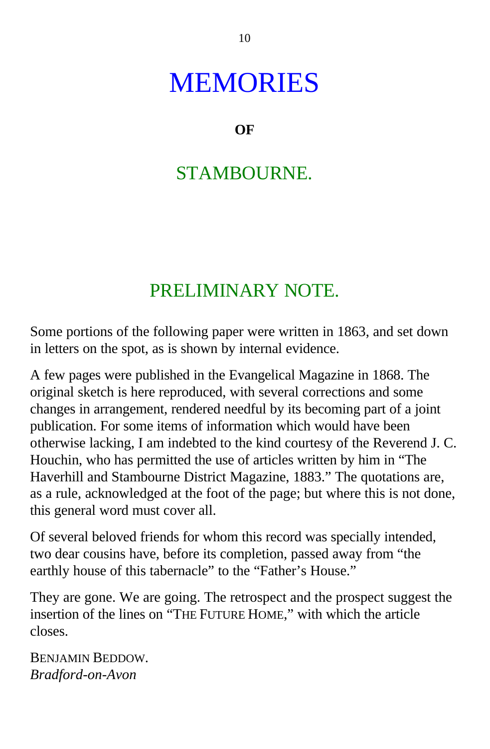# MEMORIES

**OF**

# STAMBOURNE.

## PRELIMINARY NOTE.

Some portions of the following paper were written in 1863, and set down in letters on the spot, as is shown by internal evidence.

A few pages were published in the Evangelical Magazine in 1868. The original sketch is here reproduced, with several corrections and some changes in arrangement, rendered needful by its becoming part of a joint publication. For some items of information which would have been otherwise lacking, I am indebted to the kind courtesy of the Reverend J. C. Houchin, who has permitted the use of articles written by him in "The Haverhill and Stambourne District Magazine, 1883." The quotations are, as a rule, acknowledged at the foot of the page; but where this is not done, this general word must cover all.

Of several beloved friends for whom this record was specially intended, two dear cousins have, before its completion, passed away from "the earthly house of this tabernacle" to the "Father's House."

They are gone. We are going. The retrospect and the prospect suggest the insertion of the lines on "THE FUTURE HOME," with which the article closes.

BENJAMIN BEDDOW.
*Bradford-on-Avon*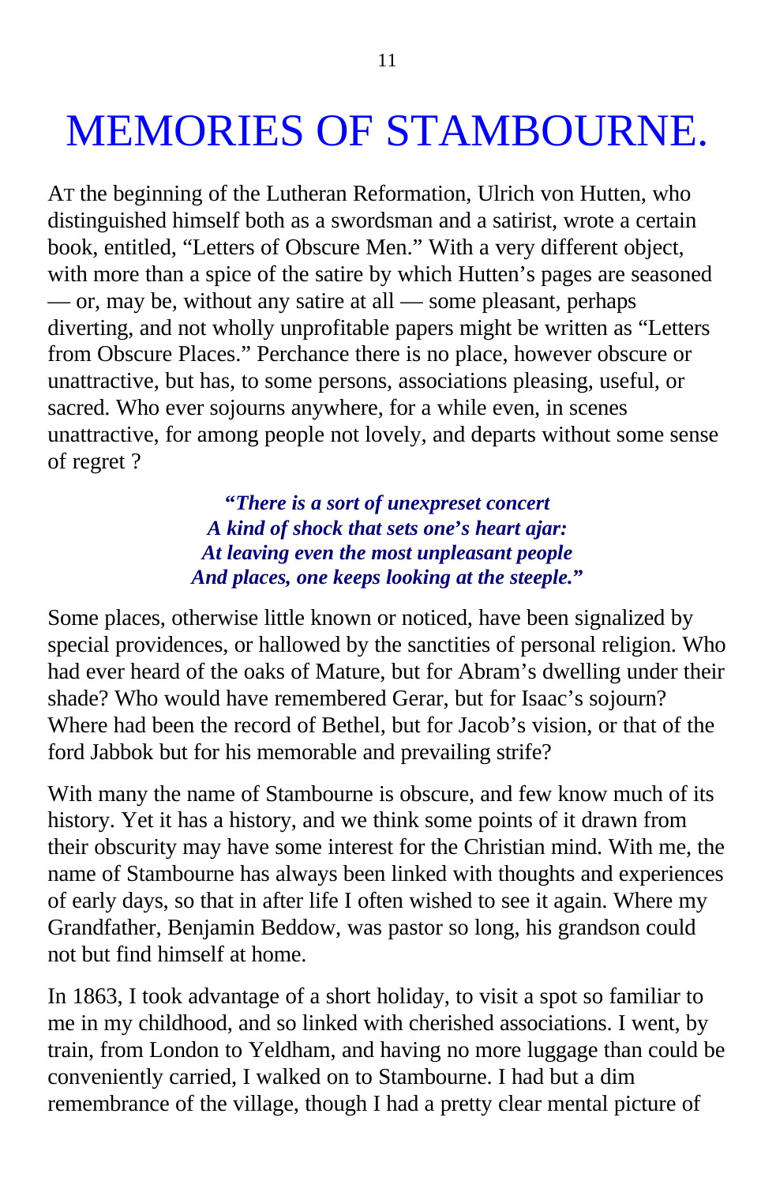# MEMORIES OF STAMBOURNE.

AT the beginning of the Lutheran Reformation, Ulrich von Hutten, who distinguished himself both as a swordsman and a satirist, wrote a certain book, entitled, "Letters of Obscure Men." With a very different object, with more than a spice of the satire by which Hutten's pages are seasoned — or, may be, without any satire at all — some pleasant, perhaps diverting, and not wholly unprofitable papers might be written as "Letters from Obscure Places." Perchance there is no place, however obscure or unattractive, but has, to some persons, associations pleasing, useful, or sacred. Who ever sojourns anywhere, for a while even, in scenes unattractive, for among people not lovely, and departs without some sense of regret ?

> ***"There is a sort of unexpreset concert***
> ***A kind of shock that sets one's heart ajar:***
> ***At leaving even the most unpleasant people***
> ***And places, one keeps looking at the steeple."***

Some places, otherwise little known or noticed, have been signalized by special providences, or hallowed by the sanctities of personal religion. Who had ever heard of the oaks of Mature, but for Abram's dwelling under their shade? Who would have remembered Gerar, but for Isaac's sojourn? Where had been the record of Bethel, but for Jacob's vision, or that of the ford Jabbok but for his memorable and prevailing strife?

With many the name of Stambourne is obscure, and few know much of its history. Yet it has a history, and we think some points of it drawn from their obscurity may have some interest for the Christian mind. With me, the name of Stambourne has always been linked with thoughts and experiences of early days, so that in after life I often wished to see it again. Where my Grandfather, Benjamin Beddow, was pastor so long, his grandson could not but find himself at home.

In 1863, I took advantage of a short holiday, to visit a spot so familiar to me in my childhood, and so linked with cherished associations. I went, by train, from London to Yeldham, and having no more luggage than could be conveniently carried, I walked on to Stambourne. I had but a dim remembrance of the village, though I had a pretty clear mental picture of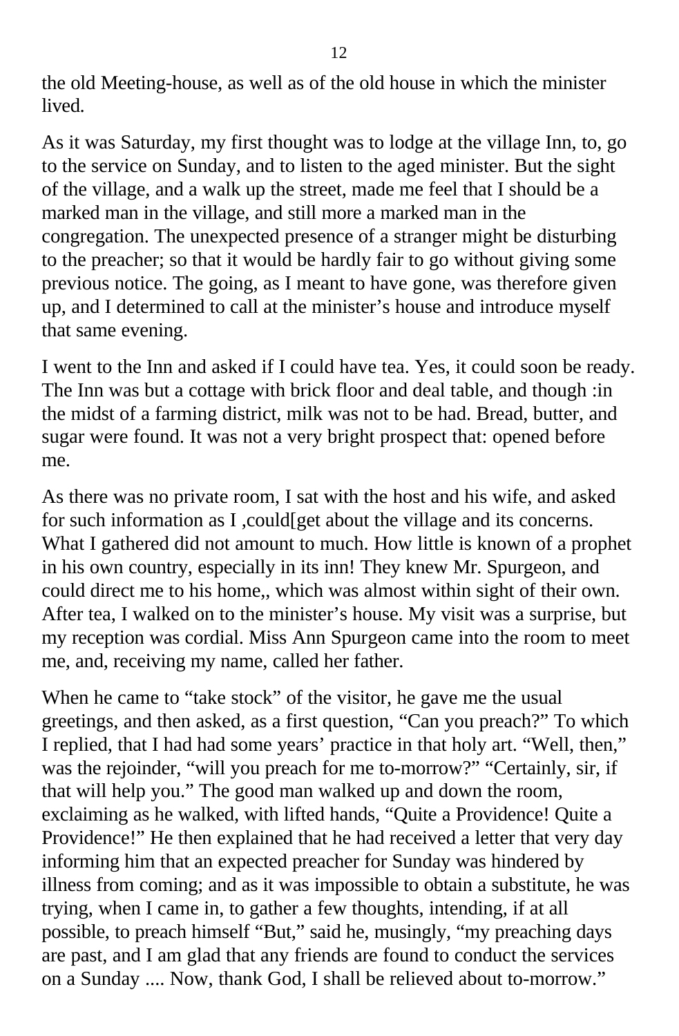the old Meeting-house, as well as of the old house in which the minister lived.

As it was Saturday, my first thought was to lodge at the village Inn, to, go to the service on Sunday, and to listen to the aged minister. But the sight of the village, and a walk up the street, made me feel that I should be a marked man in the village, and still more a marked man in the congregation. The unexpected presence of a stranger might be disturbing to the preacher; so that it would be hardly fair to go without giving some previous notice. The going, as I meant to have gone, was therefore given up, and I determined to call at the minister's house and introduce myself that same evening.

I went to the Inn and asked if I could have tea. Yes, it could soon be ready. The Inn was but a cottage with brick floor and deal table, and though :in the midst of a farming district, milk was not to be had. Bread, butter, and sugar were found. It was not a very bright prospect that: opened before me.

As there was no private room, I sat with the host and his wife, and asked for such information as I ,could[get about the village and its concerns. What I gathered did not amount to much. How little is known of a prophet in his own country, especially in its inn! They knew Mr. Spurgeon, and could direct me to his home,, which was almost within sight of their own. After tea, I walked on to the minister's house. My visit was a surprise, but my reception was cordial. Miss Ann Spurgeon came into the room to meet me, and, receiving my name, called her father.

When he came to "take stock" of the visitor, he gave me the usual greetings, and then asked, as a first question, "Can you preach?" To which I replied, that I had had some years' practice in that holy art. "Well, then," was the rejoinder, "will you preach for me to-morrow?" "Certainly, sir, if that will help you." The good man walked up and down the room, exclaiming as he walked, with lifted hands, "Quite a Providence! Quite a Providence!" He then explained that he had received a letter that very day informing him that an expected preacher for Sunday was hindered by illness from coming; and as it was impossible to obtain a substitute, he was trying, when I came in, to gather a few thoughts, intending, if at all possible, to preach himself "But," said he, musingly, "my preaching days are past, and I am glad that any friends are found to conduct the services on a Sunday .... Now, thank God, I shall be relieved about to-morrow."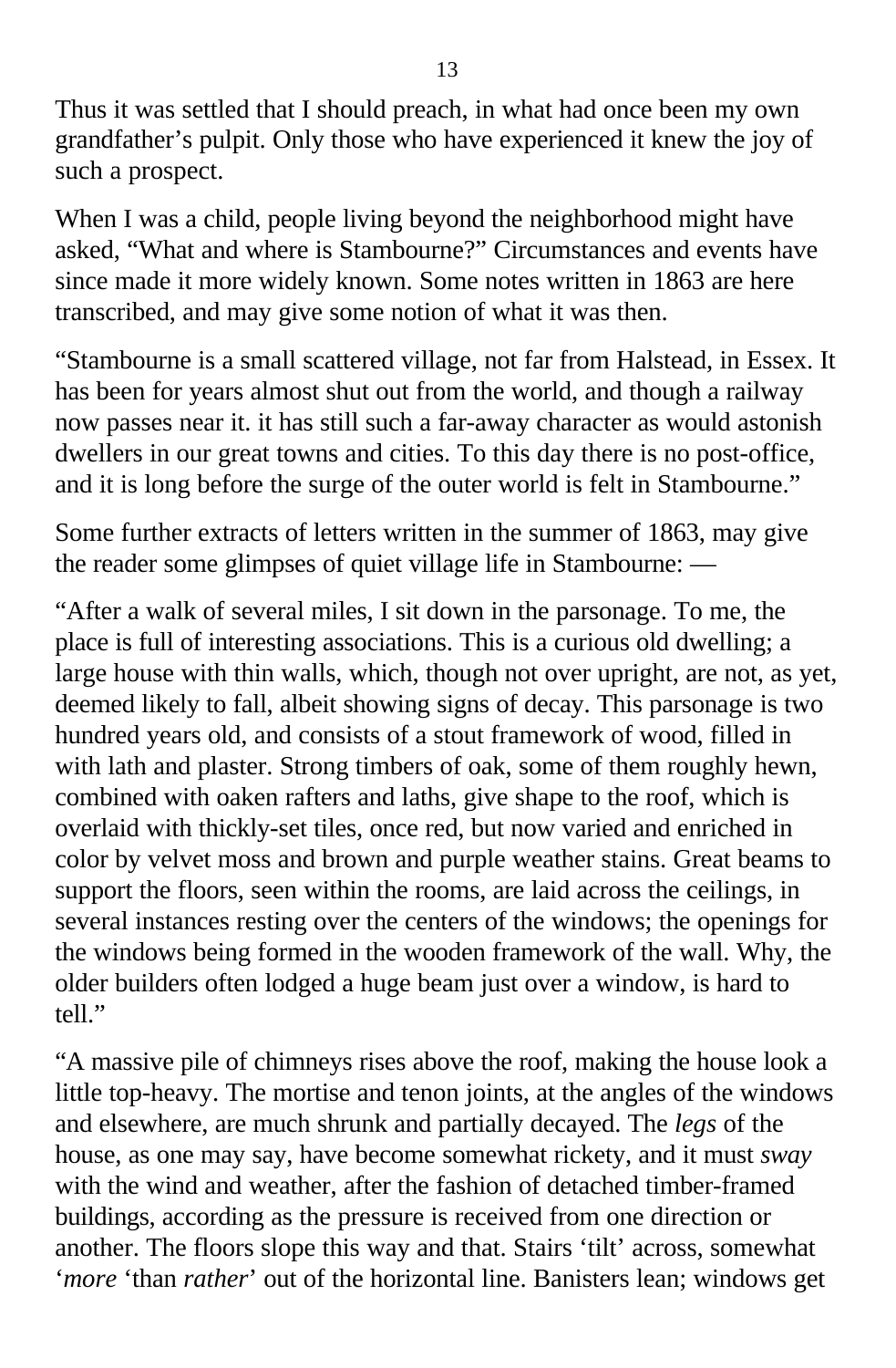Thus it was settled that I should preach, in what had once been my own grandfather's pulpit. Only those who have experienced it knew the joy of such a prospect.

When I was a child, people living beyond the neighborhood might have asked, "What and where is Stambourne?" Circumstances and events have since made it more widely known. Some notes written in 1863 are here transcribed, and may give some notion of what it was then.

"Stambourne is a small scattered village, not far from Halstead, in Essex. It has been for years almost shut out from the world, and though a railway now passes near it. it has still such a far-away character as would astonish dwellers in our great towns and cities. To this day there is no post-office, and it is long before the surge of the outer world is felt in Stambourne."

Some further extracts of letters written in the summer of 1863, may give the reader some glimpses of quiet village life in Stambourne: —

"After a walk of several miles, I sit down in the parsonage. To me, the place is full of interesting associations. This is a curious old dwelling; a large house with thin walls, which, though not over upright, are not, as yet, deemed likely to fall, albeit showing signs of decay. This parsonage is two hundred years old, and consists of a stout framework of wood, filled in with lath and plaster. Strong timbers of oak, some of them roughly hewn, combined with oaken rafters and laths, give shape to the roof, which is overlaid with thickly-set tiles, once red, but now varied and enriched in color by velvet moss and brown and purple weather stains. Great beams to support the floors, seen within the rooms, are laid across the ceilings, in several instances resting over the centers of the windows; the openings for the windows being formed in the wooden framework of the wall. Why, the older builders often lodged a huge beam just over a window, is hard to tell."

"A massive pile of chimneys rises above the roof, making the house look a little top-heavy. The mortise and tenon joints, at the angles of the windows and elsewhere, are much shrunk and partially decayed. The *legs* of the house, as one may say, have become somewhat rickety, and it must *sway* with the wind and weather, after the fashion of detached timber-framed buildings, according as the pressure is received from one direction or another. The floors slope this way and that. Stairs 'tilt' across, somewhat '*more* 'than *rather*' out of the horizontal line. Banisters lean; windows get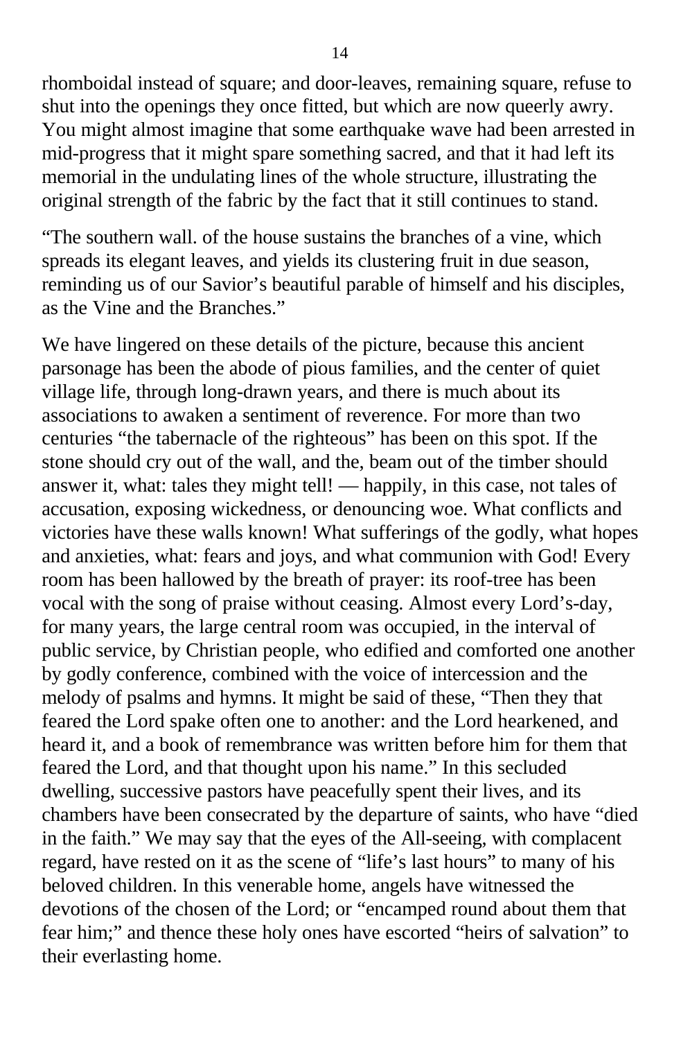rhomboidal instead of square; and door-leaves, remaining square, refuse to shut into the openings they once fitted, but which are now queerly awry. You might almost imagine that some earthquake wave had been arrested in mid-progress that it might spare something sacred, and that it had left its memorial in the undulating lines of the whole structure, illustrating the original strength of the fabric by the fact that it still continues to stand.

"The southern wall. of the house sustains the branches of a vine, which spreads its elegant leaves, and yields its clustering fruit in due season, reminding us of our Savior's beautiful parable of himself and his disciples, as the Vine and the Branches."

We have lingered on these details of the picture, because this ancient parsonage has been the abode of pious families, and the center of quiet village life, through long-drawn years, and there is much about its associations to awaken a sentiment of reverence. For more than two centuries "the tabernacle of the righteous" has been on this spot. If the stone should cry out of the wall, and the, beam out of the timber should answer it, what: tales they might tell! — happily, in this case, not tales of accusation, exposing wickedness, or denouncing woe. What conflicts and victories have these walls known! What sufferings of the godly, what hopes and anxieties, what: fears and joys, and what communion with God! Every room has been hallowed by the breath of prayer: its roof-tree has been vocal with the song of praise without ceasing. Almost every Lord's-day, for many years, the large central room was occupied, in the interval of public service, by Christian people, who edified and comforted one another by godly conference, combined with the voice of intercession and the melody of psalms and hymns. It might be said of these, "Then they that feared the Lord spake often one to another: and the Lord hearkened, and heard it, and a book of remembrance was written before him for them that feared the Lord, and that thought upon his name." In this secluded dwelling, successive pastors have peacefully spent their lives, and its chambers have been consecrated by the departure of saints, who have "died in the faith." We may say that the eyes of the All-seeing, with complacent regard, have rested on it as the scene of "life's last hours" to many of his beloved children. In this venerable home, angels have witnessed the devotions of the chosen of the Lord; or "encamped round about them that fear him;" and thence these holy ones have escorted "heirs of salvation" to their everlasting home.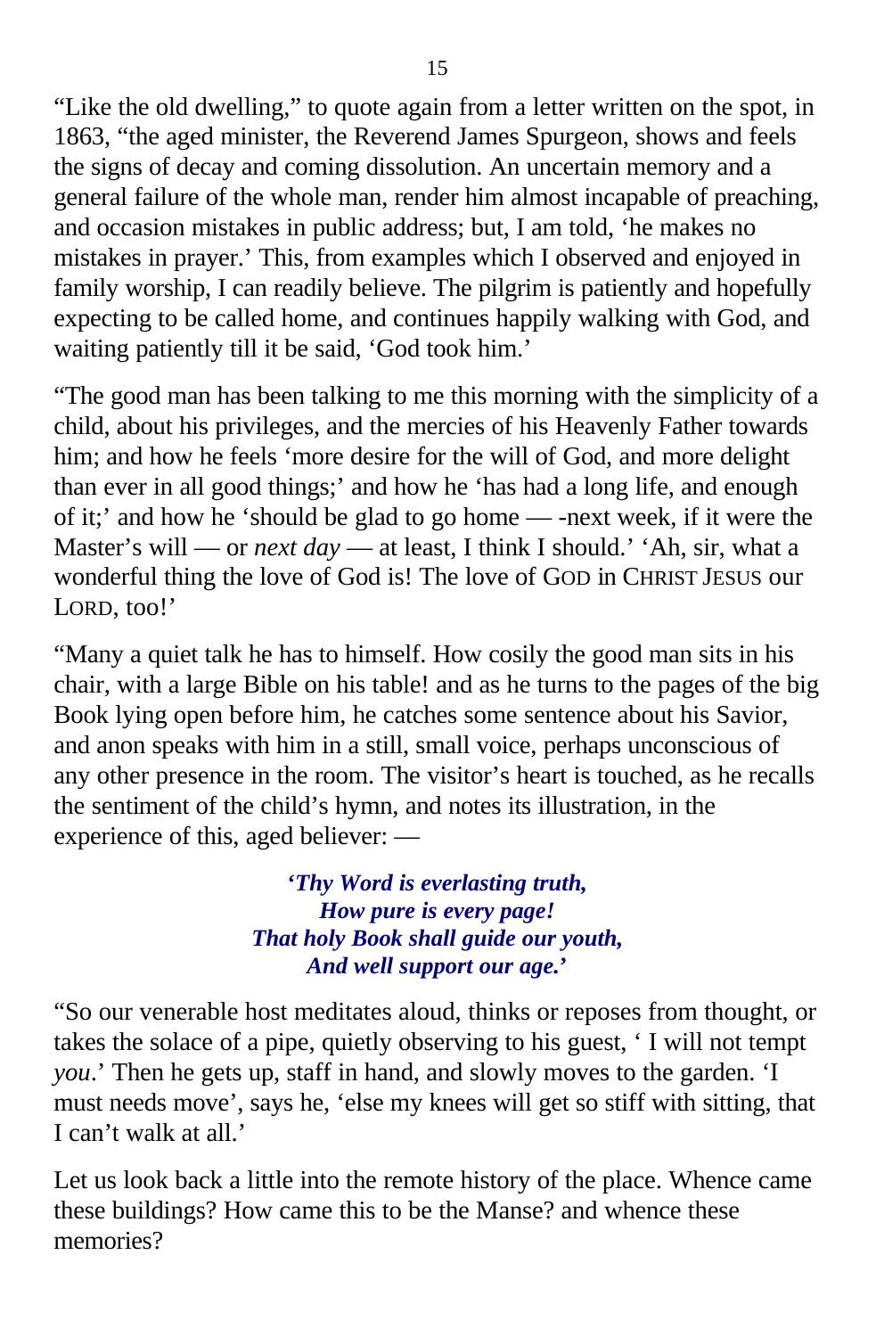"Like the old dwelling," to quote again from a letter written on the spot, in 1863, "the aged minister, the Reverend James Spurgeon, shows and feels the signs of decay and coming dissolution. An uncertain memory and a general failure of the whole man, render him almost incapable of preaching, and occasion mistakes in public address; but, I am told, 'he makes no mistakes in prayer.' This, from examples which I observed and enjoyed in family worship, I can readily believe. The pilgrim is patiently and hopefully expecting to be called home, and continues happily walking with God, and waiting patiently till it be said, 'God took him.'

"The good man has been talking to me this morning with the simplicity of a child, about his privileges, and the mercies of his Heavenly Father towards him; and how he feels 'more desire for the will of God, and more delight than ever in all good things;' and how he 'has had a long life, and enough of it;' and how he 'should be glad to go home — -next week, if it were the Master's will — or *next day* — at least, I think I should.' 'Ah, sir, what a wonderful thing the love of God is! The love of GOD in CHRIST JESUS our LORD, too!'

"Many a quiet talk he has to himself. How cosily the good man sits in his chair, with a large Bible on his table! and as he turns to the pages of the big Book lying open before him, he catches some sentence about his Savior, and anon speaks with him in a still, small voice, perhaps unconscious of any other presence in the room. The visitor's heart is touched, as he recalls the sentiment of the child's hymn, and notes its illustration, in the experience of this, aged believer: —

> ***'Thy Word is everlasting truth,***
> ***How pure is every page!***
> ***That holy Book shall guide our youth,***
> ***And well support our age.'***

"So our venerable host meditates aloud, thinks or reposes from thought, or takes the solace of a pipe, quietly observing to his guest, ' I will not tempt *you*.' Then he gets up, staff in hand, and slowly moves to the garden. 'I must needs move', says he, 'else my knees will get so stiff with sitting, that I can't walk at all.'

Let us look back a little into the remote history of the place. Whence came these buildings? How came this to be the Manse? and whence these memories?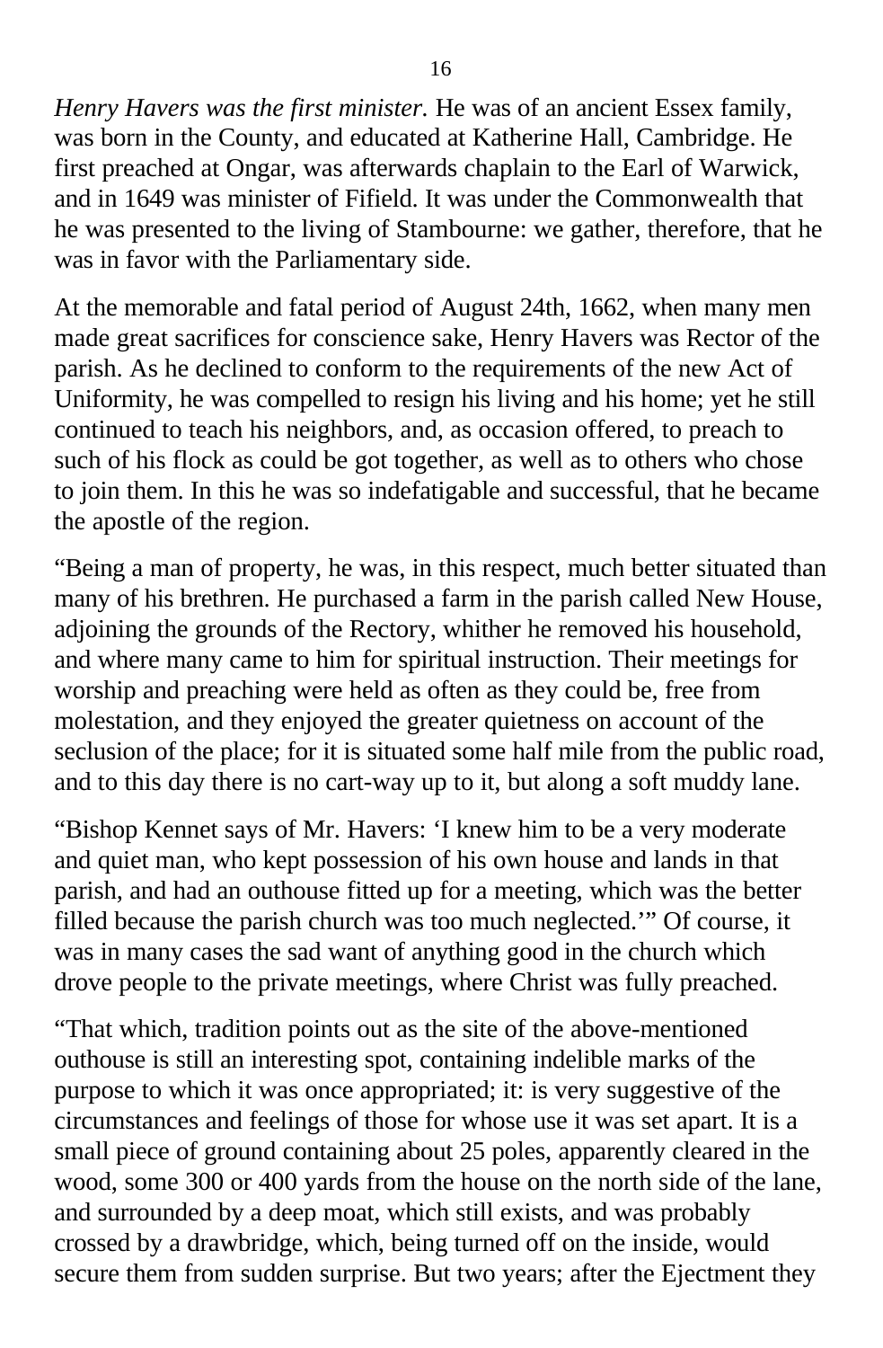*Henry Havers was the first minister.* He was of an ancient Essex family, was born in the County, and educated at Katherine Hall, Cambridge. He first preached at Ongar, was afterwards chaplain to the Earl of Warwick, and in 1649 was minister of Fifield. It was under the Commonwealth that he was presented to the living of Stambourne: we gather, therefore, that he was in favor with the Parliamentary side.

At the memorable and fatal period of August 24th, 1662, when many men made great sacrifices for conscience sake, Henry Havers was Rector of the parish. As he declined to conform to the requirements of the new Act of Uniformity, he was compelled to resign his living and his home; yet he still continued to teach his neighbors, and, as occasion offered, to preach to such of his flock as could be got together, as well as to others who chose to join them. In this he was so indefatigable and successful, that he became the apostle of the region.

“Being a man of property, he was, in this respect, much better situated than many of his brethren. He purchased a farm in the parish called New House, adjoining the grounds of the Rectory, whither he removed his household, and where many came to him for spiritual instruction. Their meetings for worship and preaching were held as often as they could be, free from molestation, and they enjoyed the greater quietness on account of the seclusion of the place; for it is situated some half mile from the public road, and to this day there is no cart-way up to it, but along a soft muddy lane.

“Bishop Kennet says of Mr. Havers: ‘I knew him to be a very moderate and quiet man, who kept possession of his own house and lands in that parish, and had an outhouse fitted up for a meeting, which was the better filled because the parish church was too much neglected.’” Of course, it was in many cases the sad want of anything good in the church which drove people to the private meetings, where Christ was fully preached.

“That which, tradition points out as the site of the above-mentioned outhouse is still an interesting spot, containing indelible marks of the purpose to which it was once appropriated; it: is very suggestive of the circumstances and feelings of those for whose use it was set apart. It is a small piece of ground containing about 25 poles, apparently cleared in the wood, some 300 or 400 yards from the house on the north side of the lane, and surrounded by a deep moat, which still exists, and was probably crossed by a drawbridge, which, being turned off on the inside, would secure them from sudden surprise. But two years; after the Ejectment they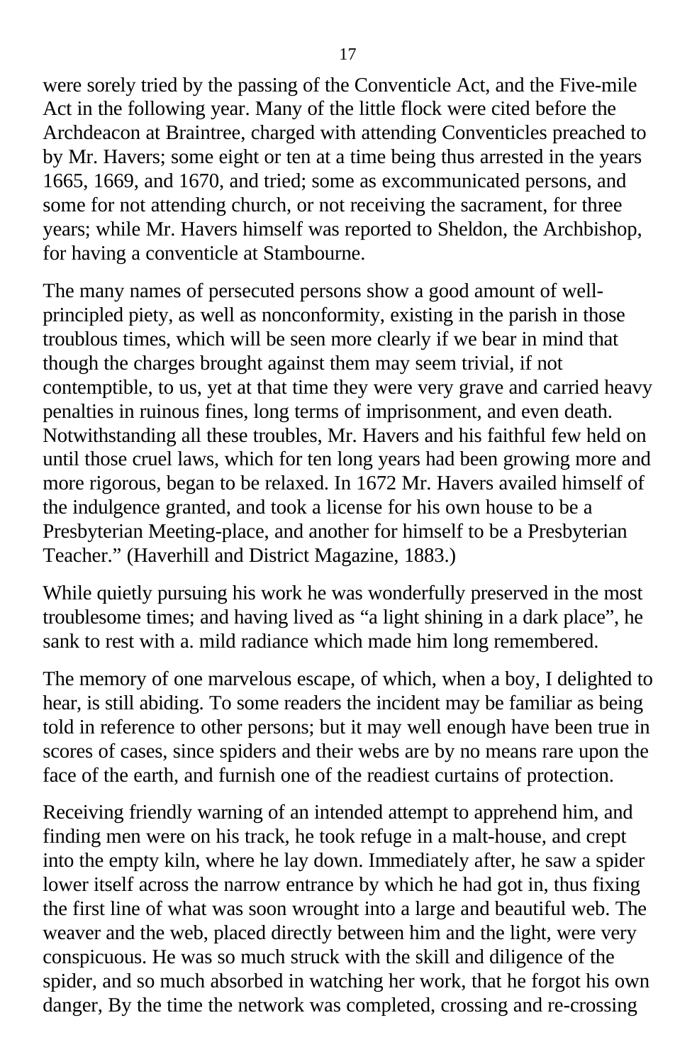were sorely tried by the passing of the Conventicle Act, and the Five-mile Act in the following year. Many of the little flock were cited before the Archdeacon at Braintree, charged with attending Conventicles preached to by Mr. Havers; some eight or ten at a time being thus arrested in the years 1665, 1669, and 1670, and tried; some as excommunicated persons, and some for not attending church, or not receiving the sacrament, for three years; while Mr. Havers himself was reported to Sheldon, the Archbishop, for having a conventicle at Stambourne.

The many names of persecuted persons show a good amount of well-principled piety, as well as nonconformity, existing in the parish in those troublous times, which will be seen more clearly if we bear in mind that though the charges brought against them may seem trivial, if not contemptible, to us, yet at that time they were very grave and carried heavy penalties in ruinous fines, long terms of imprisonment, and even death. Notwithstanding all these troubles, Mr. Havers and his faithful few held on until those cruel laws, which for ten long years had been growing more and more rigorous, began to be relaxed. In 1672 Mr. Havers availed himself of the indulgence granted, and took a license for his own house to be a Presbyterian Meeting-place, and another for himself to be a Presbyterian Teacher." (Haverhill and District Magazine, 1883.)

While quietly pursuing his work he was wonderfully preserved in the most troublesome times; and having lived as "a light shining in a dark place", he sank to rest with a. mild radiance which made him long remembered.

The memory of one marvelous escape, of which, when a boy, I delighted to hear, is still abiding. To some readers the incident may be familiar as being told in reference to other persons; but it may well enough have been true in scores of cases, since spiders and their webs are by no means rare upon the face of the earth, and furnish one of the readiest curtains of protection.

Receiving friendly warning of an intended attempt to apprehend him, and finding men were on his track, he took refuge in a malt-house, and crept into the empty kiln, where he lay down. Immediately after, he saw a spider lower itself across the narrow entrance by which he had got in, thus fixing the first line of what was soon wrought into a large and beautiful web. The weaver and the web, placed directly between him and the light, were very conspicuous. He was so much struck with the skill and diligence of the spider, and so much absorbed in watching her work, that he forgot his own danger, By the time the network was completed, crossing and re-crossing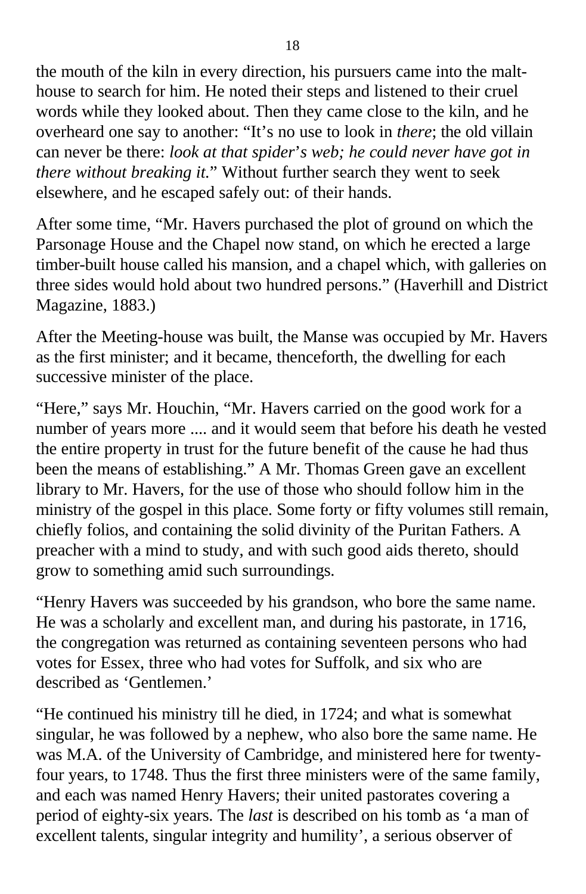the mouth of the kiln in every direction, his pursuers came into the malt-house to search for him. He noted their steps and listened to their cruel words while they looked about. Then they came close to the kiln, and he overheard one say to another: "It's no use to look in *there*; the old villain can never be there: *look at that spider*'*s web; he could never have got in there without breaking it.*" Without further search they went to seek elsewhere, and he escaped safely out: of their hands.

After some time, "Mr. Havers purchased the plot of ground on which the Parsonage House and the Chapel now stand, on which he erected a large timber-built house called his mansion, and a chapel which, with galleries on three sides would hold about two hundred persons." (Haverhill and District Magazine, 1883.)

After the Meeting-house was built, the Manse was occupied by Mr. Havers as the first minister; and it became, thenceforth, the dwelling for each successive minister of the place.

"Here," says Mr. Houchin, "Mr. Havers carried on the good work for a number of years more .... and it would seem that before his death he vested the entire property in trust for the future benefit of the cause he had thus been the means of establishing." A Mr. Thomas Green gave an excellent library to Mr. Havers, for the use of those who should follow him in the ministry of the gospel in this place. Some forty or fifty volumes still remain, chiefly folios, and containing the solid divinity of the Puritan Fathers. A preacher with a mind to study, and with such good aids thereto, should grow to something amid such surroundings.

"Henry Havers was succeeded by his grandson, who bore the same name. He was a scholarly and excellent man, and during his pastorate, in 1716, the congregation was returned as containing seventeen persons who had votes for Essex, three who had votes for Suffolk, and six who are described as 'Gentlemen.'

"He continued his ministry till he died, in 1724; and what is somewhat singular, he was followed by a nephew, who also bore the same name. He was M.A. of the University of Cambridge, and ministered here for twenty-four years, to 1748. Thus the first three ministers were of the same family, and each was named Henry Havers; their united pastorates covering a period of eighty-six years. The *last* is described on his tomb as 'a man of excellent talents, singular integrity and humility', a serious observer of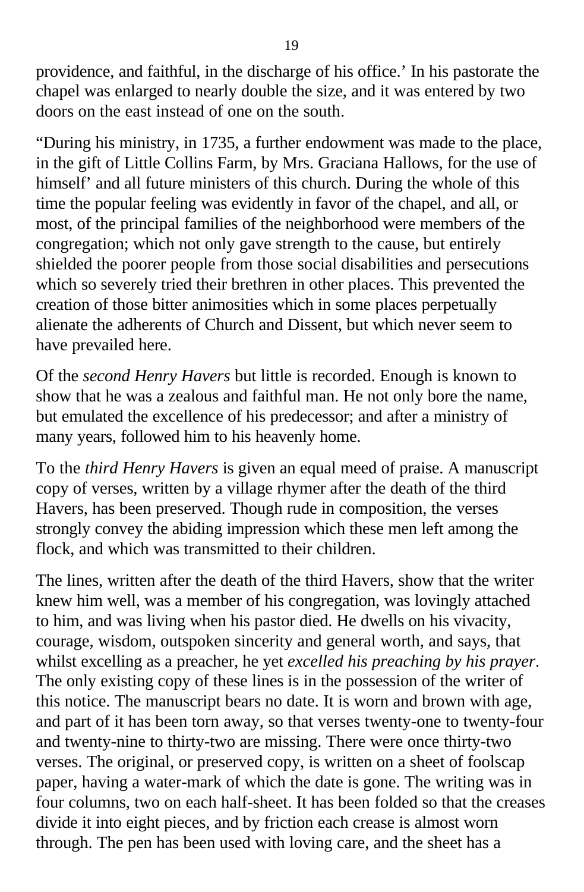providence, and faithful, in the discharge of his office.' In his pastorate the chapel was enlarged to nearly double the size, and it was entered by two doors on the east instead of one on the south.

"During his ministry, in 1735, a further endowment was made to the place, in the gift of Little Collins Farm, by Mrs. Graciana Hallows, for the use of himself' and all future ministers of this church. During the whole of this time the popular feeling was evidently in favor of the chapel, and all, or most, of the principal families of the neighborhood were members of the congregation; which not only gave strength to the cause, but entirely shielded the poorer people from those social disabilities and persecutions which so severely tried their brethren in other places. This prevented the creation of those bitter animosities which in some places perpetually alienate the adherents of Church and Dissent, but which never seem to have prevailed here.

Of the *second Henry Havers* but little is recorded. Enough is known to show that he was a zealous and faithful man. He not only bore the name, but emulated the excellence of his predecessor; and after a ministry of many years, followed him to his heavenly home.

To the *third Henry Havers* is given an equal meed of praise. A manuscript copy of verses, written by a village rhymer after the death of the third Havers, has been preserved. Though rude in composition, the verses strongly convey the abiding impression which these men left among the flock, and which was transmitted to their children.

The lines, written after the death of the third Havers, show that the writer knew him well, was a member of his congregation, was lovingly attached to him, and was living when his pastor died. He dwells on his vivacity, courage, wisdom, outspoken sincerity and general worth, and says, that whilst excelling as a preacher, he yet *excelled his preaching by his prayer*. The only existing copy of these lines is in the possession of the writer of this notice. The manuscript bears no date. It is worn and brown with age, and part of it has been torn away, so that verses twenty-one to twenty-four and twenty-nine to thirty-two are missing. There were once thirty-two verses. The original, or preserved copy, is written on a sheet of foolscap paper, having a water-mark of which the date is gone. The writing was in four columns, two on each half-sheet. It has been folded so that the creases divide it into eight pieces, and by friction each crease is almost worn through. The pen has been used with loving care, and the sheet has a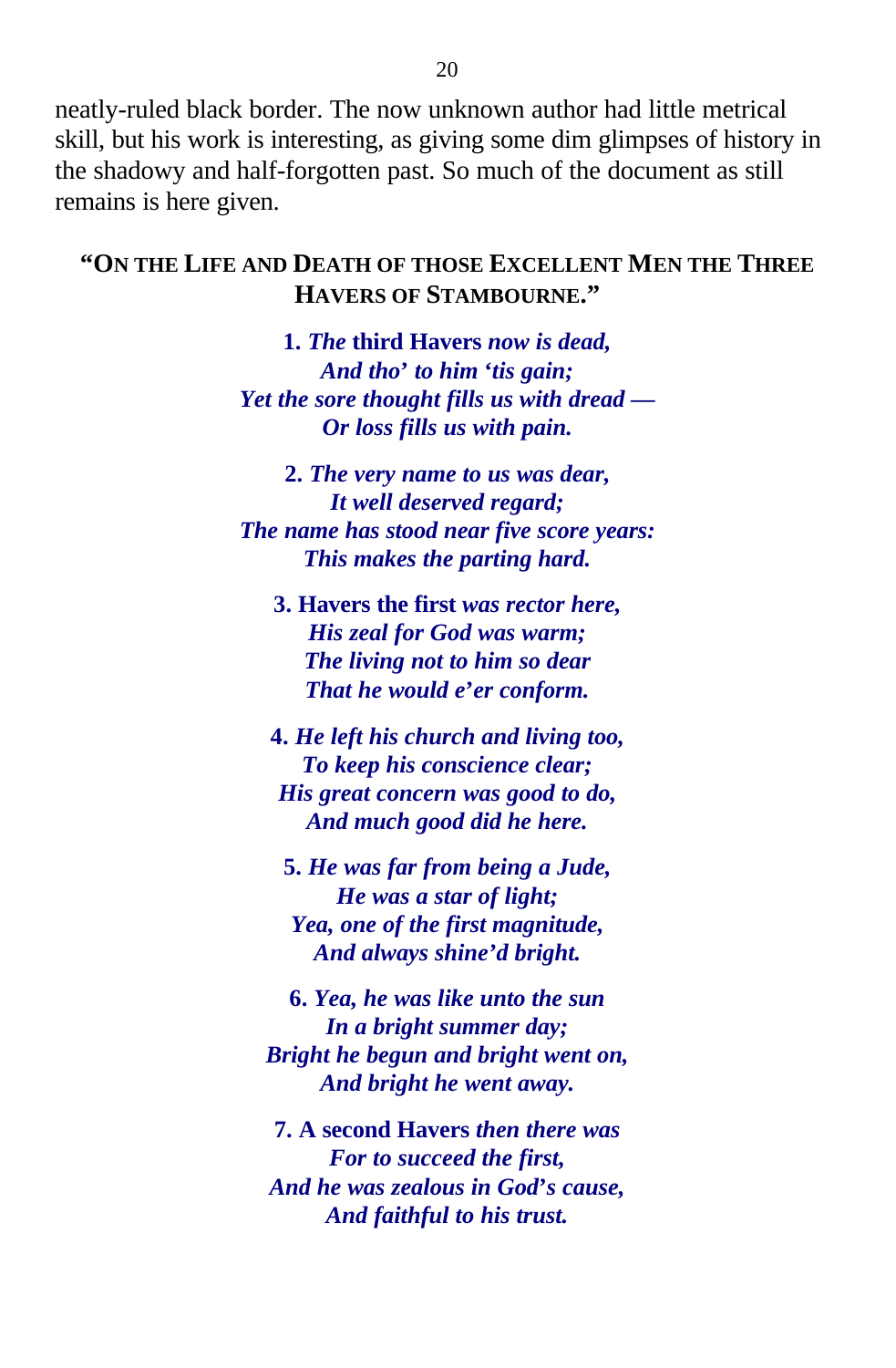neatly-ruled black border. The now unknown author had little metrical skill, but his work is interesting, as giving some dim glimpses of history in the shadowy and half-forgotten past. So much of the document as still remains is here given.

### "ON THE LIFE AND DEATH OF THOSE EXCELLENT MEN THE THREE HAVERS OF STAMBOURNE."

**1.** ***The* third Havers *now is dead,***
***And tho' to him 'tis gain;***
***Yet the sore thought fills us with dread —***
***Or loss fills us with pain.***

**2.** ***The very name to us was dear,***
***It well deserved regard;***
***The name has stood near five score years:***
***This makes the parting hard.***

**3. Havers the first** ***was rector here,***
***His zeal for God was warm;***
***The living not to him so dear***
***That he would e'er conform.***

**4.** ***He left his church and living too,***
***To keep his conscience clear;***
***His great concern was good to do,***
***And much good did he here.***

**5.** ***He was far from being a Jude,***
***He was a star of light;***
***Yea, one of the first magnitude,***
***And always shine'd bright.***

**6.** ***Yea, he was like unto the sun***
***In a bright summer day;***
***Bright he begun and bright went on,***
***And bright he went away.***

**7. A second Havers** ***then there was***
***For to succeed the first,***
***And he was zealous in God's cause,***
***And faithful to his trust.***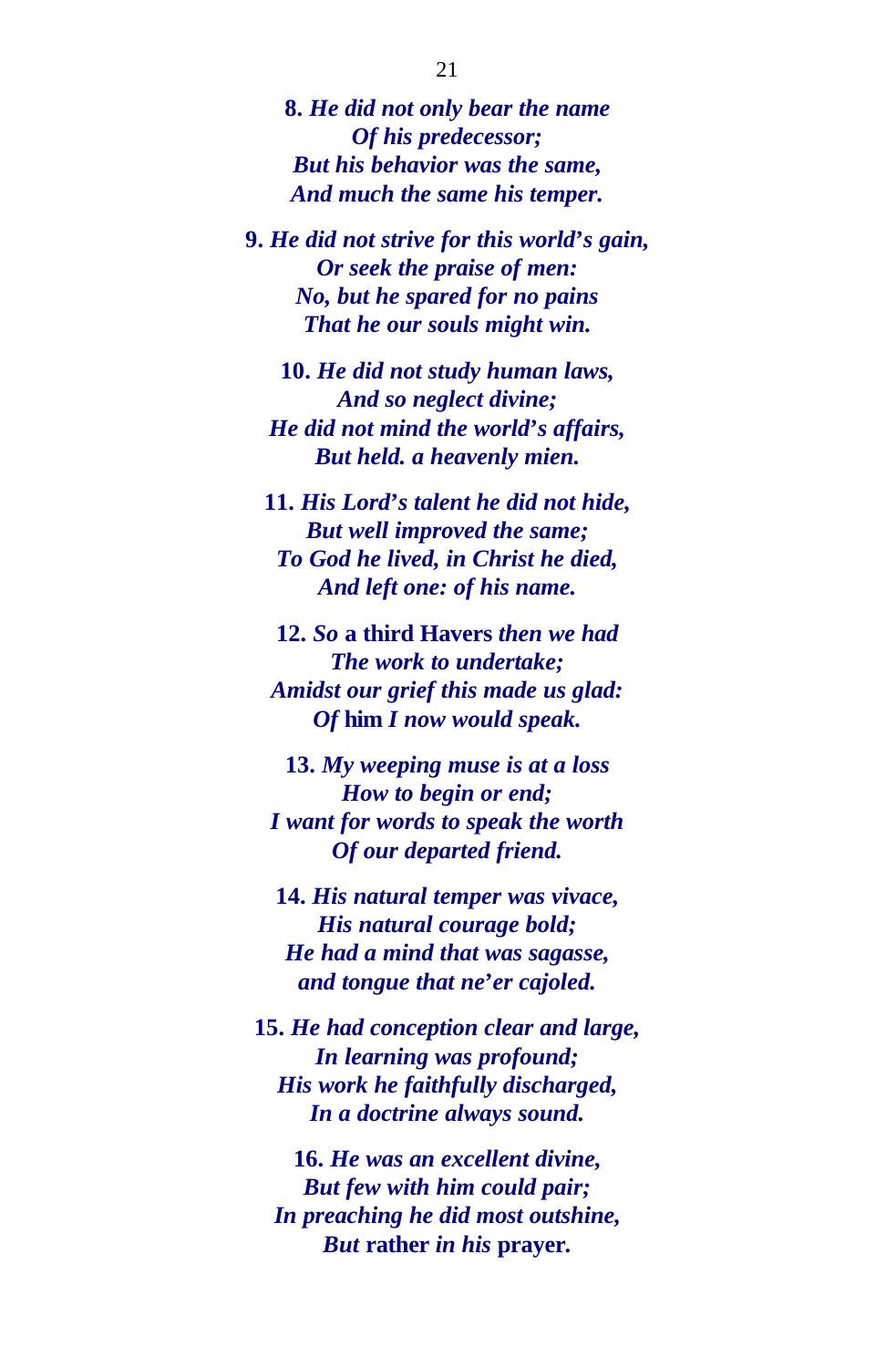**8.** ***He did not only bear the name***
***Of his predecessor;***
***But his behavior was the same,***
***And much the same his temper.***

**9.** ***He did not strive for this world's gain,***
***Or seek the praise of men:***
***No, but he spared for no pains***
***That he our souls might win.***

**10.** ***He did not study human laws,***
***And so neglect divine;***
***He did not mind the world's affairs,***
***But held. a heavenly mien.***

**11.** ***His Lord's talent he did not hide,***
***But well improved the same;***
***To God he lived, in Christ he died,***
***And left one: of his name.***

**12.** ***So*** **a third Havers** ***then we had***
***The work to undertake;***
***Amidst our grief this made us glad:***
***Of*** **him** ***I now would speak.***

**13.** ***My weeping muse is at a loss***
***How to begin or end;***
***I want for words to speak the worth***
***Of our departed friend.***

**14.** ***His natural temper was vivace,***
***His natural courage bold;***
***He had a mind that was sagasse,***
***and tongue that ne'er cajoled.***

**15.** ***He had conception clear and large,***
***In learning was profound;***
***His work he faithfully discharged,***
***In a doctrine always sound.***

**16.** ***He was an excellent divine,***
***But few with him could pair;***
***In preaching he did most outshine,***
***But*** **rather** ***in his*** **prayer.**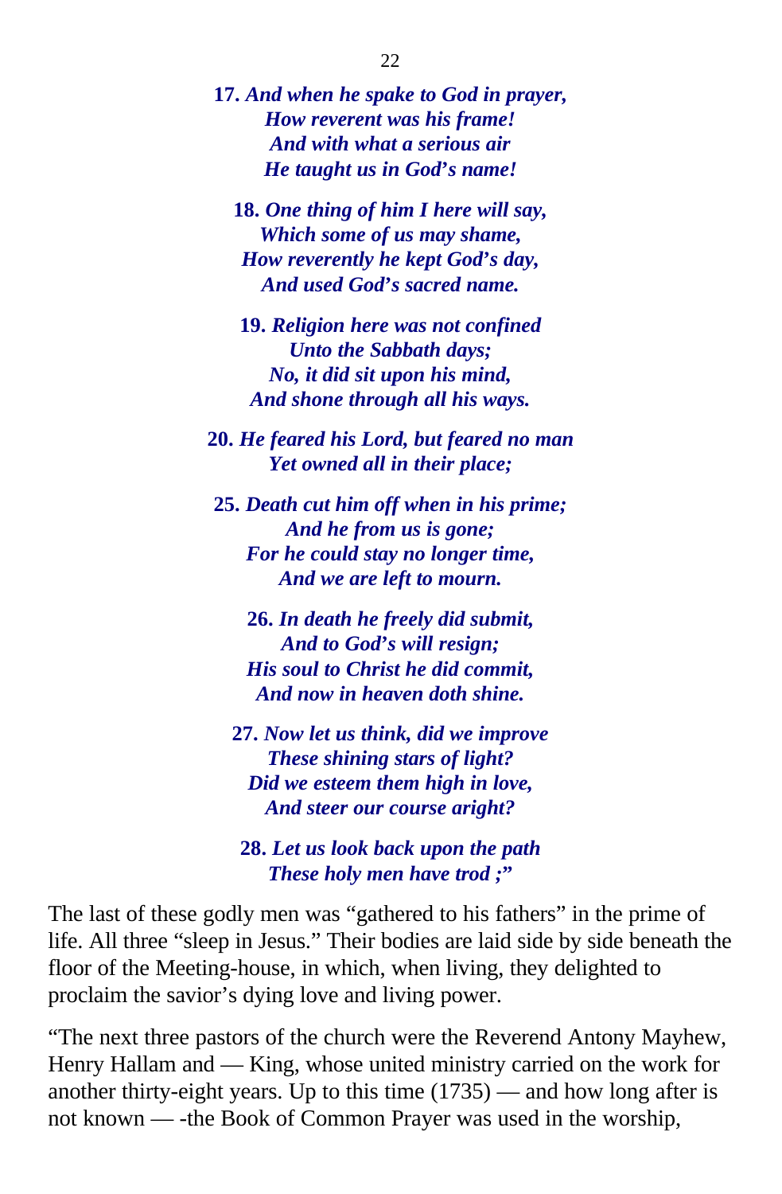**17.** ***And when he spake to God in prayer,***
***How reverent was his frame!***
***And with what a serious air***
***He taught us in God's name!***

**18.** ***One thing of him I here will say,***
***Which some of us may shame,***
***How reverently he kept God's day,***
***And used God's sacred name.***

**19.** ***Religion here was not confined***
***Unto the Sabbath days;***
***No, it did sit upon his mind,***
***And shone through all his ways.***

**20.** ***He feared his Lord, but feared no man***
***Yet owned all in their place;***

**25.** ***Death cut him off when in his prime;***
***And he from us is gone;***
***For he could stay no longer time,***
***And we are left to mourn.***

**26.** ***In death he freely did submit,***
***And to God's will resign;***
***His soul to Christ he did commit,***
***And now in heaven doth shine.***

**27.** ***Now let us think, did we improve***
***These shining stars of light?***
***Did we esteem them high in love,***
***And steer our course aright?***

**28.** ***Let us look back upon the path***
***These holy men have trod ;"***

The last of these godly men was "gathered to his fathers" in the prime of life. All three "sleep in Jesus." Their bodies are laid side by side beneath the floor of the Meeting-house, in which, when living, they delighted to proclaim the savior's dying love and living power.

"The next three pastors of the church were the Reverend Antony Mayhew, Henry Hallam and — King, whose united ministry carried on the work for another thirty-eight years. Up to this time (1735) — and how long after is not known — -the Book of Common Prayer was used in the worship,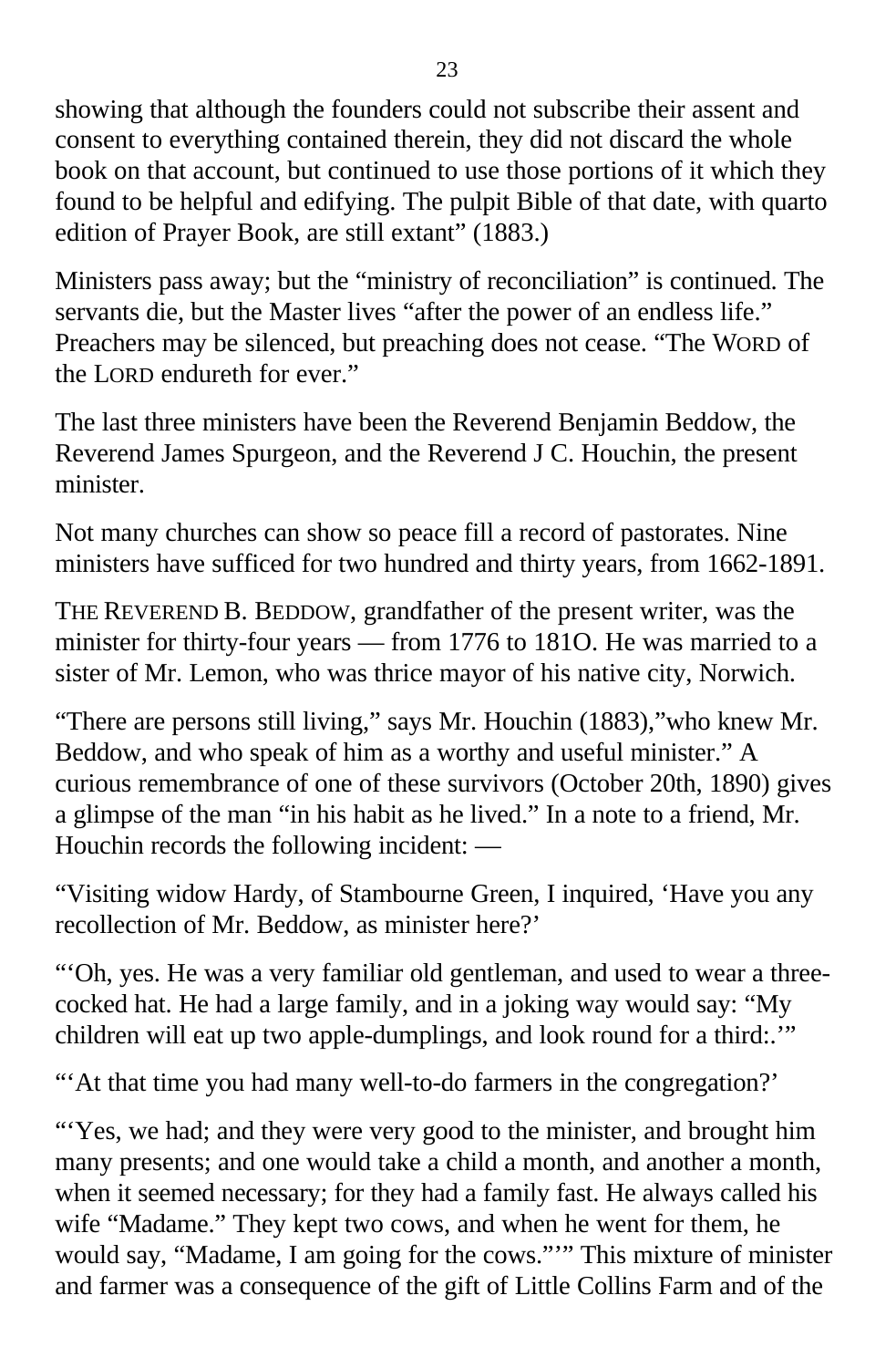showing that although the founders could not subscribe their assent and consent to everything contained therein, they did not discard the whole book on that account, but continued to use those portions of it which they found to be helpful and edifying. The pulpit Bible of that date, with quarto edition of Prayer Book, are still extant" (1883.)

Ministers pass away; but the "ministry of reconciliation" is continued. The servants die, but the Master lives "after the power of an endless life." Preachers may be silenced, but preaching does not cease. "The WORD of the LORD endureth for ever."

The last three ministers have been the Reverend Benjamin Beddow, the Reverend James Spurgeon, and the Reverend J C. Houchin, the present minister.

Not many churches can show so peace fill a record of pastorates. Nine ministers have sufficed for two hundred and thirty years, from 1662-1891.

THE REVEREND B. BEDDOW, grandfather of the present writer, was the minister for thirty-four years — from 1776 to 181O. He was married to a sister of Mr. Lemon, who was thrice mayor of his native city, Norwich.

"There are persons still living," says Mr. Houchin (1883),"who knew Mr. Beddow, and who speak of him as a worthy and useful minister." A curious remembrance of one of these survivors (October 20th, 1890) gives a glimpse of the man "in his habit as he lived." In a note to a friend, Mr. Houchin records the following incident: —

"Visiting widow Hardy, of Stambourne Green, I inquired, 'Have you any recollection of Mr. Beddow, as minister here?'

"'Oh, yes. He was a very familiar old gentleman, and used to wear a three-cocked hat. He had a large family, and in a joking way would say: "My children will eat up two apple-dumplings, and look round for a third:.'"

"'At that time you had many well-to-do farmers in the congregation?'

"'Yes, we had; and they were very good to the minister, and brought him many presents; and one would take a child a month, and another a month, when it seemed necessary; for they had a family fast. He always called his wife "Madame." They kept two cows, and when he went for them, he would say, "Madame, I am going for the cows."'" This mixture of minister and farmer was a consequence of the gift of Little Collins Farm and of the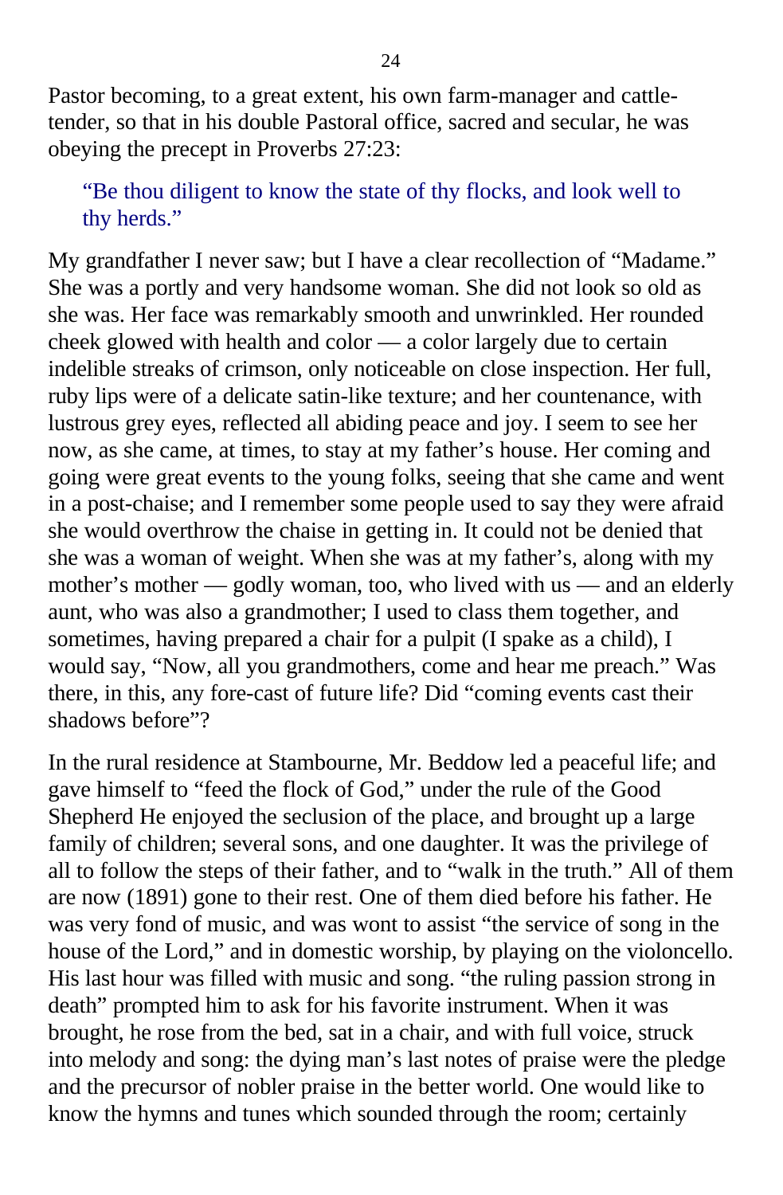Pastor becoming, to a great extent, his own farm-manager and cattle-tender, so that in his double Pastoral office, sacred and secular, he was obeying the precept in Proverbs 27:23:

> "Be thou diligent to know the state of thy flocks, and look well to thy herds."

My grandfather I never saw; but I have a clear recollection of "Madame." She was a portly and very handsome woman. She did not look so old as she was. Her face was remarkably smooth and unwrinkled. Her rounded cheek glowed with health and color — a color largely due to certain indelible streaks of crimson, only noticeable on close inspection. Her full, ruby lips were of a delicate satin-like texture; and her countenance, with lustrous grey eyes, reflected all abiding peace and joy. I seem to see her now, as she came, at times, to stay at my father's house. Her coming and going were great events to the young folks, seeing that she came and went in a post-chaise; and I remember some people used to say they were afraid she would overthrow the chaise in getting in. It could not be denied that she was a woman of weight. When she was at my father's, along with my mother's mother — godly woman, too, who lived with us — and an elderly aunt, who was also a grandmother; I used to class them together, and sometimes, having prepared a chair for a pulpit (I spake as a child), I would say, "Now, all you grandmothers, come and hear me preach." Was there, in this, any fore-cast of future life? Did "coming events cast their shadows before"?

In the rural residence at Stambourne, Mr. Beddow led a peaceful life; and gave himself to "feed the flock of God," under the rule of the Good Shepherd He enjoyed the seclusion of the place, and brought up a large family of children; several sons, and one daughter. It was the privilege of all to follow the steps of their father, and to "walk in the truth." All of them are now (1891) gone to their rest. One of them died before his father. He was very fond of music, and was wont to assist "the service of song in the house of the Lord," and in domestic worship, by playing on the violoncello. His last hour was filled with music and song. "the ruling passion strong in death" prompted him to ask for his favorite instrument. When it was brought, he rose from the bed, sat in a chair, and with full voice, struck into melody and song: the dying man's last notes of praise were the pledge and the precursor of nobler praise in the better world. One would like to know the hymns and tunes which sounded through the room; certainly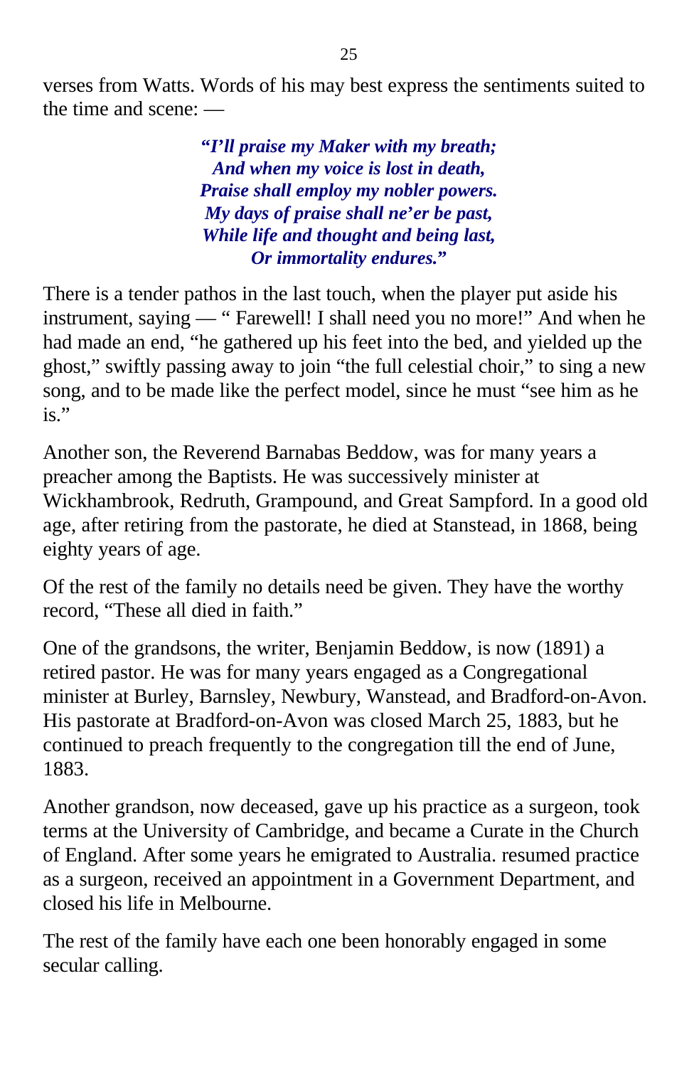verses from Watts. Words of his may best express the sentiments suited to the time and scene: —

> ***"I'll praise my Maker with my breath;***
> ***And when my voice is lost in death,***
> ***Praise shall employ my nobler powers.***
> ***My days of praise shall ne'er be past,***
> ***While life and thought and being last,***
> ***Or immortality endures."***

There is a tender pathos in the last touch, when the player put aside his instrument, saying — " Farewell! I shall need you no more!" And when he had made an end, "he gathered up his feet into the bed, and yielded up the ghost," swiftly passing away to join "the full celestial choir," to sing a new song, and to be made like the perfect model, since he must "see him as he is."

Another son, the Reverend Barnabas Beddow, was for many years a preacher among the Baptists. He was successively minister at Wickhambrook, Redruth, Grampound, and Great Sampford. In a good old age, after retiring from the pastorate, he died at Stanstead, in 1868, being eighty years of age.

Of the rest of the family no details need be given. They have the worthy record, "These all died in faith."

One of the grandsons, the writer, Benjamin Beddow, is now (1891) a retired pastor. He was for many years engaged as a Congregational minister at Burley, Barnsley, Newbury, Wanstead, and Bradford-on-Avon. His pastorate at Bradford-on-Avon was closed March 25, 1883, but he continued to preach frequently to the congregation till the end of June, 1883.

Another grandson, now deceased, gave up his practice as a surgeon, took terms at the University of Cambridge, and became a Curate in the Church of England. After some years he emigrated to Australia. resumed practice as a surgeon, received an appointment in a Government Department, and closed his life in Melbourne.

The rest of the family have each one been honorably engaged in some secular calling.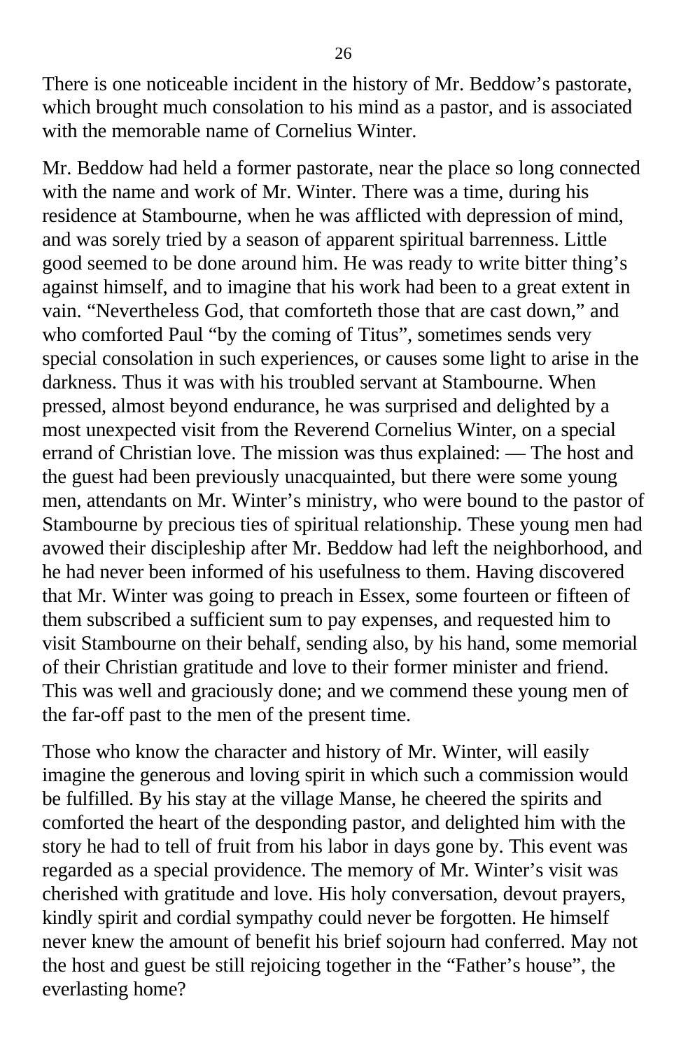There is one noticeable incident in the history of Mr. Beddow's pastorate, which brought much consolation to his mind as a pastor, and is associated with the memorable name of Cornelius Winter.

Mr. Beddow had held a former pastorate, near the place so long connected with the name and work of Mr. Winter. There was a time, during his residence at Stambourne, when he was afflicted with depression of mind, and was sorely tried by a season of apparent spiritual barrenness. Little good seemed to be done around him. He was ready to write bitter thing's against himself, and to imagine that his work had been to a great extent in vain. "Nevertheless God, that comforteth those that are cast down," and who comforted Paul "by the coming of Titus", sometimes sends very special consolation in such experiences, or causes some light to arise in the darkness. Thus it was with his troubled servant at Stambourne. When pressed, almost beyond endurance, he was surprised and delighted by a most unexpected visit from the Reverend Cornelius Winter, on a special errand of Christian love. The mission was thus explained: — The host and the guest had been previously unacquainted, but there were some young men, attendants on Mr. Winter's ministry, who were bound to the pastor of Stambourne by precious ties of spiritual relationship. These young men had avowed their discipleship after Mr. Beddow had left the neighborhood, and he had never been informed of his usefulness to them. Having discovered that Mr. Winter was going to preach in Essex, some fourteen or fifteen of them subscribed a sufficient sum to pay expenses, and requested him to visit Stambourne on their behalf, sending also, by his hand, some memorial of their Christian gratitude and love to their former minister and friend. This was well and graciously done; and we commend these young men of the far-off past to the men of the present time.

Those who know the character and history of Mr. Winter, will easily imagine the generous and loving spirit in which such a commission would be fulfilled. By his stay at the village Manse, he cheered the spirits and comforted the heart of the desponding pastor, and delighted him with the story he had to tell of fruit from his labor in days gone by. This event was regarded as a special providence. The memory of Mr. Winter's visit was cherished with gratitude and love. His holy conversation, devout prayers, kindly spirit and cordial sympathy could never be forgotten. He himself never knew the amount of benefit his brief sojourn had conferred. May not the host and guest be still rejoicing together in the "Father's house", the everlasting home?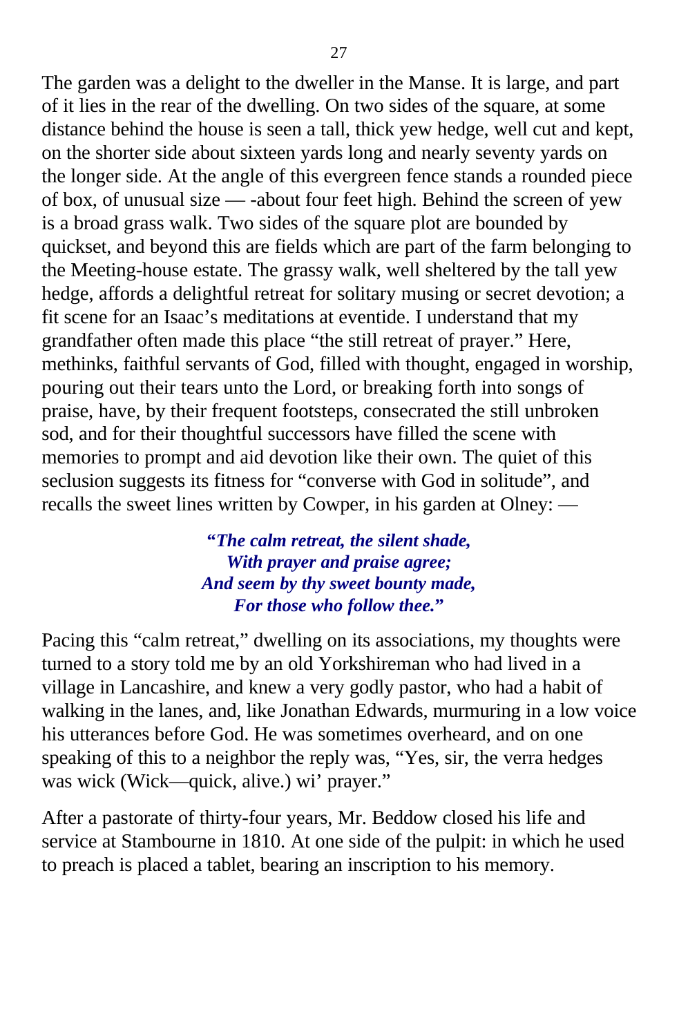The garden was a delight to the dweller in the Manse. It is large, and part of it lies in the rear of the dwelling. On two sides of the square, at some distance behind the house is seen a tall, thick yew hedge, well cut and kept, on the shorter side about sixteen yards long and nearly seventy yards on the longer side. At the angle of this evergreen fence stands a rounded piece of box, of unusual size — -about four feet high. Behind the screen of yew is a broad grass walk. Two sides of the square plot are bounded by quickset, and beyond this are fields which are part of the farm belonging to the Meeting-house estate. The grassy walk, well sheltered by the tall yew hedge, affords a delightful retreat for solitary musing or secret devotion; a fit scene for an Isaac's meditations at eventide. I understand that my grandfather often made this place "the still retreat of prayer." Here, methinks, faithful servants of God, filled with thought, engaged in worship, pouring out their tears unto the Lord, or breaking forth into songs of praise, have, by their frequent footsteps, consecrated the still unbroken sod, and for their thoughtful successors have filled the scene with memories to prompt and aid devotion like their own. The quiet of this seclusion suggests its fitness for "converse with God in solitude", and recalls the sweet lines written by Cowper, in his garden at Olney: —

> ***"The calm retreat, the silent shade,***
> ***With prayer and praise agree;***
> ***And seem by thy sweet bounty made,***
> ***For those who follow thee."***

Pacing this "calm retreat," dwelling on its associations, my thoughts were turned to a story told me by an old Yorkshireman who had lived in a village in Lancashire, and knew a very godly pastor, who had a habit of walking in the lanes, and, like Jonathan Edwards, murmuring in a low voice his utterances before God. He was sometimes overheard, and on one speaking of this to a neighbor the reply was, "Yes, sir, the verra hedges was wick (Wick—quick, alive.) wi' prayer."

After a pastorate of thirty-four years, Mr. Beddow closed his life and service at Stambourne in 1810. At one side of the pulpit: in which he used to preach is placed a tablet, bearing an inscription to his memory.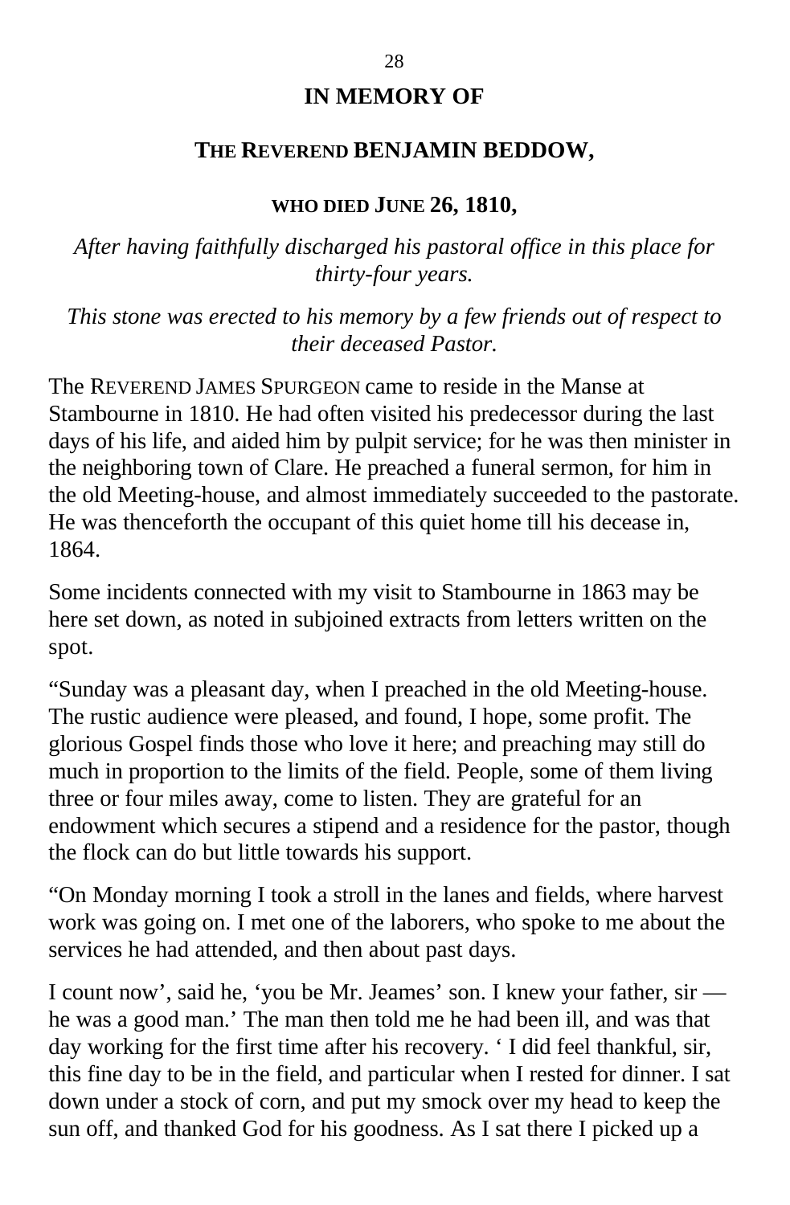**IN MEMORY OF**

**THE REVEREND BENJAMIN BEDDOW,**

**WHO DIED JUNE 26, 1810,**

*After having faithfully discharged his pastoral office in this place for thirty-four years.*

*This stone was erected to his memory by a few friends out of respect to their deceased Pastor.*

The REVEREND JAMES SPURGEON came to reside in the Manse at Stambourne in 1810. He had often visited his predecessor during the last days of his life, and aided him by pulpit service; for he was then minister in the neighboring town of Clare. He preached a funeral sermon, for him in the old Meeting-house, and almost immediately succeeded to the pastorate. He was thenceforth the occupant of this quiet home till his decease in, 1864.

Some incidents connected with my visit to Stambourne in 1863 may be here set down, as noted in subjoined extracts from letters written on the spot.

“Sunday was a pleasant day, when I preached in the old Meeting-house. The rustic audience were pleased, and found, I hope, some profit. The glorious Gospel finds those who love it here; and preaching may still do much in proportion to the limits of the field. People, some of them living three or four miles away, come to listen. They are grateful for an endowment which secures a stipend and a residence for the pastor, though the flock can do but little towards his support.

“On Monday morning I took a stroll in the lanes and fields, where harvest work was going on. I met one of the laborers, who spoke to me about the services he had attended, and then about past days.

I count now’, said he, ‘you be Mr. Jeames’ son. I knew your father, sir — he was a good man.’ The man then told me he had been ill, and was that day working for the first time after his recovery. ‘ I did feel thankful, sir, this fine day to be in the field, and particular when I rested for dinner. I sat down under a stock of corn, and put my smock over my head to keep the sun off, and thanked God for his goodness. As I sat there I picked up a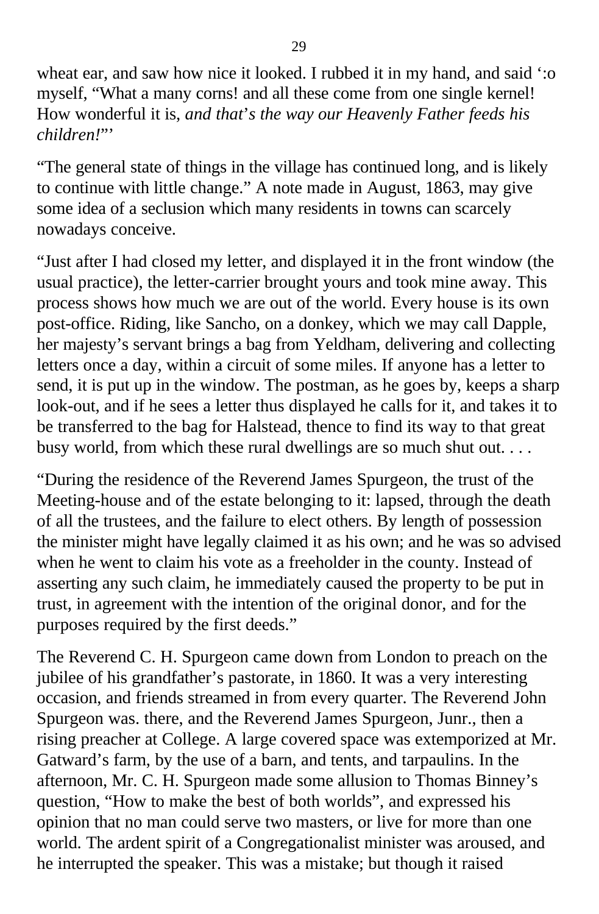wheat ear, and saw how nice it looked. I rubbed it in my hand, and said ':o myself, "What a many corns! and all these come from one single kernel! How wonderful it is, *and that's the way our Heavenly Father feeds his children!*"'

"The general state of things in the village has continued long, and is likely to continue with little change." A note made in August, 1863, may give some idea of a seclusion which many residents in towns can scarcely nowadays conceive.

"Just after I had closed my letter, and displayed it in the front window (the usual practice), the letter-carrier brought yours and took mine away. This process shows how much we are out of the world. Every house is its own post-office. Riding, like Sancho, on a donkey, which we may call Dapple, her majesty's servant brings a bag from Yeldham, delivering and collecting letters once a day, within a circuit of some miles. If anyone has a letter to send, it is put up in the window. The postman, as he goes by, keeps a sharp look-out, and if he sees a letter thus displayed he calls for it, and takes it to be transferred to the bag for Halstead, thence to find its way to that great busy world, from which these rural dwellings are so much shut out. . . .

"During the residence of the Reverend James Spurgeon, the trust of the Meeting-house and of the estate belonging to it: lapsed, through the death of all the trustees, and the failure to elect others. By length of possession the minister might have legally claimed it as his own; and he was so advised when he went to claim his vote as a freeholder in the county. Instead of asserting any such claim, he immediately caused the property to be put in trust, in agreement with the intention of the original donor, and for the purposes required by the first deeds."

The Reverend C. H. Spurgeon came down from London to preach on the jubilee of his grandfather's pastorate, in 1860. It was a very interesting occasion, and friends streamed in from every quarter. The Reverend John Spurgeon was. there, and the Reverend James Spurgeon, Junr., then a rising preacher at College. A large covered space was extemporized at Mr. Gatward's farm, by the use of a barn, and tents, and tarpaulins. In the afternoon, Mr. C. H. Spurgeon made some allusion to Thomas Binney's question, "How to make the best of both worlds", and expressed his opinion that no man could serve two masters, or live for more than one world. The ardent spirit of a Congregationalist minister was aroused, and he interrupted the speaker. This was a mistake; but though it raised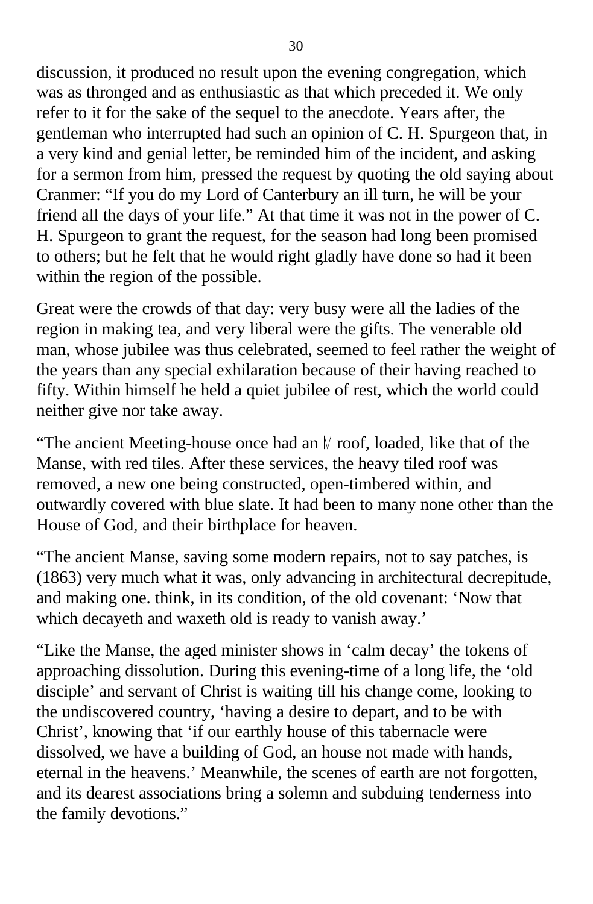discussion, it produced no result upon the evening congregation, which was as thronged and as enthusiastic as that which preceded it. We only refer to it for the sake of the sequel to the anecdote. Years after, the gentleman who interrupted had such an opinion of C. H. Spurgeon that, in a very kind and genial letter, be reminded him of the incident, and asking for a sermon from him, pressed the request by quoting the old saying about Cranmer: "If you do my Lord of Canterbury an ill turn, he will be your friend all the days of your life." At that time it was not in the power of C. H. Spurgeon to grant the request, for the season had long been promised to others; but he felt that he would right gladly have done so had it been within the region of the possible.

Great were the crowds of that day: very busy were all the ladies of the region in making tea, and very liberal were the gifts. The venerable old man, whose jubilee was thus celebrated, seemed to feel rather the weight of the years than any special exhilaration because of their having reached to fifty. Within himself he held a quiet jubilee of rest, which the world could neither give nor take away.

"The ancient Meeting-house once had an M roof, loaded, like that of the Manse, with red tiles. After these services, the heavy tiled roof was removed, a new one being constructed, open-timbered within, and outwardly covered with blue slate. It had been to many none other than the House of God, and their birthplace for heaven.

"The ancient Manse, saving some modern repairs, not to say patches, is (1863) very much what it was, only advancing in architectural decrepitude, and making one. think, in its condition, of the old covenant: 'Now that which decayeth and waxeth old is ready to vanish away.'

"Like the Manse, the aged minister shows in 'calm decay' the tokens of approaching dissolution. During this evening-time of a long life, the 'old disciple' and servant of Christ is waiting till his change come, looking to the undiscovered country, 'having a desire to depart, and to be with Christ', knowing that 'if our earthly house of this tabernacle were dissolved, we have a building of God, an house not made with hands, eternal in the heavens.' Meanwhile, the scenes of earth are not forgotten, and its dearest associations bring a solemn and subduing tenderness into the family devotions."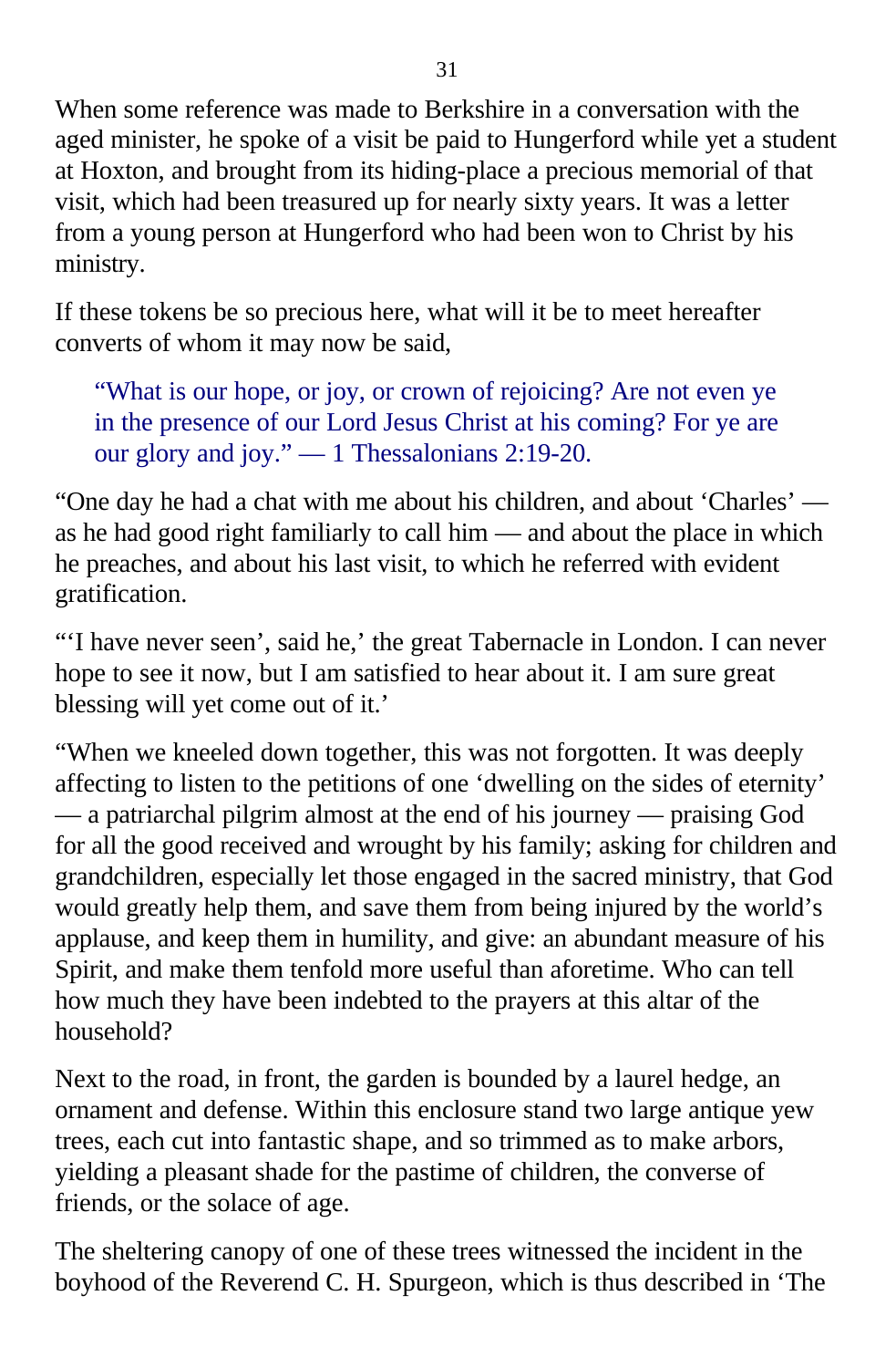When some reference was made to Berkshire in a conversation with the aged minister, he spoke of a visit be paid to Hungerford while yet a student at Hoxton, and brought from its hiding-place a precious memorial of that visit, which had been treasured up for nearly sixty years. It was a letter from a young person at Hungerford who had been won to Christ by his ministry.

If these tokens be so precious here, what will it be to meet hereafter converts of whom it may now be said,

> "What is our hope, or joy, or crown of rejoicing? Are not even ye in the presence of our Lord Jesus Christ at his coming? For ye are our glory and joy." — 1 Thessalonians 2:19-20.

"One day he had a chat with me about his children, and about 'Charles' — as he had good right familiarly to call him — and about the place in which he preaches, and about his last visit, to which he referred with evident gratification.

"'I have never seen', said he,' the great Tabernacle in London. I can never hope to see it now, but I am satisfied to hear about it. I am sure great blessing will yet come out of it.'

"When we kneeled down together, this was not forgotten. It was deeply affecting to listen to the petitions of one 'dwelling on the sides of eternity' — a patriarchal pilgrim almost at the end of his journey — praising God for all the good received and wrought by his family; asking for children and grandchildren, especially let those engaged in the sacred ministry, that God would greatly help them, and save them from being injured by the world's applause, and keep them in humility, and give: an abundant measure of his Spirit, and make them tenfold more useful than aforetime. Who can tell how much they have been indebted to the prayers at this altar of the household?

Next to the road, in front, the garden is bounded by a laurel hedge, an ornament and defense. Within this enclosure stand two large antique yew trees, each cut into fantastic shape, and so trimmed as to make arbors, yielding a pleasant shade for the pastime of children, the converse of friends, or the solace of age.

The sheltering canopy of one of these trees witnessed the incident in the boyhood of the Reverend C. H. Spurgeon, which is thus described in 'The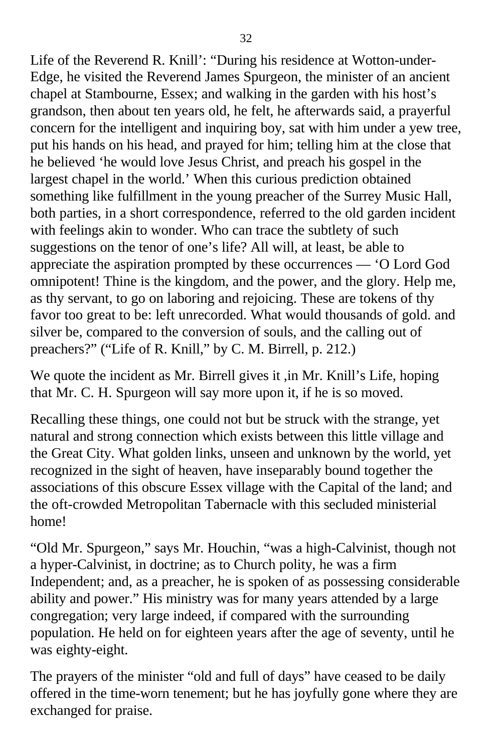Life of the Reverend R. Knill': "During his residence at Wotton-under-Edge, he visited the Reverend James Spurgeon, the minister of an ancient chapel at Stambourne, Essex; and walking in the garden with his host's grandson, then about ten years old, he felt, he afterwards said, a prayerful concern for the intelligent and inquiring boy, sat with him under a yew tree, put his hands on his head, and prayed for him; telling him at the close that he believed 'he would love Jesus Christ, and preach his gospel in the largest chapel in the world.' When this curious prediction obtained something like fulfillment in the young preacher of the Surrey Music Hall, both parties, in a short correspondence, referred to the old garden incident with feelings akin to wonder. Who can trace the subtlety of such suggestions on the tenor of one's life? All will, at least, be able to appreciate the aspiration prompted by these occurrences — 'O Lord God omnipotent! Thine is the kingdom, and the power, and the glory. Help me, as thy servant, to go on laboring and rejoicing. These are tokens of thy favor too great to be: left unrecorded. What would thousands of gold. and silver be, compared to the conversion of souls, and the calling out of preachers?" ("Life of R. Knill," by C. M. Birrell, p. 212.)

We quote the incident as Mr. Birrell gives it ,in Mr. Knill's Life, hoping that Mr. C. H. Spurgeon will say more upon it, if he is so moved.

Recalling these things, one could not but be struck with the strange, yet natural and strong connection which exists between this little village and the Great City. What golden links, unseen and unknown by the world, yet recognized in the sight of heaven, have inseparably bound together the associations of this obscure Essex village with the Capital of the land; and the oft-crowded Metropolitan Tabernacle with this secluded ministerial home!

"Old Mr. Spurgeon," says Mr. Houchin, "was a high-Calvinist, though not a hyper-Calvinist, in doctrine; as to Church polity, he was a firm Independent; and, as a preacher, he is spoken of as possessing considerable ability and power." His ministry was for many years attended by a large congregation; very large indeed, if compared with the surrounding population. He held on for eighteen years after the age of seventy, until he was eighty-eight.

The prayers of the minister "old and full of days" have ceased to be daily offered in the time-worn tenement; but he has joyfully gone where they are exchanged for praise.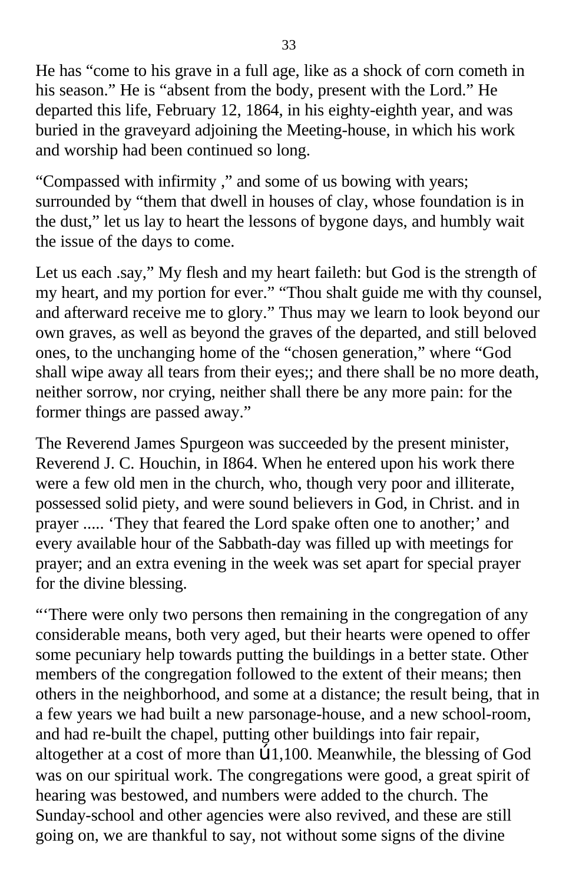He has “come to his grave in a full age, like as a shock of corn cometh in his season.” He is “absent from the body, present with the Lord.” He departed this life, February 12, 1864, in his eighty-eighth year, and was buried in the graveyard adjoining the Meeting-house, in which his work and worship had been continued so long.

“Compassed with infirmity ,” and some of us bowing with years; surrounded by “them that dwell in houses of clay, whose foundation is in the dust,” let us lay to heart the lessons of bygone days, and humbly wait the issue of the days to come.

Let us each .say,” My flesh and my heart faileth: but God is the strength of my heart, and my portion for ever.” “Thou shalt guide me with thy counsel, and afterward receive me to glory.” Thus may we learn to look beyond our own graves, as well as beyond the graves of the departed, and still beloved ones, to the unchanging home of the “chosen generation,” where “God shall wipe away all tears from their eyes;; and there shall be no more death, neither sorrow, nor crying, neither shall there be any more pain: for the former things are passed away.”

The Reverend James Spurgeon was succeeded by the present minister, Reverend J. C. Houchin, in I864. When he entered upon his work there were a few old men in the church, who, though very poor and illiterate, possessed solid piety, and were sound believers in God, in Christ. and in prayer ..... ‘They that feared the Lord spake often one to another;’ and every available hour of the Sabbath-day was filled up with meetings for prayer; and an extra evening in the week was set apart for special prayer for the divine blessing.

“‘There were only two persons then remaining in the congregation of any considerable means, both very aged, but their hearts were opened to offer some pecuniary help towards putting the buildings in a better state. Other members of the congregation followed to the extent of their means; then others in the neighborhood, and some at a distance; the result being, that in a few years we had built a new parsonage-house, and a new school-room, and had re-built the chapel, putting other buildings into fair repair, altogether at a cost of more than Ú1,100. Meanwhile, the blessing of God was on our spiritual work. The congregations were good, a great spirit of hearing was bestowed, and numbers were added to the church. The Sunday-school and other agencies were also revived, and these are still going on, we are thankful to say, not without some signs of the divine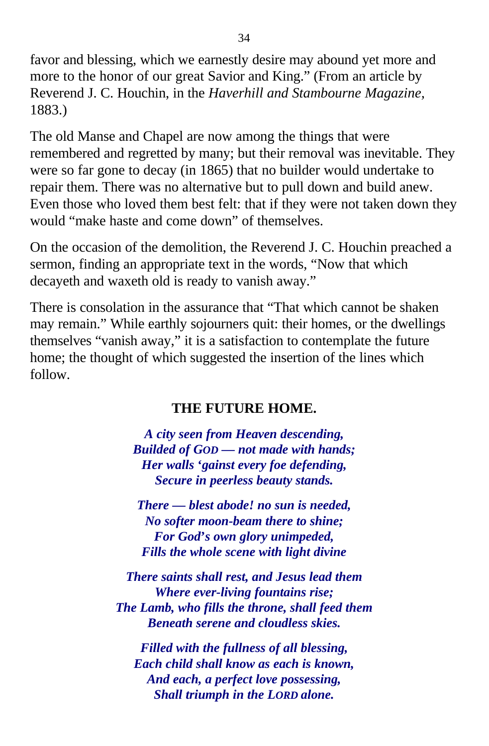favor and blessing, which we earnestly desire may abound yet more and more to the honor of our great Savior and King." (From an article by Reverend J. C. Houchin, in the *Haverhill and Stambourne Magazine,* 1883.)

The old Manse and Chapel are now among the things that were remembered and regretted by many; but their removal was inevitable. They were so far gone to decay (in 1865) that no builder would undertake to repair them. There was no alternative but to pull down and build anew. Even those who loved them best felt: that if they were not taken down they would "make haste and come down" of themselves.

On the occasion of the demolition, the Reverend J. C. Houchin preached a sermon, finding an appropriate text in the words, "Now that which decayeth and waxeth old is ready to vanish away."

There is consolation in the assurance that "That which cannot be shaken may remain." While earthly sojourners quit: their homes, or the dwellings themselves "vanish away," it is a satisfaction to contemplate the future home; the thought of which suggested the insertion of the lines which follow.

### THE FUTURE HOME.

***A city seen from Heaven descending,***
***Builded of GOD — not made with hands;***
***Her walls 'gainst every foe defending,***
***Secure in peerless beauty stands.***

***There — blest abode! no sun is needed,***
***No softer moon-beam there to shine;***
***For God's own glory unimpeded,***
***Fills the whole scene with light divine***

***There saints shall rest, and Jesus lead them***
***Where ever-living fountains rise;***
***The Lamb, who fills the throne, shall feed them***
***Beneath serene and cloudless skies.***

***Filled with the fullness of all blessing,***
***Each child shall know as each is known,***
***And each, a perfect love possessing,***
***Shall triumph in the LORD alone.***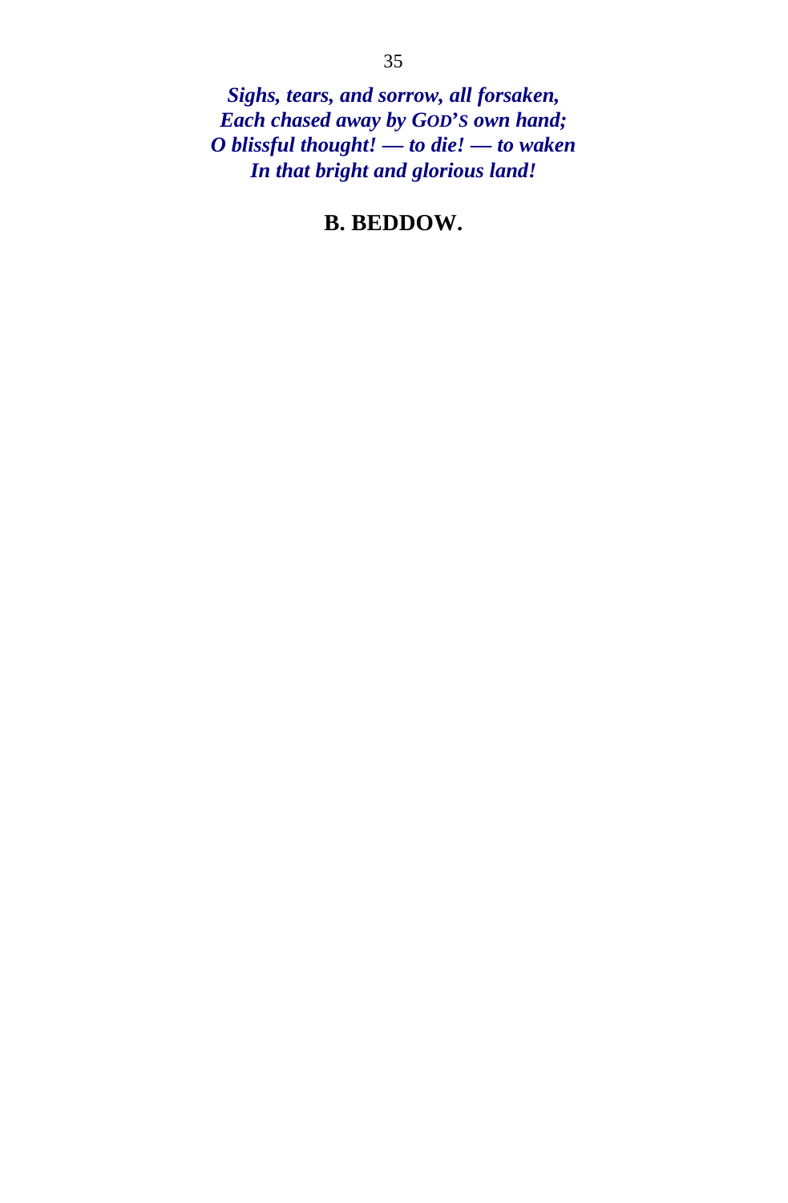***Sighs, tears, and sorrow, all forsaken,***  
***Each chased away by GOD'S own hand;***  
***O blissful thought! — to die! — to waken***  
***In that bright and glorious land!***

**B. BEDDOW.**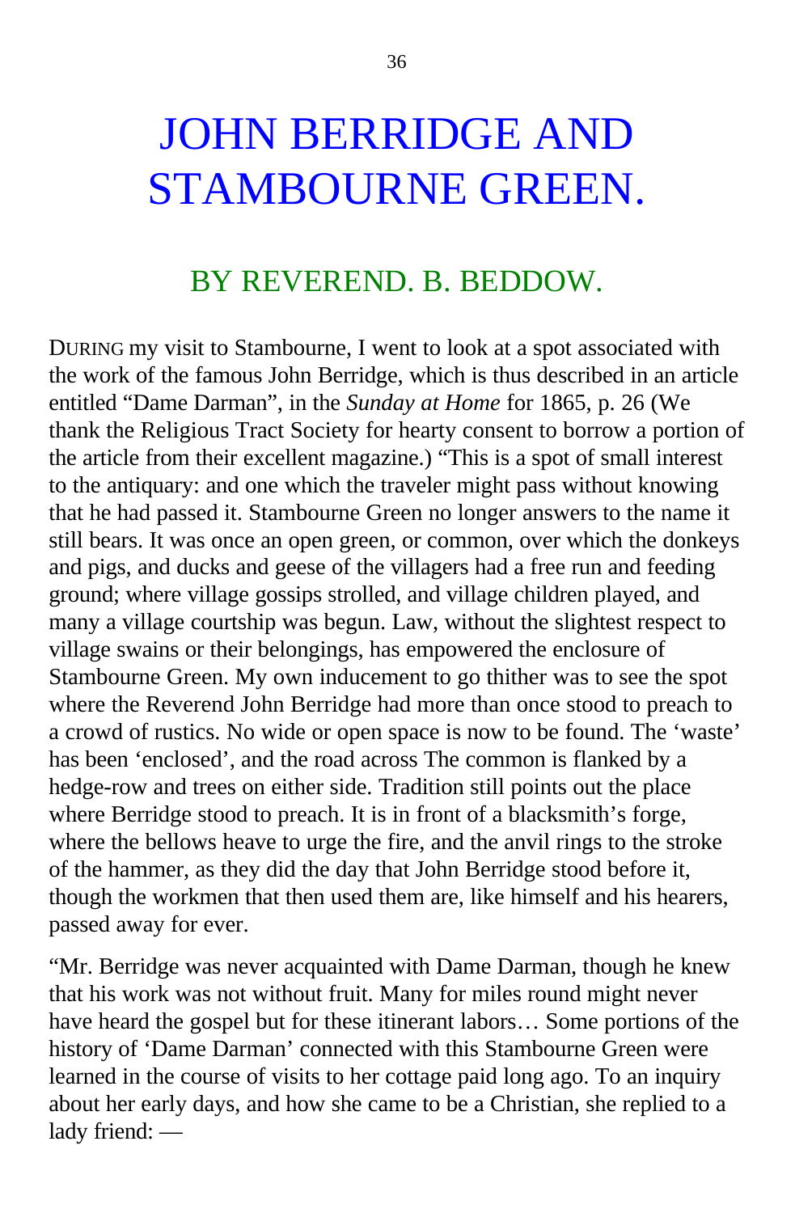# JOHN BERRIDGE AND STAMBOURNE GREEN.

## BY REVEREND. B. BEDDOW.

DURING my visit to Stambourne, I went to look at a spot associated with the work of the famous John Berridge, which is thus described in an article entitled "Dame Darman", in the *Sunday at Home* for 1865, p. 26 (We thank the Religious Tract Society for hearty consent to borrow a portion of the article from their excellent magazine.) "This is a spot of small interest to the antiquary: and one which the traveler might pass without knowing that he had passed it. Stambourne Green no longer answers to the name it still bears. It was once an open green, or common, over which the donkeys and pigs, and ducks and geese of the villagers had a free run and feeding ground; where village gossips strolled, and village children played, and many a village courtship was begun. Law, without the slightest respect to village swains or their belongings, has empowered the enclosure of Stambourne Green. My own inducement to go thither was to see the spot where the Reverend John Berridge had more than once stood to preach to a crowd of rustics. No wide or open space is now to be found. The 'waste' has been 'enclosed', and the road across The common is flanked by a hedge-row and trees on either side. Tradition still points out the place where Berridge stood to preach. It is in front of a blacksmith's forge, where the bellows heave to urge the fire, and the anvil rings to the stroke of the hammer, as they did the day that John Berridge stood before it, though the workmen that then used them are, like himself and his hearers, passed away for ever.

"Mr. Berridge was never acquainted with Dame Darman, though he knew that his work was not without fruit. Many for miles round might never have heard the gospel but for these itinerant labors… Some portions of the history of 'Dame Darman' connected with this Stambourne Green were learned in the course of visits to her cottage paid long ago. To an inquiry about her early days, and how she came to be a Christian, she replied to a lady friend: —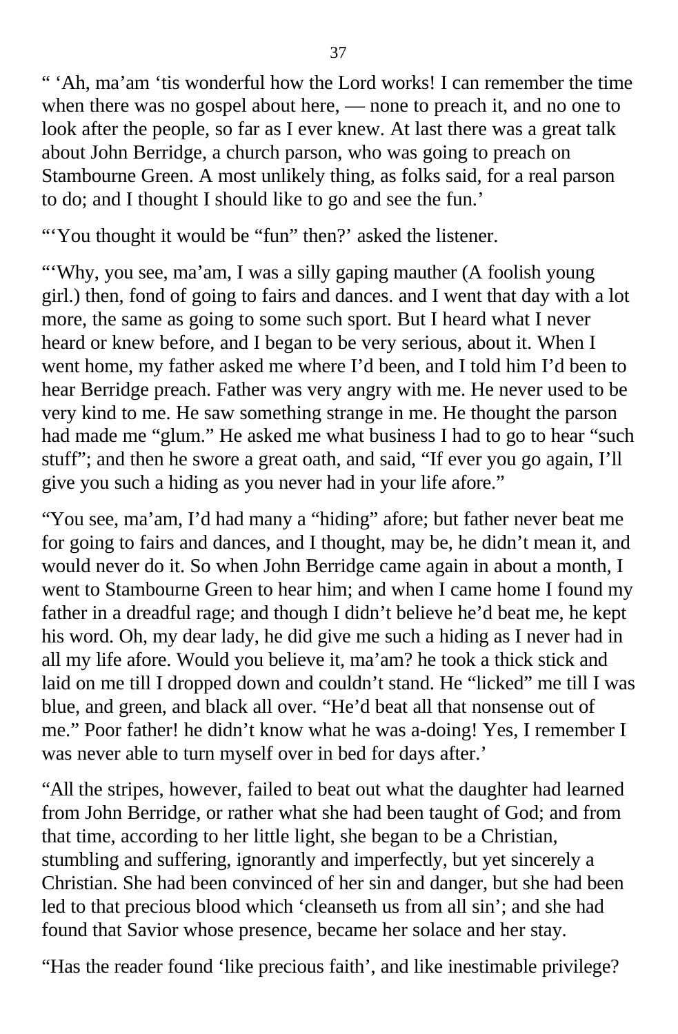" 'Ah, ma'am 'tis wonderful how the Lord works! I can remember the time when there was no gospel about here, — none to preach it, and no one to look after the people, so far as I ever knew. At last there was a great talk about John Berridge, a church parson, who was going to preach on Stambourne Green. A most unlikely thing, as folks said, for a real parson to do; and I thought I should like to go and see the fun.'

"'You thought it would be "fun" then?' asked the listener.

"'Why, you see, ma'am, I was a silly gaping mauther (A foolish young girl.) then, fond of going to fairs and dances. and I went that day with a lot more, the same as going to some such sport. But I heard what I never heard or knew before, and I began to be very serious, about it. When I went home, my father asked me where I'd been, and I told him I'd been to hear Berridge preach. Father was very angry with me. He never used to be very kind to me. He saw something strange in me. He thought the parson had made me "glum." He asked me what business I had to go to hear "such stuff"; and then he swore a great oath, and said, "If ever you go again, I'll give you such a hiding as you never had in your life afore."

"You see, ma'am, I'd had many a "hiding" afore; but father never beat me for going to fairs and dances, and I thought, may be, he didn't mean it, and would never do it. So when John Berridge came again in about a month, I went to Stambourne Green to hear him; and when I came home I found my father in a dreadful rage; and though I didn't believe he'd beat me, he kept his word. Oh, my dear lady, he did give me such a hiding as I never had in all my life afore. Would you believe it, ma'am? he took a thick stick and laid on me till I dropped down and couldn't stand. He "licked" me till I was blue, and green, and black all over. "He'd beat all that nonsense out of me." Poor father! he didn't know what he was a-doing! Yes, I remember I was never able to turn myself over in bed for days after.'

"All the stripes, however, failed to beat out what the daughter had learned from John Berridge, or rather what she had been taught of God; and from that time, according to her little light, she began to be a Christian, stumbling and suffering, ignorantly and imperfectly, but yet sincerely a Christian. She had been convinced of her sin and danger, but she had been led to that precious blood which 'cleanseth us from all sin'; and she had found that Savior whose presence, became her solace and her stay.

"Has the reader found 'like precious faith', and like inestimable privilege?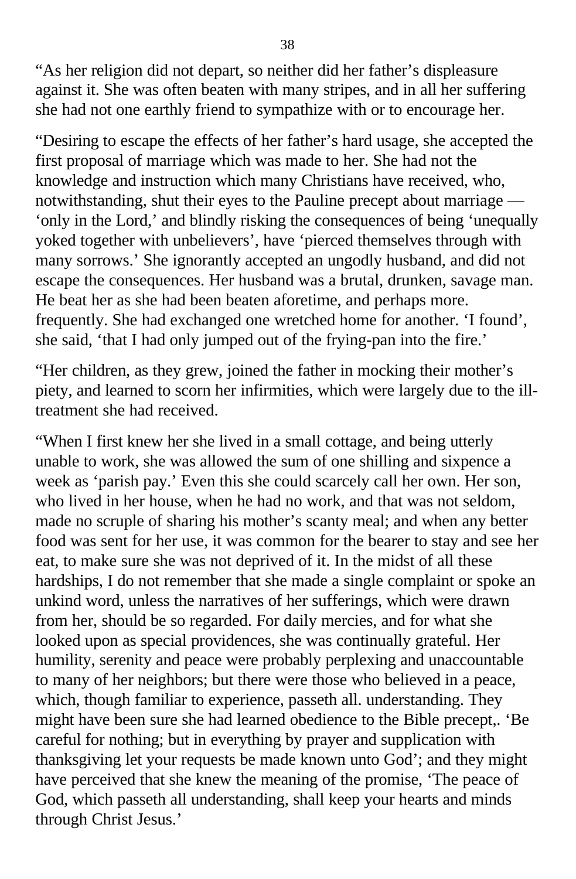"As her religion did not depart, so neither did her father's displeasure against it. She was often beaten with many stripes, and in all her suffering she had not one earthly friend to sympathize with or to encourage her.

"Desiring to escape the effects of her father's hard usage, she accepted the first proposal of marriage which was made to her. She had not the knowledge and instruction which many Christians have received, who, notwithstanding, shut their eyes to the Pauline precept about marriage — 'only in the Lord,' and blindly risking the consequences of being 'unequally yoked together with unbelievers', have 'pierced themselves through with many sorrows.' She ignorantly accepted an ungodly husband, and did not escape the consequences. Her husband was a brutal, drunken, savage man. He beat her as she had been beaten aforetime, and perhaps more. frequently. She had exchanged one wretched home for another. 'I found', she said, 'that I had only jumped out of the frying-pan into the fire.'

"Her children, as they grew, joined the father in mocking their mother's piety, and learned to scorn her infirmities, which were largely due to the ill-treatment she had received.

"When I first knew her she lived in a small cottage, and being utterly unable to work, she was allowed the sum of one shilling and sixpence a week as 'parish pay.' Even this she could scarcely call her own. Her son, who lived in her house, when he had no work, and that was not seldom, made no scruple of sharing his mother's scanty meal; and when any better food was sent for her use, it was common for the bearer to stay and see her eat, to make sure she was not deprived of it. In the midst of all these hardships, I do not remember that she made a single complaint or spoke an unkind word, unless the narratives of her sufferings, which were drawn from her, should be so regarded. For daily mercies, and for what she looked upon as special providences, she was continually grateful. Her humility, serenity and peace were probably perplexing and unaccountable to many of her neighbors; but there were those who believed in a peace, which, though familiar to experience, passeth all. understanding. They might have been sure she had learned obedience to the Bible precept,. 'Be careful for nothing; but in everything by prayer and supplication with thanksgiving let your requests be made known unto God'; and they might have perceived that she knew the meaning of the promise, 'The peace of God, which passeth all understanding, shall keep your hearts and minds through Christ Jesus.'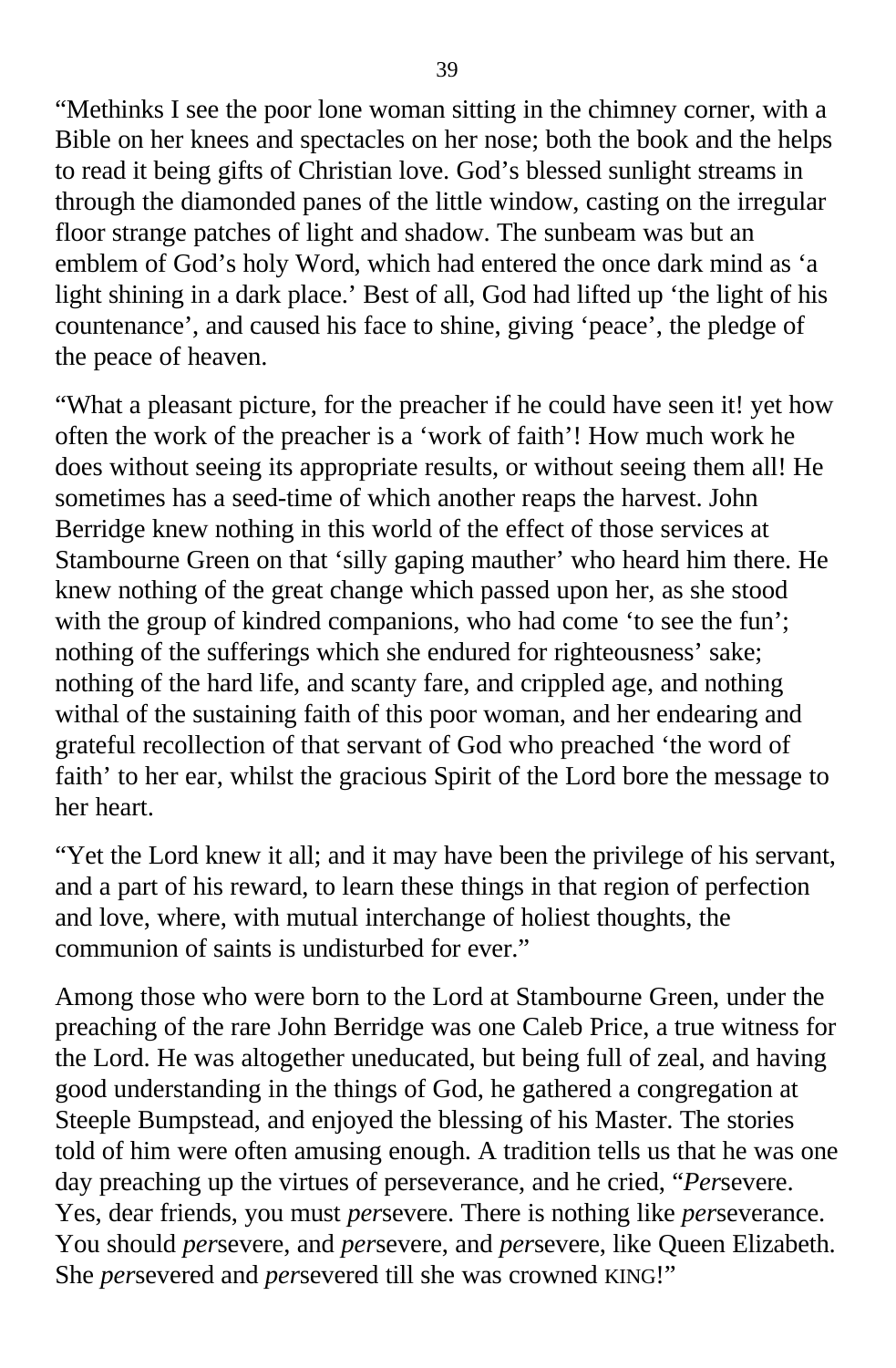“Methinks I see the poor lone woman sitting in the chimney corner, with a Bible on her knees and spectacles on her nose; both the book and the helps to read it being gifts of Christian love. God’s blessed sunlight streams in through the diamonded panes of the little window, casting on the irregular floor strange patches of light and shadow. The sunbeam was but an emblem of God’s holy Word, which had entered the once dark mind as ‘a light shining in a dark place.’ Best of all, God had lifted up ‘the light of his countenance’, and caused his face to shine, giving ‘peace’, the pledge of the peace of heaven.

“What a pleasant picture, for the preacher if he could have seen it! yet how often the work of the preacher is a ‘work of faith’! How much work he does without seeing its appropriate results, or without seeing them all! He sometimes has a seed-time of which another reaps the harvest. John Berridge knew nothing in this world of the effect of those services at Stambourne Green on that ‘silly gaping mauther’ who heard him there. He knew nothing of the great change which passed upon her, as she stood with the group of kindred companions, who had come ‘to see the fun’; nothing of the sufferings which she endured for righteousness’ sake; nothing of the hard life, and scanty fare, and crippled age, and nothing withal of the sustaining faith of this poor woman, and her endearing and grateful recollection of that servant of God who preached ‘the word of faith’ to her ear, whilst the gracious Spirit of the Lord bore the message to her heart.

“Yet the Lord knew it all; and it may have been the privilege of his servant, and a part of his reward, to learn these things in that region of perfection and love, where, with mutual interchange of holiest thoughts, the communion of saints is undisturbed for ever.”

Among those who were born to the Lord at Stambourne Green, under the preaching of the rare John Berridge was one Caleb Price, a true witness for the Lord. He was altogether uneducated, but being full of zeal, and having good understanding in the things of God, he gathered a congregation at Steeple Bumpstead, and enjoyed the blessing of his Master. The stories told of him were often amusing enough. A tradition tells us that he was one day preaching up the virtues of perseverance, and he cried, “*Per*severe. Yes, dear friends, you must *per*severe. There is nothing like *per*severance. You should *per*severe, and *per*severe, and *per*severe, like Queen Elizabeth. She *per*severed and *per*severed till she was crowned KING!”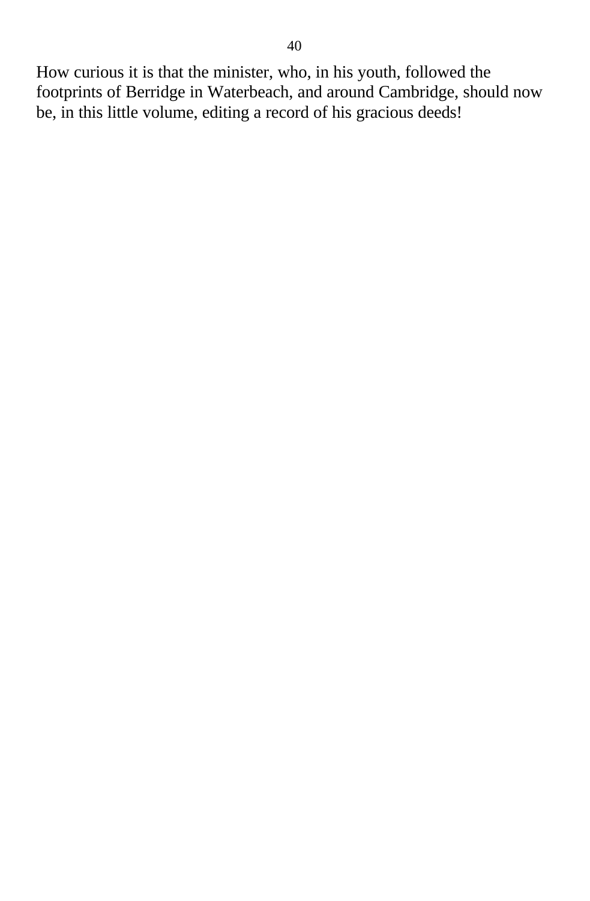How curious it is that the minister, who, in his youth, followed the footprints of Berridge in Waterbeach, and around Cambridge, should now be, in this little volume, editing a record of his gracious deeds!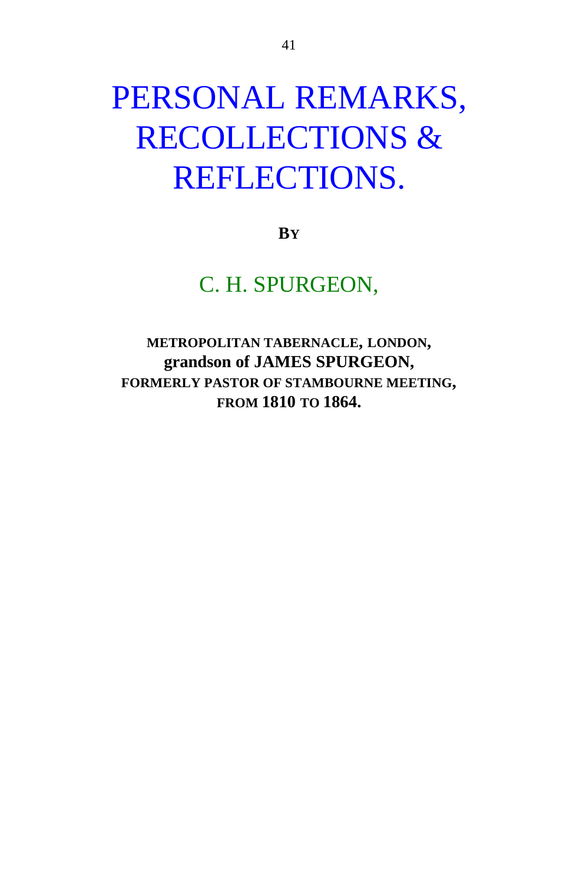# PERSONAL REMARKS, RECOLLECTIONS & REFLECTIONS.

**BY**

## C. H. SPURGEON,

**METROPOLITAN TABERNACLE, LONDON,**
**grandson of JAMES SPURGEON,**
**FORMERLY PASTOR OF STAMBOURNE MEETING,**
**FROM 1810 TO 1864.**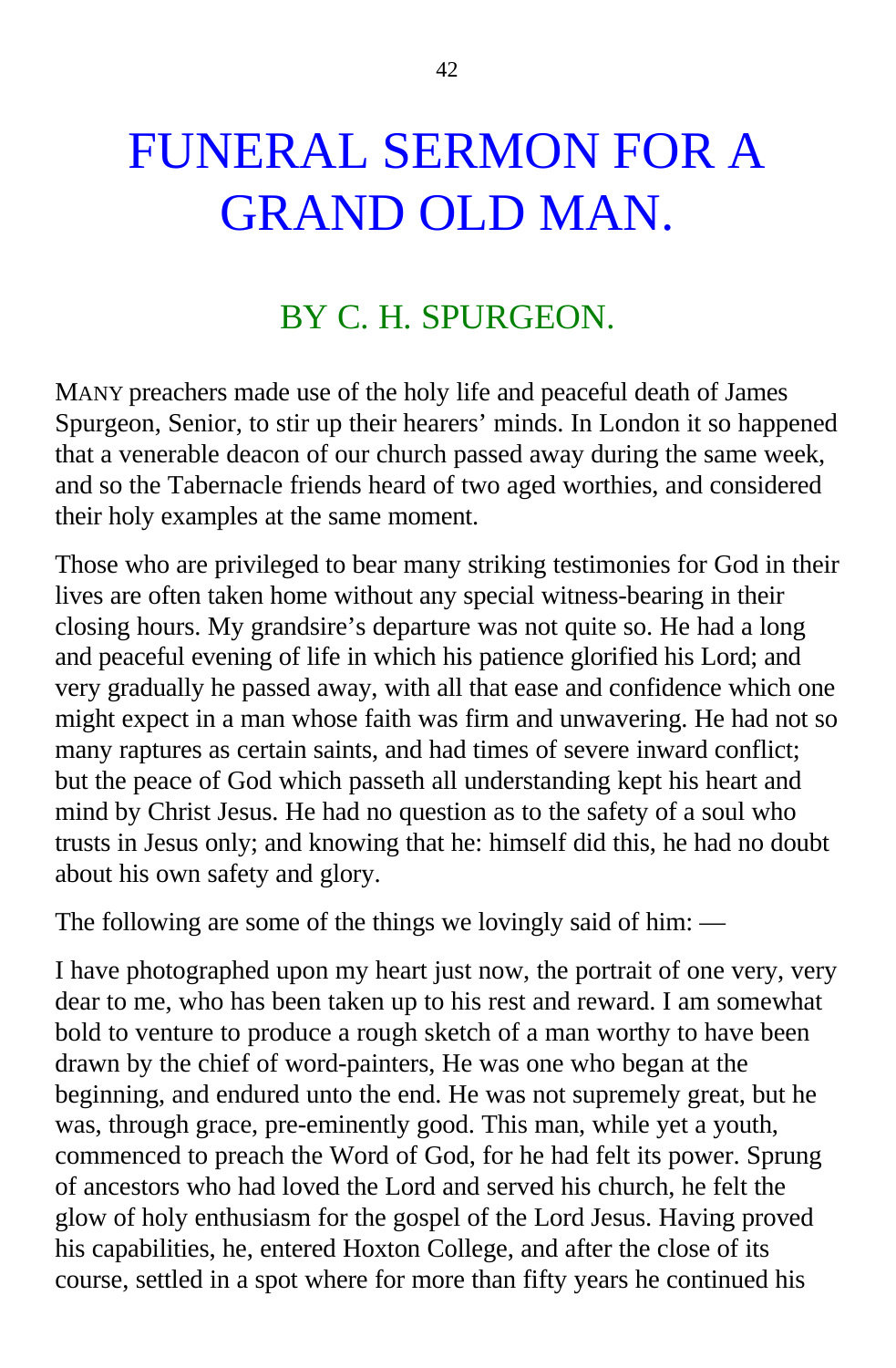# FUNERAL SERMON FOR A GRAND OLD MAN.

## BY C. H. SPURGEON.

MANY preachers made use of the holy life and peaceful death of James Spurgeon, Senior, to stir up their hearers' minds. In London it so happened that a venerable deacon of our church passed away during the same week, and so the Tabernacle friends heard of two aged worthies, and considered their holy examples at the same moment.

Those who are privileged to bear many striking testimonies for God in their lives are often taken home without any special witness-bearing in their closing hours. My grandsire's departure was not quite so. He had a long and peaceful evening of life in which his patience glorified his Lord; and very gradually he passed away, with all that ease and confidence which one might expect in a man whose faith was firm and unwavering. He had not so many raptures as certain saints, and had times of severe inward conflict; but the peace of God which passeth all understanding kept his heart and mind by Christ Jesus. He had no question as to the safety of a soul who trusts in Jesus only; and knowing that he: himself did this, he had no doubt about his own safety and glory.

The following are some of the things we lovingly said of him: —

I have photographed upon my heart just now, the portrait of one very, very dear to me, who has been taken up to his rest and reward. I am somewhat bold to venture to produce a rough sketch of a man worthy to have been drawn by the chief of word-painters, He was one who began at the beginning, and endured unto the end. He was not supremely great, but he was, through grace, pre-eminently good. This man, while yet a youth, commenced to preach the Word of God, for he had felt its power. Sprung of ancestors who had loved the Lord and served his church, he felt the glow of holy enthusiasm for the gospel of the Lord Jesus. Having proved his capabilities, he, entered Hoxton College, and after the close of its course, settled in a spot where for more than fifty years he continued his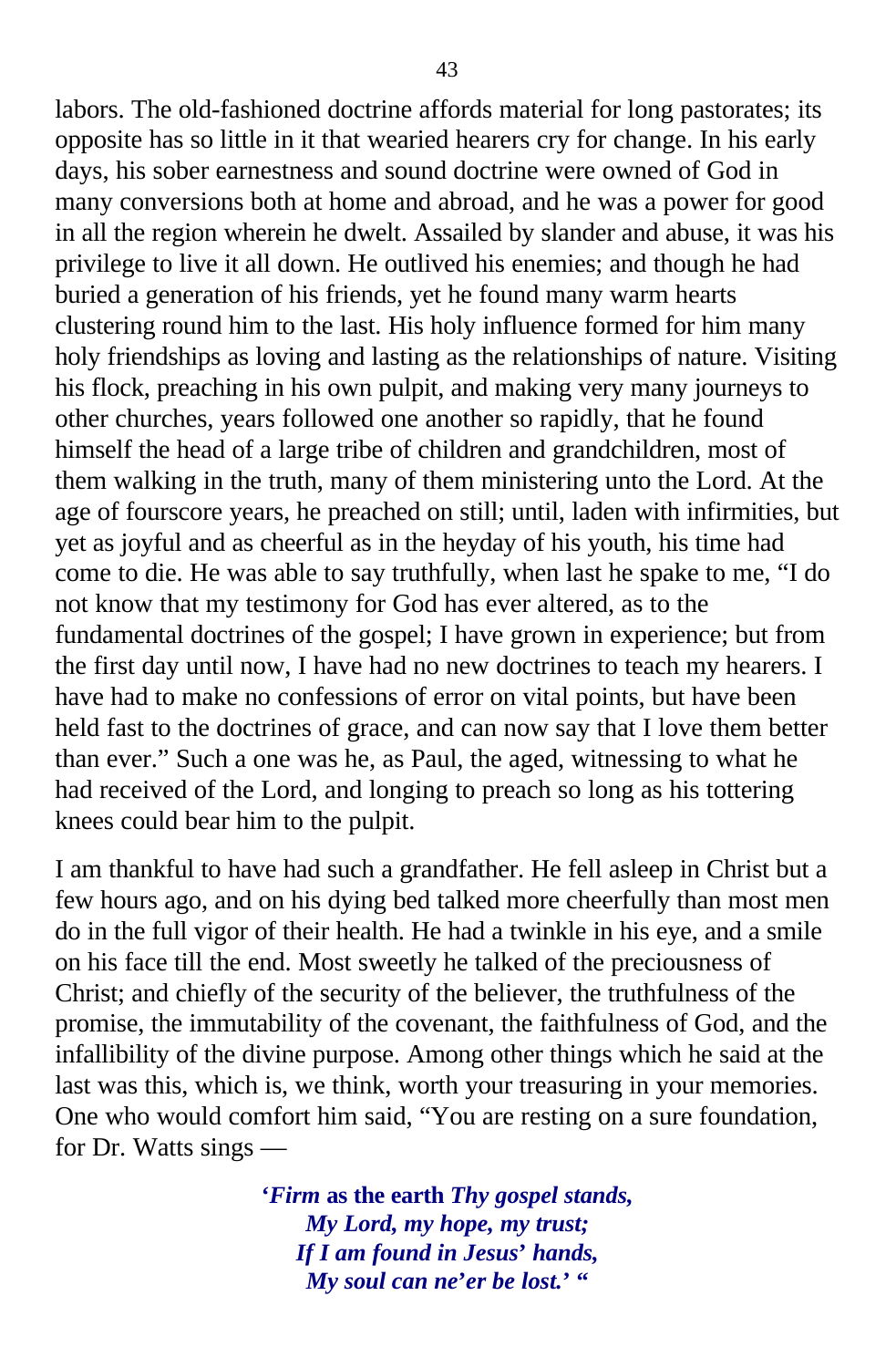labors. The old-fashioned doctrine affords material for long pastorates; its opposite has so little in it that wearied hearers cry for change. In his early days, his sober earnestness and sound doctrine were owned of God in many conversions both at home and abroad, and he was a power for good in all the region wherein he dwelt. Assailed by slander and abuse, it was his privilege to live it all down. He outlived his enemies; and though he had buried a generation of his friends, yet he found many warm hearts clustering round him to the last. His holy influence formed for him many holy friendships as loving and lasting as the relationships of nature. Visiting his flock, preaching in his own pulpit, and making very many journeys to other churches, years followed one another so rapidly, that he found himself the head of a large tribe of children and grandchildren, most of them walking in the truth, many of them ministering unto the Lord. At the age of fourscore years, he preached on still; until, laden with infirmities, but yet as joyful and as cheerful as in the heyday of his youth, his time had come to die. He was able to say truthfully, when last he spake to me, "I do not know that my testimony for God has ever altered, as to the fundamental doctrines of the gospel; I have grown in experience; but from the first day until now, I have had no new doctrines to teach my hearers. I have had to make no confessions of error on vital points, but have been held fast to the doctrines of grace, and can now say that I love them better than ever." Such a one was he, as Paul, the aged, witnessing to what he had received of the Lord, and longing to preach so long as his tottering knees could bear him to the pulpit.

I am thankful to have had such a grandfather. He fell asleep in Christ but a few hours ago, and on his dying bed talked more cheerfully than most men do in the full vigor of their health. He had a twinkle in his eye, and a smile on his face till the end. Most sweetly he talked of the preciousness of Christ; and chiefly of the security of the believer, the truthfulness of the promise, the immutability of the covenant, the faithfulness of God, and the infallibility of the divine purpose. Among other things which he said at the last was this, which is, we think, worth your treasuring in your memories. One who would comfort him said, "You are resting on a sure foundation, for Dr. Watts sings —

> **'*Firm* as the earth *Thy gospel stands,***
> ***My Lord, my hope, my trust;***
> ***If I am found in Jesus' hands,***
> ***My soul can ne'er be lost.'* "**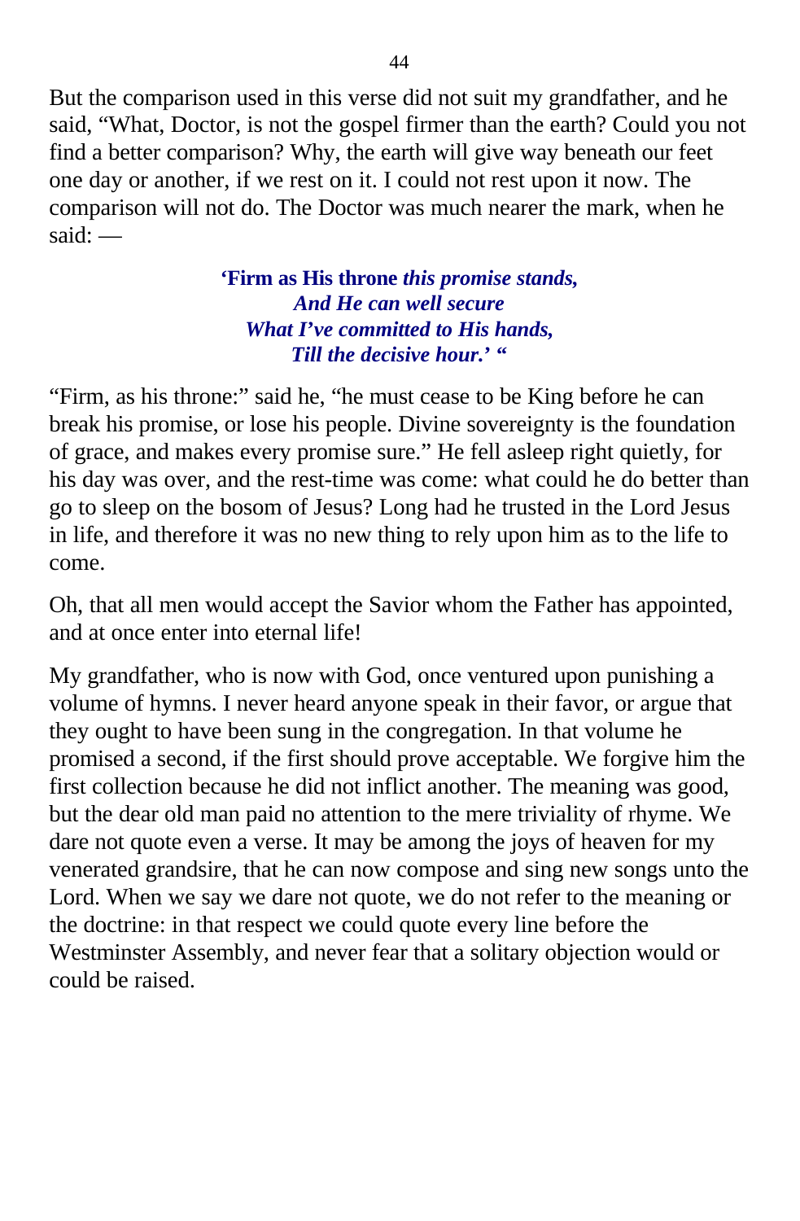But the comparison used in this verse did not suit my grandfather, and he said, "What, Doctor, is not the gospel firmer than the earth? Could you not find a better comparison? Why, the earth will give way beneath our feet one day or another, if we rest on it. I could not rest upon it now. The comparison will not do. The Doctor was much nearer the mark, when he said: —

> **'Firm as His throne** ***this promise stands,***
> ***And He can well secure***
> ***What I've committed to His hands,***
> ***Till the decisive hour.' "***

"Firm, as his throne:" said he, "he must cease to be King before he can break his promise, or lose his people. Divine sovereignty is the foundation of grace, and makes every promise sure." He fell asleep right quietly, for his day was over, and the rest-time was come: what could he do better than go to sleep on the bosom of Jesus? Long had he trusted in the Lord Jesus in life, and therefore it was no new thing to rely upon him as to the life to come.

Oh, that all men would accept the Savior whom the Father has appointed, and at once enter into eternal life!

My grandfather, who is now with God, once ventured upon punishing a volume of hymns. I never heard anyone speak in their favor, or argue that they ought to have been sung in the congregation. In that volume he promised a second, if the first should prove acceptable. We forgive him the first collection because he did not inflict another. The meaning was good, but the dear old man paid no attention to the mere triviality of rhyme. We dare not quote even a verse. It may be among the joys of heaven for my venerated grandsire, that he can now compose and sing new songs unto the Lord. When we say we dare not quote, we do not refer to the meaning or the doctrine: in that respect we could quote every line before the Westminster Assembly, and never fear that a solitary objection would or could be raised.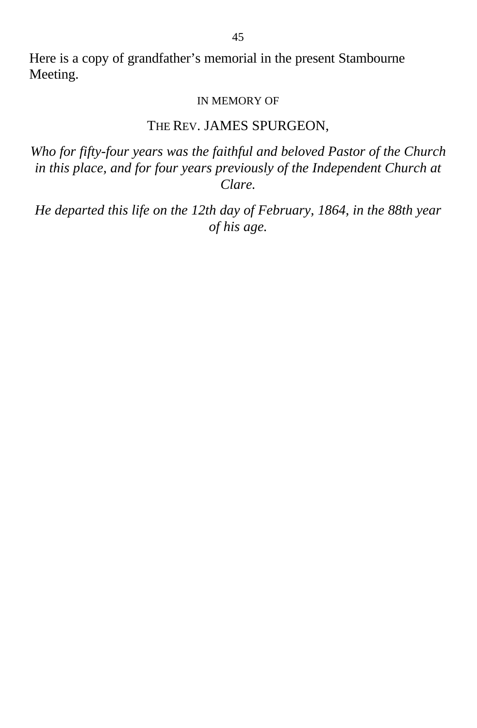Here is a copy of grandfather's memorial in the present Stambourne Meeting.

<center>IN MEMORY OF</center>

<center>THE REV. JAMES SPURGEON,</center>

*Who for fifty-four years was the faithful and beloved Pastor of the Church in this place, and for four years previously of the Independent Church at Clare.*

*He departed this life on the 12th day of February, 1864, in the 88th year of his age.*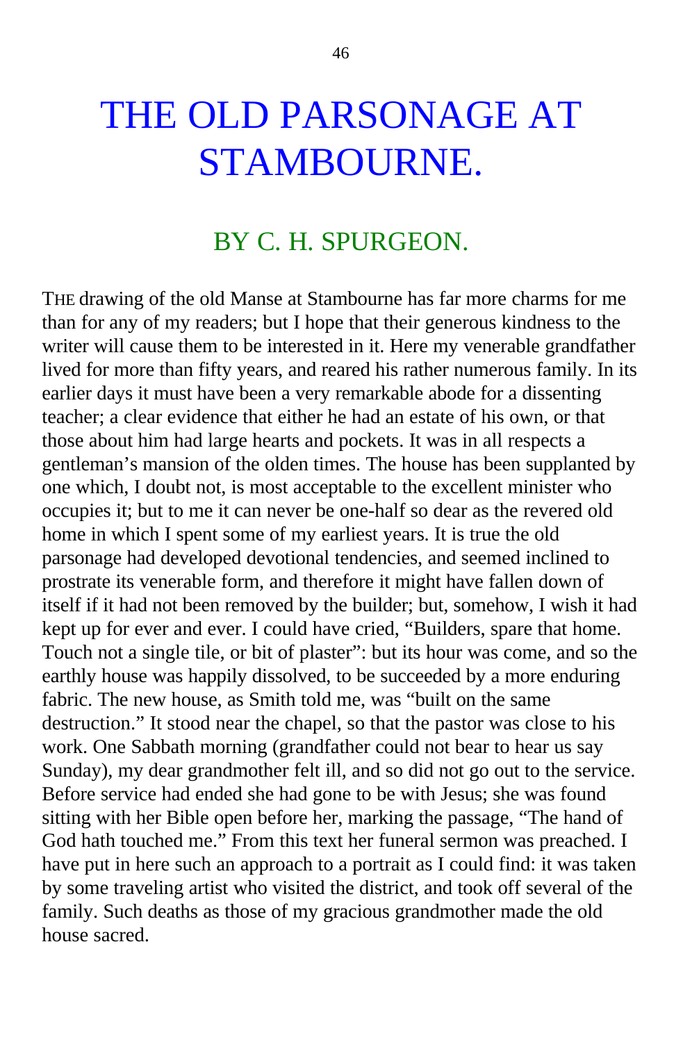# THE OLD PARSONAGE AT STAMBOURNE.

## BY C. H. SPURGEON.

THE drawing of the old Manse at Stambourne has far more charms for me than for any of my readers; but I hope that their generous kindness to the writer will cause them to be interested in it. Here my venerable grandfather lived for more than fifty years, and reared his rather numerous family. In its earlier days it must have been a very remarkable abode for a dissenting teacher; a clear evidence that either he had an estate of his own, or that those about him had large hearts and pockets. It was in all respects a gentleman's mansion of the olden times. The house has been supplanted by one which, I doubt not, is most acceptable to the excellent minister who occupies it; but to me it can never be one-half so dear as the revered old home in which I spent some of my earliest years. It is true the old parsonage had developed devotional tendencies, and seemed inclined to prostrate its venerable form, and therefore it might have fallen down of itself if it had not been removed by the builder; but, somehow, I wish it had kept up for ever and ever. I could have cried, "Builders, spare that home. Touch not a single tile, or bit of plaster": but its hour was come, and so the earthly house was happily dissolved, to be succeeded by a more enduring fabric. The new house, as Smith told me, was "built on the same destruction." It stood near the chapel, so that the pastor was close to his work. One Sabbath morning (grandfather could not bear to hear us say Sunday), my dear grandmother felt ill, and so did not go out to the service. Before service had ended she had gone to be with Jesus; she was found sitting with her Bible open before her, marking the passage, "The hand of God hath touched me." From this text her funeral sermon was preached. I have put in here such an approach to a portrait as I could find: it was taken by some traveling artist who visited the district, and took off several of the family. Such deaths as those of my gracious grandmother made the old house sacred.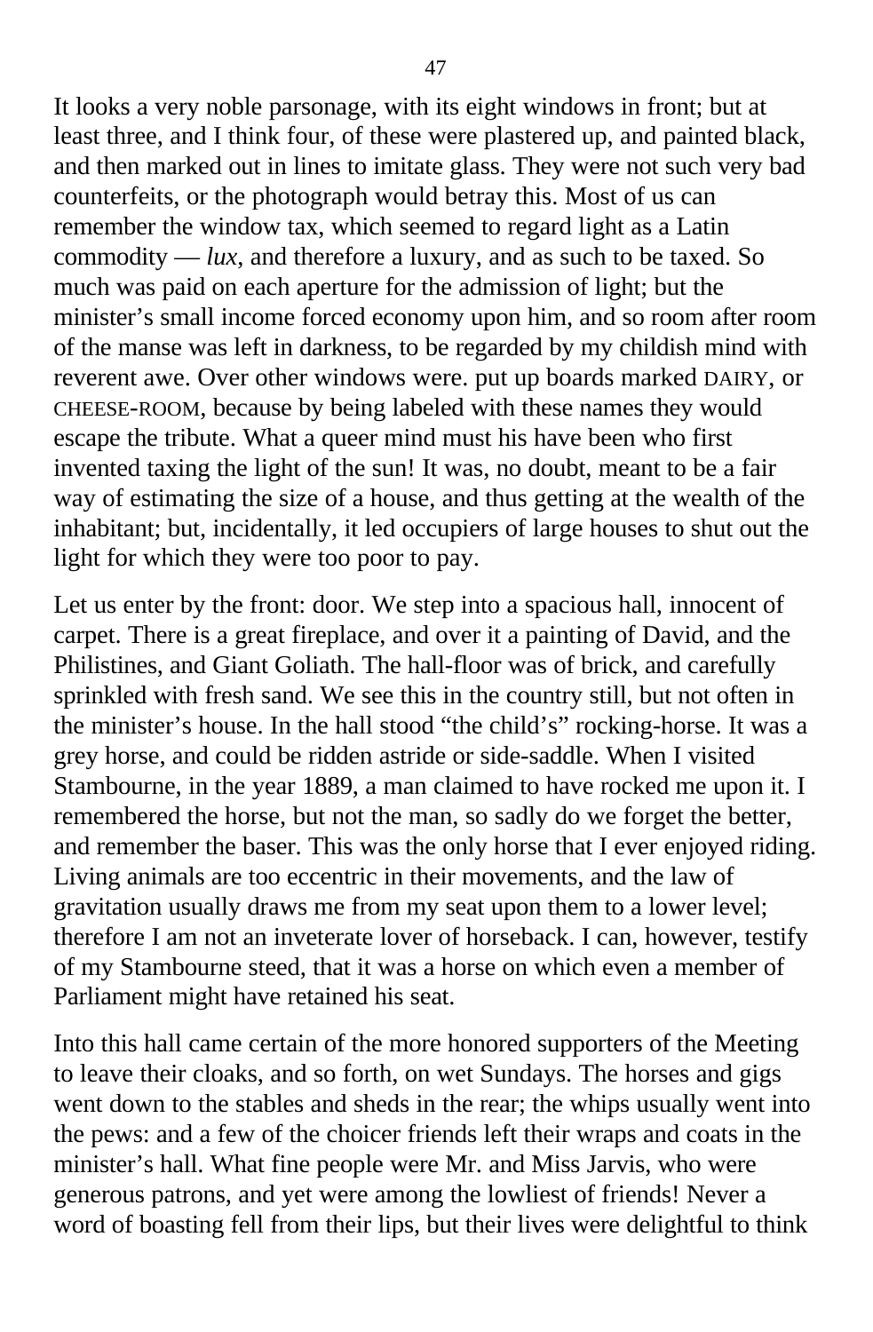It looks a very noble parsonage, with its eight windows in front; but at least three, and I think four, of these were plastered up, and painted black, and then marked out in lines to imitate glass. They were not such very bad counterfeits, or the photograph would betray this. Most of us can remember the window tax, which seemed to regard light as a Latin commodity — *lux*, and therefore a luxury, and as such to be taxed. So much was paid on each aperture for the admission of light; but the minister's small income forced economy upon him, and so room after room of the manse was left in darkness, to be regarded by my childish mind with reverent awe. Over other windows were. put up boards marked DAIRY, or CHEESE-ROOM, because by being labeled with these names they would escape the tribute. What a queer mind must his have been who first invented taxing the light of the sun! It was, no doubt, meant to be a fair way of estimating the size of a house, and thus getting at the wealth of the inhabitant; but, incidentally, it led occupiers of large houses to shut out the light for which they were too poor to pay.

Let us enter by the front: door. We step into a spacious hall, innocent of carpet. There is a great fireplace, and over it a painting of David, and the Philistines, and Giant Goliath. The hall-floor was of brick, and carefully sprinkled with fresh sand. We see this in the country still, but not often in the minister's house. In the hall stood "the child's" rocking-horse. It was a grey horse, and could be ridden astride or side-saddle. When I visited Stambourne, in the year 1889, a man claimed to have rocked me upon it. I remembered the horse, but not the man, so sadly do we forget the better, and remember the baser. This was the only horse that I ever enjoyed riding. Living animals are too eccentric in their movements, and the law of gravitation usually draws me from my seat upon them to a lower level; therefore I am not an inveterate lover of horseback. I can, however, testify of my Stambourne steed, that it was a horse on which even a member of Parliament might have retained his seat.

Into this hall came certain of the more honored supporters of the Meeting to leave their cloaks, and so forth, on wet Sundays. The horses and gigs went down to the stables and sheds in the rear; the whips usually went into the pews: and a few of the choicer friends left their wraps and coats in the minister's hall. What fine people were Mr. and Miss Jarvis, who were generous patrons, and yet were among the lowliest of friends! Never a word of boasting fell from their lips, but their lives were delightful to think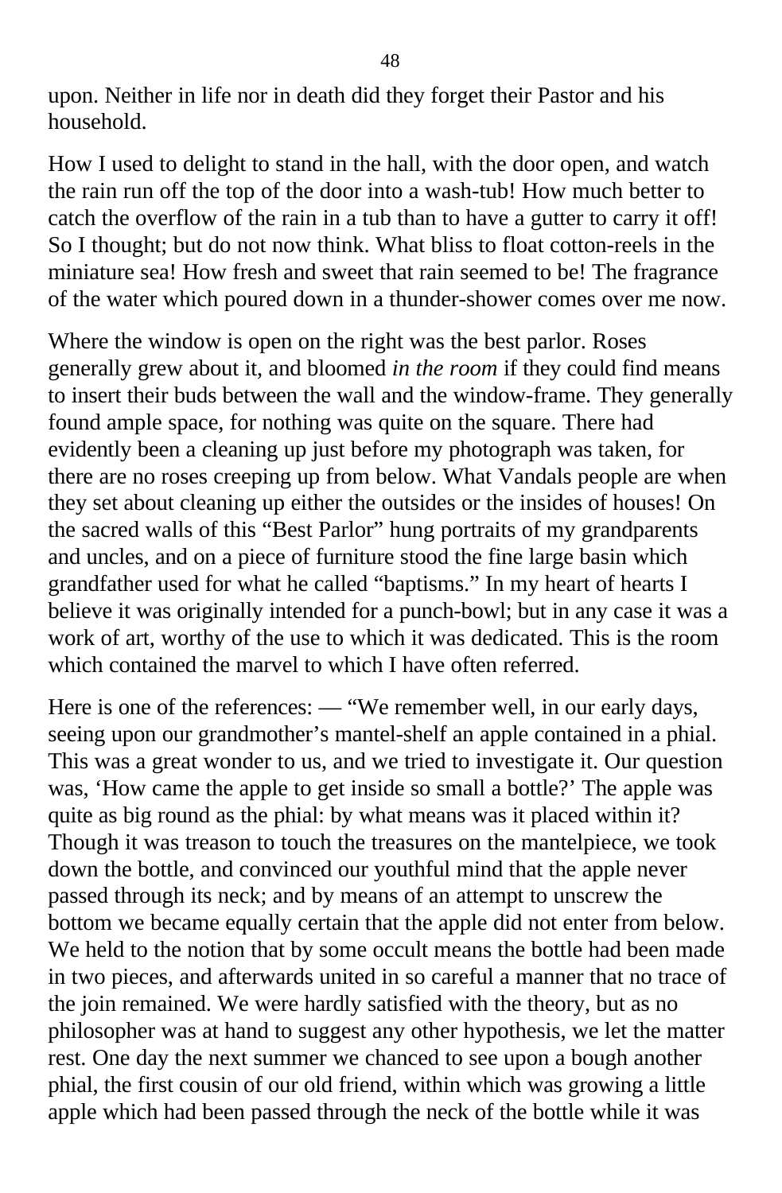upon. Neither in life nor in death did they forget their Pastor and his household.

How I used to delight to stand in the hall, with the door open, and watch the rain run off the top of the door into a wash-tub! How much better to catch the overflow of the rain in a tub than to have a gutter to carry it off! So I thought; but do not now think. What bliss to float cotton-reels in the miniature sea! How fresh and sweet that rain seemed to be! The fragrance of the water which poured down in a thunder-shower comes over me now.

Where the window is open on the right was the best parlor. Roses generally grew about it, and bloomed *in the room* if they could find means to insert their buds between the wall and the window-frame. They generally found ample space, for nothing was quite on the square. There had evidently been a cleaning up just before my photograph was taken, for there are no roses creeping up from below. What Vandals people are when they set about cleaning up either the outsides or the insides of houses! On the sacred walls of this "Best Parlor" hung portraits of my grandparents and uncles, and on a piece of furniture stood the fine large basin which grandfather used for what he called "baptisms." In my heart of hearts I believe it was originally intended for a punch-bowl; but in any case it was a work of art, worthy of the use to which it was dedicated. This is the room which contained the marvel to which I have often referred.

Here is one of the references: — "We remember well, in our early days, seeing upon our grandmother's mantel-shelf an apple contained in a phial. This was a great wonder to us, and we tried to investigate it. Our question was, 'How came the apple to get inside so small a bottle?' The apple was quite as big round as the phial: by what means was it placed within it? Though it was treason to touch the treasures on the mantelpiece, we took down the bottle, and convinced our youthful mind that the apple never passed through its neck; and by means of an attempt to unscrew the bottom we became equally certain that the apple did not enter from below. We held to the notion that by some occult means the bottle had been made in two pieces, and afterwards united in so careful a manner that no trace of the join remained. We were hardly satisfied with the theory, but as no philosopher was at hand to suggest any other hypothesis, we let the matter rest. One day the next summer we chanced to see upon a bough another phial, the first cousin of our old friend, within which was growing a little apple which had been passed through the neck of the bottle while it was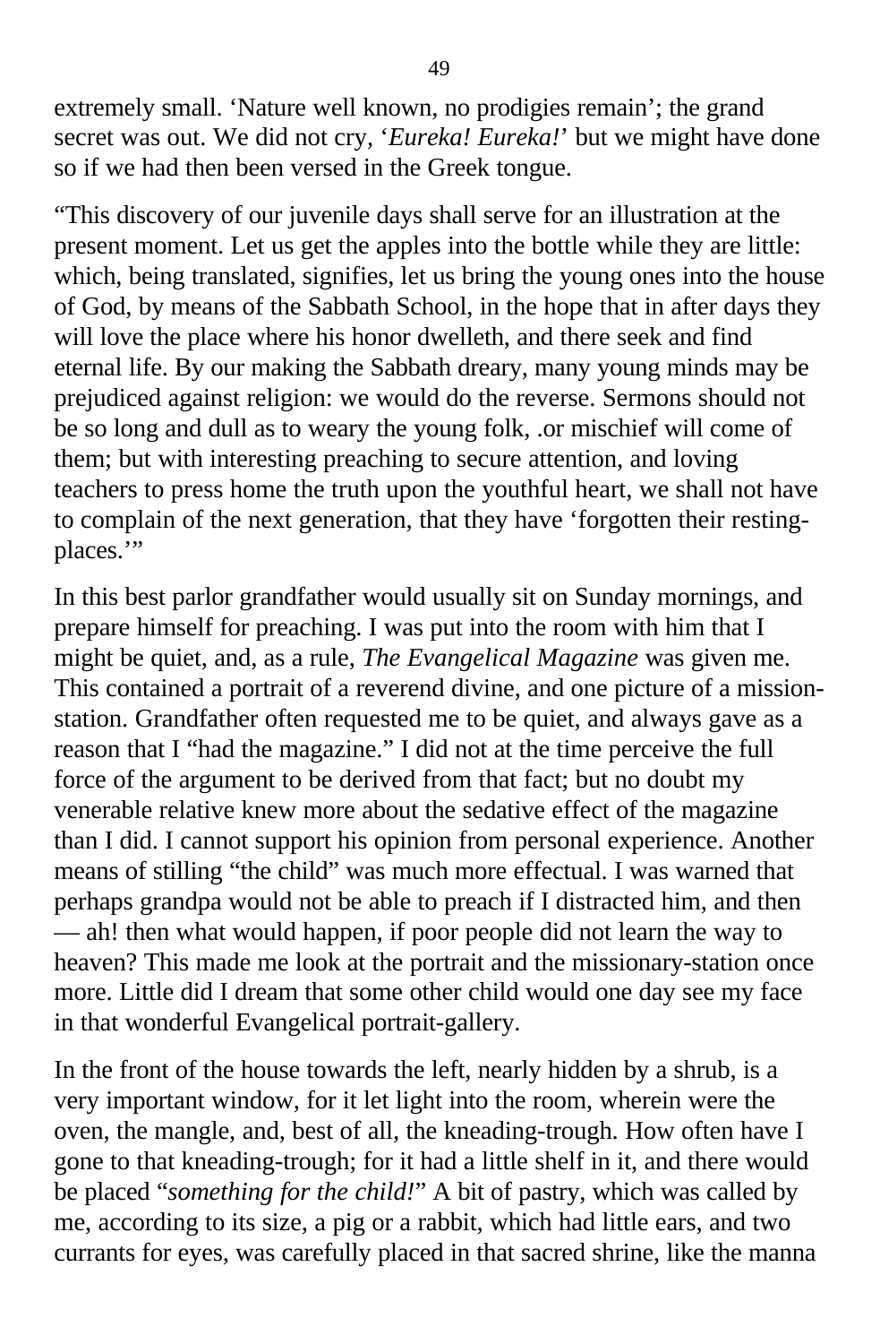extremely small. ‘Nature well known, no prodigies remain’; the grand secret was out. We did not cry, ‘*Eureka! Eureka!*’ but we might have done so if we had then been versed in the Greek tongue.

“This discovery of our juvenile days shall serve for an illustration at the present moment. Let us get the apples into the bottle while they are little: which, being translated, signifies, let us bring the young ones into the house of God, by means of the Sabbath School, in the hope that in after days they will love the place where his honor dwelleth, and there seek and find eternal life. By our making the Sabbath dreary, many young minds may be prejudiced against religion: we would do the reverse. Sermons should not be so long and dull as to weary the young folk, .or mischief will come of them; but with interesting preaching to secure attention, and loving teachers to press home the truth upon the youthful heart, we shall not have to complain of the next generation, that they have ‘forgotten their resting-places.’”

In this best parlor grandfather would usually sit on Sunday mornings, and prepare himself for preaching. I was put into the room with him that I might be quiet, and, as a rule, *The Evangelical Magazine* was given me. This contained a portrait of a reverend divine, and one picture of a mission-station. Grandfather often requested me to be quiet, and always gave as a reason that I “had the magazine.” I did not at the time perceive the full force of the argument to be derived from that fact; but no doubt my venerable relative knew more about the sedative effect of the magazine than I did. I cannot support his opinion from personal experience. Another means of stilling “the child” was much more effectual. I was warned that perhaps grandpa would not be able to preach if I distracted him, and then — ah! then what would happen, if poor people did not learn the way to heaven? This made me look at the portrait and the missionary-station once more. Little did I dream that some other child would one day see my face in that wonderful Evangelical portrait-gallery.

In the front of the house towards the left, nearly hidden by a shrub, is a very important window, for it let light into the room, wherein were the oven, the mangle, and, best of all, the kneading-trough. How often have I gone to that kneading-trough; for it had a little shelf in it, and there would be placed “*something for the child!*” A bit of pastry, which was called by me, according to its size, a pig or a rabbit, which had little ears, and two currants for eyes, was carefully placed in that sacred shrine, like the manna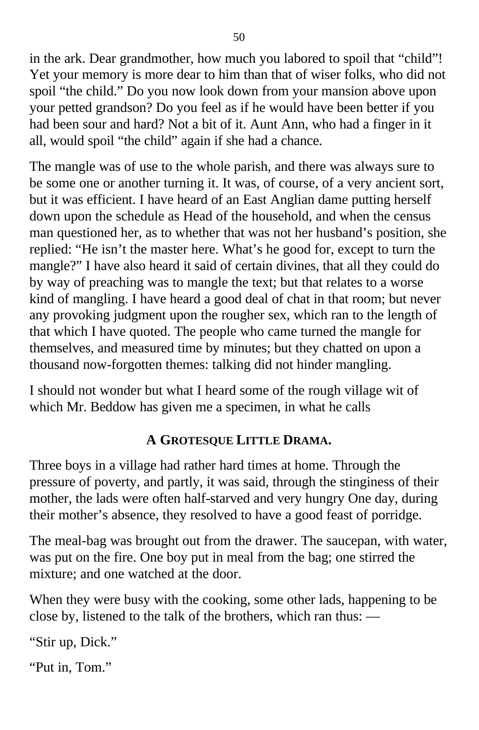in the ark. Dear grandmother, how much you labored to spoil that “child”! Yet your memory is more dear to him than that of wiser folks, who did not spoil “the child.” Do you now look down from your mansion above upon your petted grandson? Do you feel as if he would have been better if you had been sour and hard? Not a bit of it. Aunt Ann, who had a finger in it all, would spoil “the child” again if she had a chance.

The mangle was of use to the whole parish, and there was always sure to be some one or another turning it. It was, of course, of a very ancient sort, but it was efficient. I have heard of an East Anglian dame putting herself down upon the schedule as Head of the household, and when the census man questioned her, as to whether that was not her husband’s position, she replied: “He isn’t the master here. What’s he good for, except to turn the mangle?” I have also heard it said of certain divines, that all they could do by way of preaching was to mangle the text; but that relates to a worse kind of mangling. I have heard a good deal of chat in that room; but never any provoking judgment upon the rougher sex, which ran to the length of that which I have quoted. The people who came turned the mangle for themselves, and measured time by minutes; but they chatted on upon a thousand now-forgotten themes: talking did not hinder mangling.

I should not wonder but what I heard some of the rough village wit of which Mr. Beddow has given me a specimen, in what he calls

### A Grotesque Little Drama.

Three boys in a village had rather hard times at home. Through the pressure of poverty, and partly, it was said, through the stinginess of their mother, the lads were often half-starved and very hungry One day, during their mother’s absence, they resolved to have a good feast of porridge.

The meal-bag was brought out from the drawer. The saucepan, with water, was put on the fire. One boy put in meal from the bag; one stirred the mixture; and one watched at the door.

When they were busy with the cooking, some other lads, happening to be close by, listened to the talk of the brothers, which ran thus: —

“Stir up, Dick.”

“Put in, Tom.”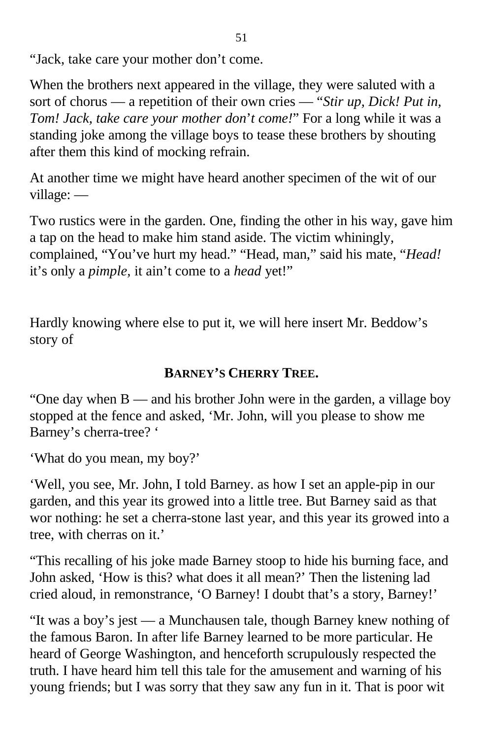“Jack, take care your mother don’t come.

When the brothers next appeared in the village, they were saluted with a sort of chorus — a repetition of their own cries — “*Stir up, Dick! Put in, Tom! Jack, take care your mother don*’*t come!*” For a long while it was a standing joke among the village boys to tease these brothers by shouting after them this kind of mocking refrain.

At another time we might have heard another specimen of the wit of our village: —

Two rustics were in the garden. One, finding the other in his way, gave him a tap on the head to make him stand aside. The victim whiningly, complained, “You’ve hurt my head.” “Head, man,” said his mate, “*Head!* it’s only a *pimple,* it ain’t come to a *head* yet!”

Hardly knowing where else to put it, we will here insert Mr. Beddow’s story of

## BARNEY’S CHERRY TREE.

“One day when B — and his brother John were in the garden, a village boy stopped at the fence and asked, ‘Mr. John, will you please to show me Barney’s cherra-tree? ‘

‘What do you mean, my boy?’

‘Well, you see, Mr. John, I told Barney. as how I set an apple-pip in our garden, and this year its growed into a little tree. But Barney said as that wor nothing: he set a cherra-stone last year, and this year its growed into a tree, with cherras on it.’

“This recalling of his joke made Barney stoop to hide his burning face, and John asked, ‘How is this? what does it all mean?’ Then the listening lad cried aloud, in remonstrance, ‘O Barney! I doubt that’s a story, Barney!’

“It was a boy’s jest — a Munchausen tale, though Barney knew nothing of the famous Baron. In after life Barney learned to be more particular. He heard of George Washington, and henceforth scrupulously respected the truth. I have heard him tell this tale for the amusement and warning of his young friends; but I was sorry that they saw any fun in it. That is poor wit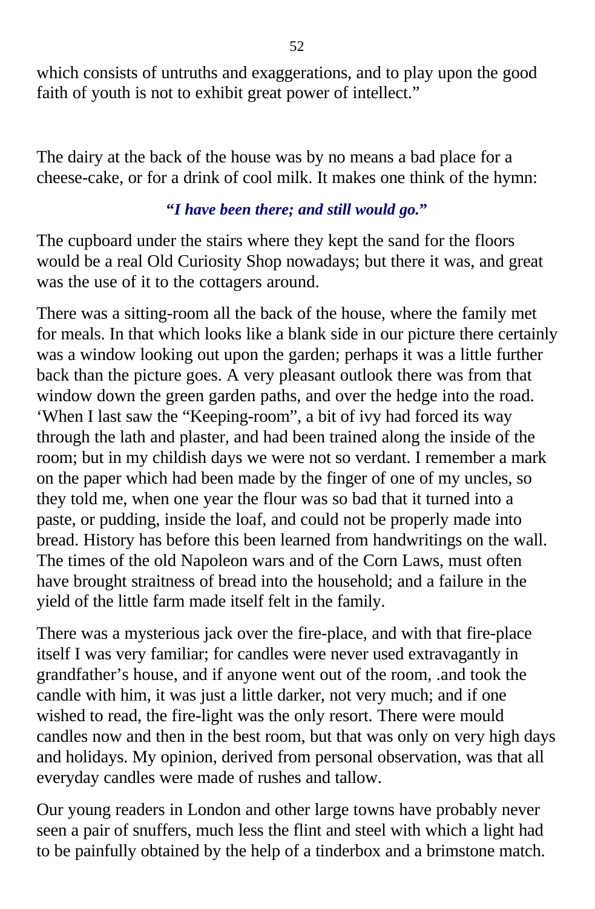which consists of untruths and exaggerations, and to play upon the good faith of youth is not to exhibit great power of intellect."

The dairy at the back of the house was by no means a bad place for a cheese-cake, or for a drink of cool milk. It makes one think of the hymn:

***"I have been there; and still would go."***

The cupboard under the stairs where they kept the sand for the floors would be a real Old Curiosity Shop nowadays; but there it was, and great was the use of it to the cottagers around.

There was a sitting-room all the back of the house, where the family met for meals. In that which looks like a blank side in our picture there certainly was a window looking out upon the garden; perhaps it was a little further back than the picture goes. A very pleasant outlook there was from that window down the green garden paths, and over the hedge into the road. 'When I last saw the "Keeping-room", a bit of ivy had forced its way through the lath and plaster, and had been trained along the inside of the room; but in my childish days we were not so verdant. I remember a mark on the paper which had been made by the finger of one of my uncles, so they told me, when one year the flour was so bad that it turned into a paste, or pudding, inside the loaf, and could not be properly made into bread. History has before this been learned from handwritings on the wall. The times of the old Napoleon wars and of the Corn Laws, must often have brought straitness of bread into the household; and a failure in the yield of the little farm made itself felt in the family.

There was a mysterious jack over the fire-place, and with that fire-place itself I was very familiar; for candles were never used extravagantly in grandfather's house, and if anyone went out of the room, .and took the candle with him, it was just a little darker, not very much; and if one wished to read, the fire-light was the only resort. There were mould candles now and then in the best room, but that was only on very high days and holidays. My opinion, derived from personal observation, was that all everyday candles were made of rushes and tallow.

Our young readers in London and other large towns have probably never seen a pair of snuffers, much less the flint and steel with which a light had to be painfully obtained by the help of a tinderbox and a brimstone match.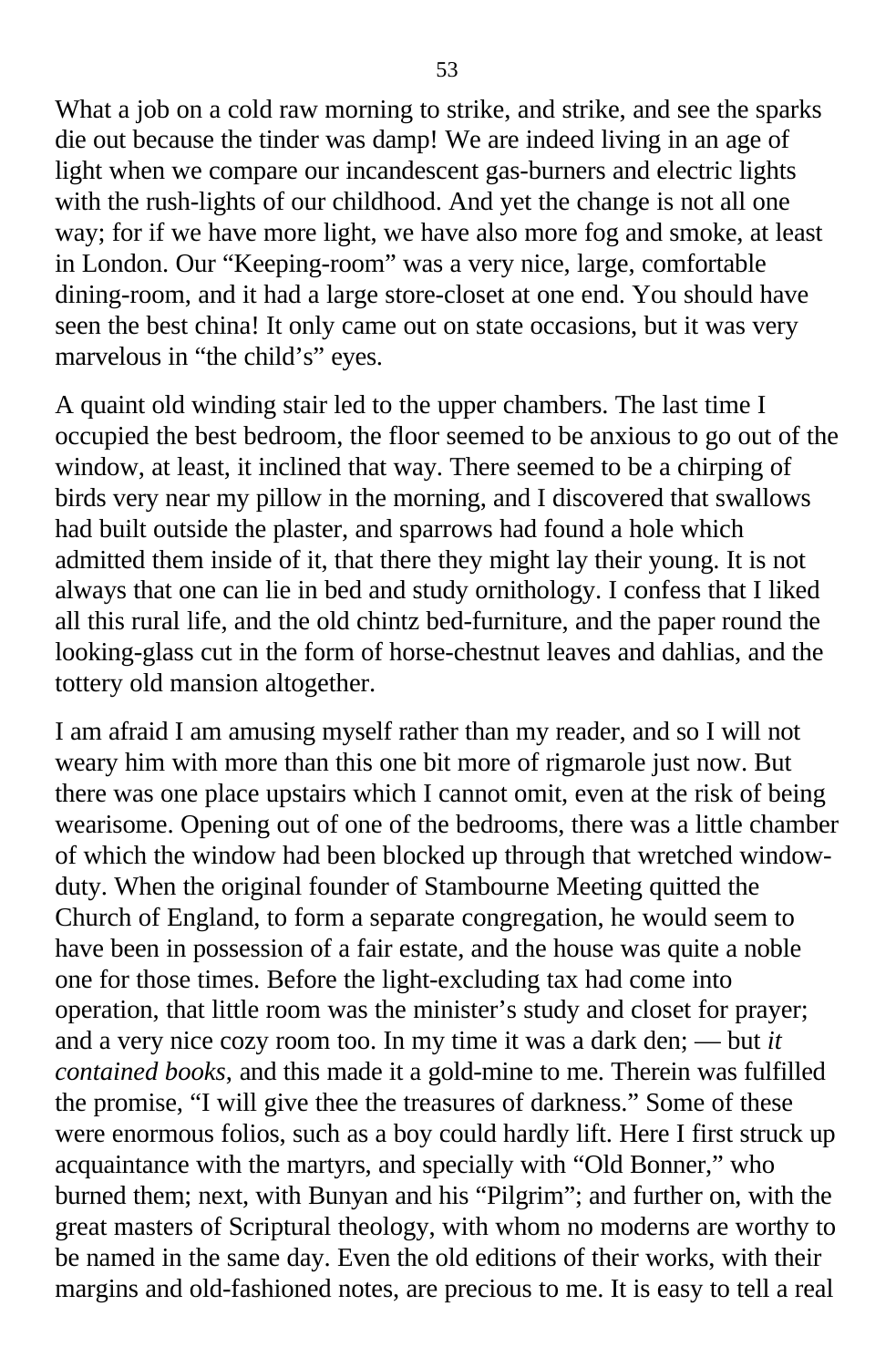What a job on a cold raw morning to strike, and strike, and see the sparks die out because the tinder was damp! We are indeed living in an age of light when we compare our incandescent gas-burners and electric lights with the rush-lights of our childhood. And yet the change is not all one way; for if we have more light, we have also more fog and smoke, at least in London. Our "Keeping-room" was a very nice, large, comfortable dining-room, and it had a large store-closet at one end. You should have seen the best china! It only came out on state occasions, but it was very marvelous in "the child's" eyes.

A quaint old winding stair led to the upper chambers. The last time I occupied the best bedroom, the floor seemed to be anxious to go out of the window, at least, it inclined that way. There seemed to be a chirping of birds very near my pillow in the morning, and I discovered that swallows had built outside the plaster, and sparrows had found a hole which admitted them inside of it, that there they might lay their young. It is not always that one can lie in bed and study ornithology. I confess that I liked all this rural life, and the old chintz bed-furniture, and the paper round the looking-glass cut in the form of horse-chestnut leaves and dahlias, and the tottery old mansion altogether.

I am afraid I am amusing myself rather than my reader, and so I will not weary him with more than this one bit more of rigmarole just now. But there was one place upstairs which I cannot omit, even at the risk of being wearisome. Opening out of one of the bedrooms, there was a little chamber of which the window had been blocked up through that wretched window-duty. When the original founder of Stambourne Meeting quitted the Church of England, to form a separate congregation, he would seem to have been in possession of a fair estate, and the house was quite a noble one for those times. Before the light-excluding tax had come into operation, that little room was the minister's study and closet for prayer; and a very nice cozy room too. In my time it was a dark den; — but *it contained books*, and this made it a gold-mine to me. Therein was fulfilled the promise, "I will give thee the treasures of darkness." Some of these were enormous folios, such as a boy could hardly lift. Here I first struck up acquaintance with the martyrs, and specially with "Old Bonner," who burned them; next, with Bunyan and his "Pilgrim"; and further on, with the great masters of Scriptural theology, with whom no moderns are worthy to be named in the same day. Even the old editions of their works, with their margins and old-fashioned notes, are precious to me. It is easy to tell a real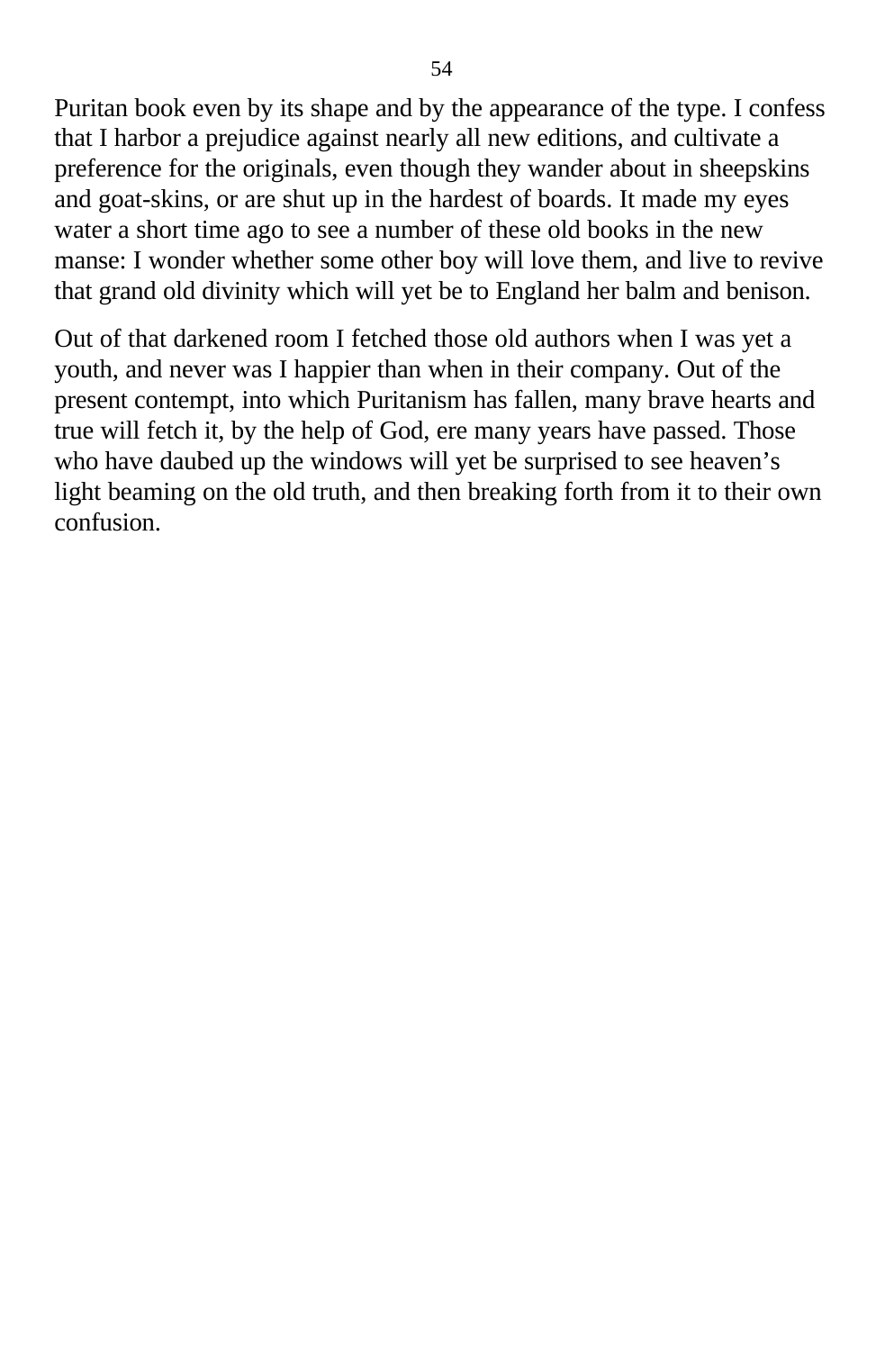Puritan book even by its shape and by the appearance of the type. I confess that I harbor a prejudice against nearly all new editions, and cultivate a preference for the originals, even though they wander about in sheepskins and goat-skins, or are shut up in the hardest of boards. It made my eyes water a short time ago to see a number of these old books in the new manse: I wonder whether some other boy will love them, and live to revive that grand old divinity which will yet be to England her balm and benison.

Out of that darkened room I fetched those old authors when I was yet a youth, and never was I happier than when in their company. Out of the present contempt, into which Puritanism has fallen, many brave hearts and true will fetch it, by the help of God, ere many years have passed. Those who have daubed up the windows will yet be surprised to see heaven's light beaming on the old truth, and then breaking forth from it to their own confusion.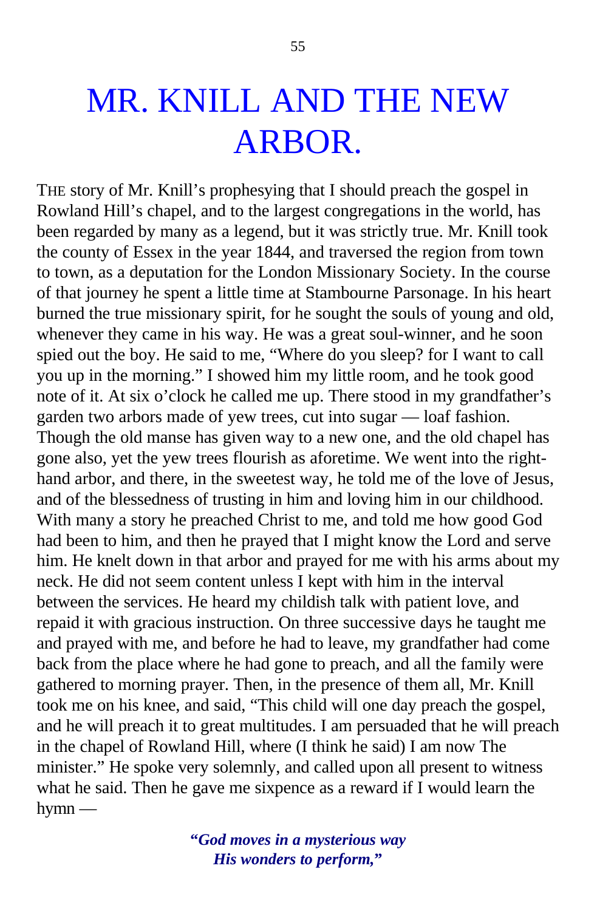# MR. KNILL AND THE NEW ARBOR.

THE story of Mr. Knill's prophesying that I should preach the gospel in Rowland Hill's chapel, and to the largest congregations in the world, has been regarded by many as a legend, but it was strictly true. Mr. Knill took the county of Essex in the year 1844, and traversed the region from town to town, as a deputation for the London Missionary Society. In the course of that journey he spent a little time at Stambourne Parsonage. In his heart burned the true missionary spirit, for he sought the souls of young and old, whenever they came in his way. He was a great soul-winner, and he soon spied out the boy. He said to me, "Where do you sleep? for I want to call you up in the morning." I showed him my little room, and he took good note of it. At six o'clock he called me up. There stood in my grandfather's garden two arbors made of yew trees, cut into sugar — loaf fashion. Though the old manse has given way to a new one, and the old chapel has gone also, yet the yew trees flourish as aforetime. We went into the right-hand arbor, and there, in the sweetest way, he told me of the love of Jesus, and of the blessedness of trusting in him and loving him in our childhood. With many a story he preached Christ to me, and told me how good God had been to him, and then he prayed that I might know the Lord and serve him. He knelt down in that arbor and prayed for me with his arms about my neck. He did not seem content unless I kept with him in the interval between the services. He heard my childish talk with patient love, and repaid it with gracious instruction. On three successive days he taught me and prayed with me, and before he had to leave, my grandfather had come back from the place where he had gone to preach, and all the family were gathered to morning prayer. Then, in the presence of them all, Mr. Knill took me on his knee, and said, "This child will one day preach the gospel, and he will preach it to great multitudes. I am persuaded that he will preach in the chapel of Rowland Hill, where (I think he said) I am now The minister." He spoke very solemnly, and called upon all present to witness what he said. Then he gave me sixpence as a reward if I would learn the hymn —

> ***"God moves in a mysterious way***
> ***His wonders to perform,"***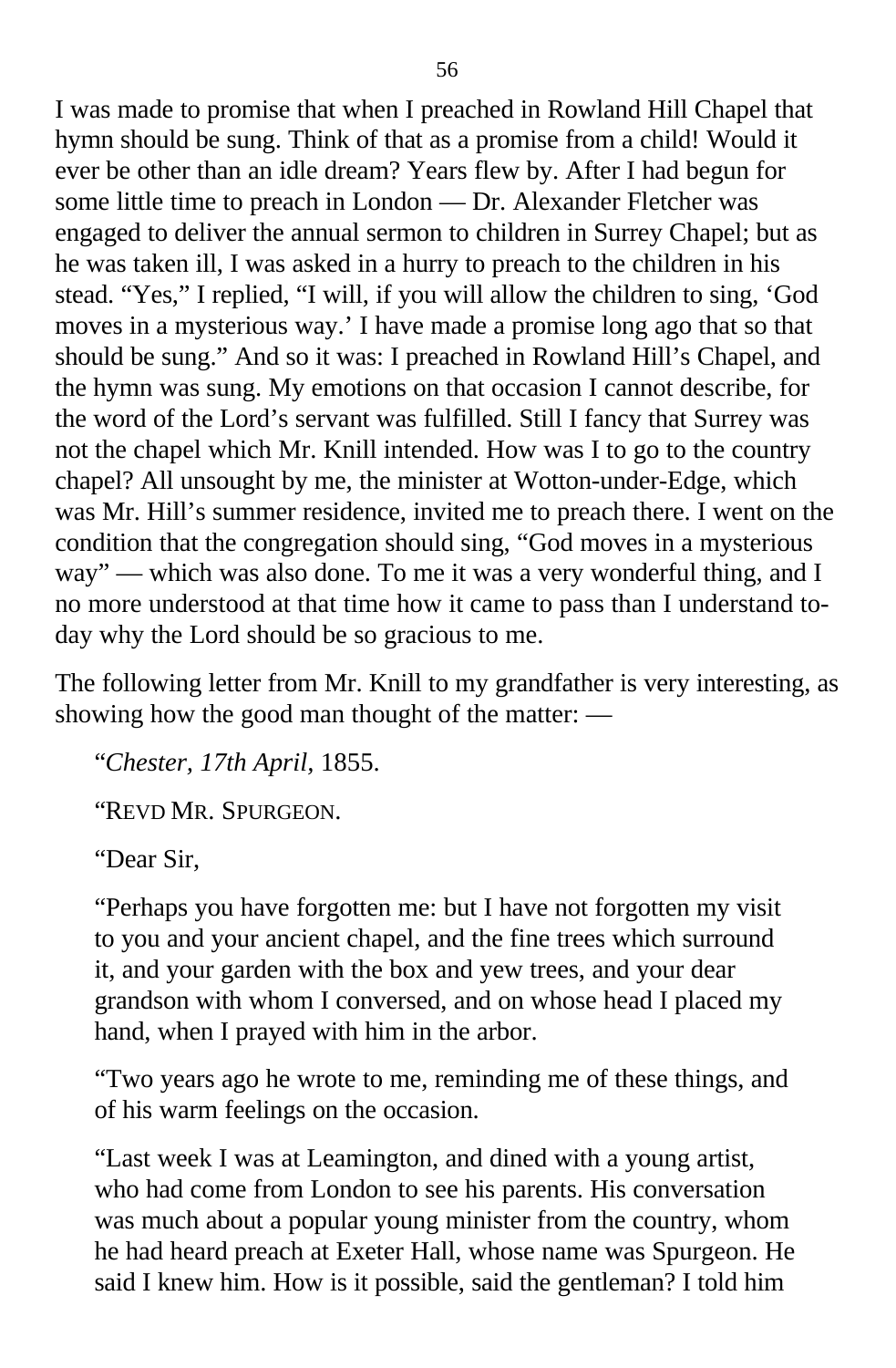I was made to promise that when I preached in Rowland Hill Chapel that hymn should be sung. Think of that as a promise from a child! Would it ever be other than an idle dream? Years flew by. After I had begun for some little time to preach in London — Dr. Alexander Fletcher was engaged to deliver the annual sermon to children in Surrey Chapel; but as he was taken ill, I was asked in a hurry to preach to the children in his stead. "Yes," I replied, "I will, if you will allow the children to sing, 'God moves in a mysterious way.' I have made a promise long ago that so that should be sung." And so it was: I preached in Rowland Hill's Chapel, and the hymn was sung. My emotions on that occasion I cannot describe, for the word of the Lord's servant was fulfilled. Still I fancy that Surrey was not the chapel which Mr. Knill intended. How was I to go to the country chapel? All unsought by me, the minister at Wotton-under-Edge, which was Mr. Hill's summer residence, invited me to preach there. I went on the condition that the congregation should sing, "God moves in a mysterious way" — which was also done. To me it was a very wonderful thing, and I no more understood at that time how it came to pass than I understand to-day why the Lord should be so gracious to me.

The following letter from Mr. Knill to my grandfather is very interesting, as showing how the good man thought of the matter: —

> "*Chester, 17th April,* 1855.
>
> "REVD MR. SPURGEON.
>
> "Dear Sir,
>
> "Perhaps you have forgotten me: but I have not forgotten my visit to you and your ancient chapel, and the fine trees which surround it, and your garden with the box and yew trees, and your dear grandson with whom I conversed, and on whose head I placed my hand, when I prayed with him in the arbor.
>
> "Two years ago he wrote to me, reminding me of these things, and of his warm feelings on the occasion.
>
> "Last week I was at Leamington, and dined with a young artist, who had come from London to see his parents. His conversation was much about a popular young minister from the country, whom he had heard preach at Exeter Hall, whose name was Spurgeon. He said I knew him. How is it possible, said the gentleman? I told him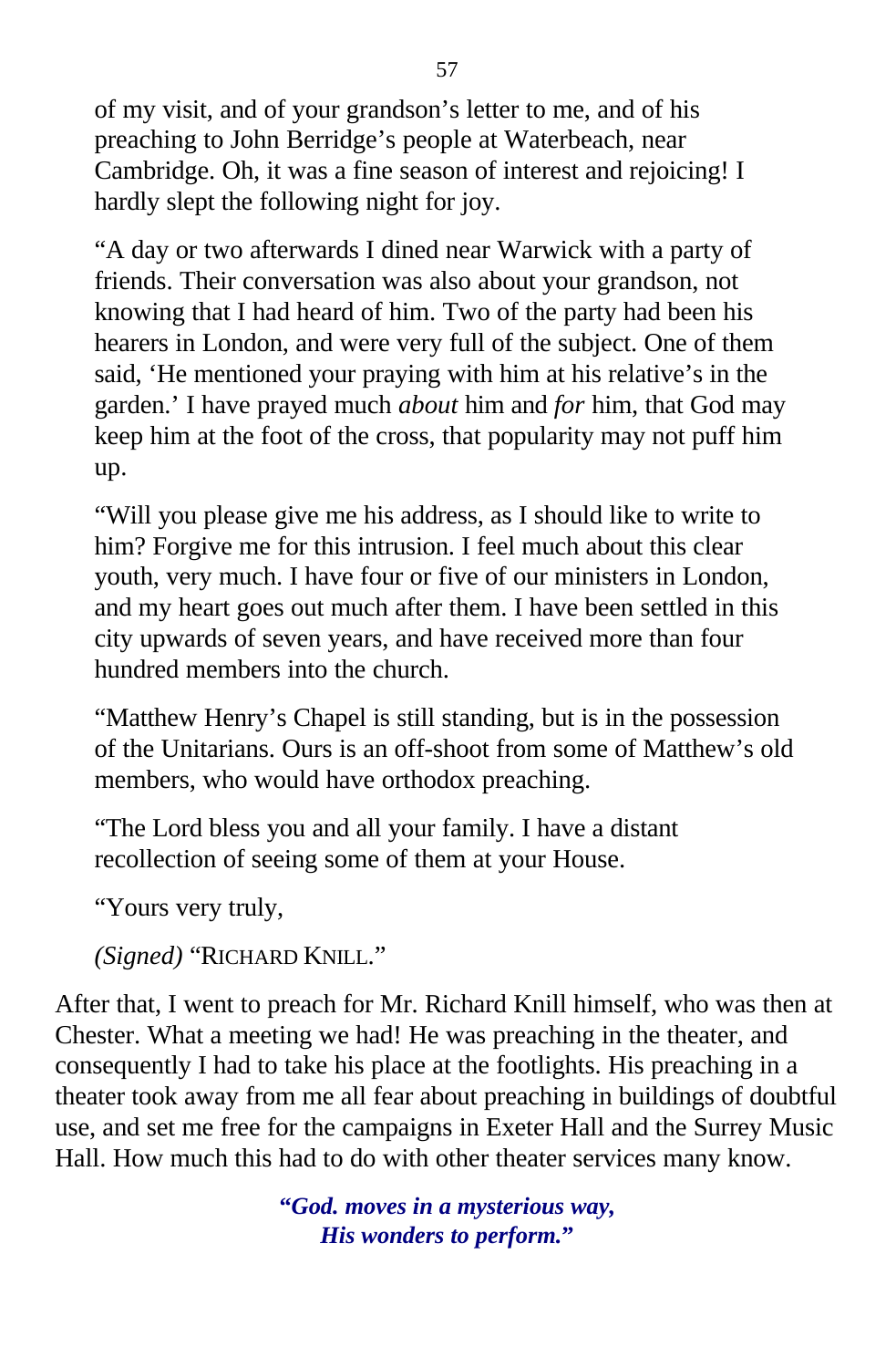of my visit, and of your grandson's letter to me, and of his preaching to John Berridge's people at Waterbeach, near Cambridge. Oh, it was a fine season of interest and rejoicing! I hardly slept the following night for joy.

"A day or two afterwards I dined near Warwick with a party of friends. Their conversation was also about your grandson, not knowing that I had heard of him. Two of the party had been his hearers in London, and were very full of the subject. One of them said, 'He mentioned your praying with him at his relative's in the garden.' I have prayed much *about* him and *for* him, that God may keep him at the foot of the cross, that popularity may not puff him up.

"Will you please give me his address, as I should like to write to him? Forgive me for this intrusion. I feel much about this clear youth, very much. I have four or five of our ministers in London, and my heart goes out much after them. I have been settled in this city upwards of seven years, and have received more than four hundred members into the church.

"Matthew Henry's Chapel is still standing, but is in the possession of the Unitarians. Ours is an off-shoot from some of Matthew's old members, who would have orthodox preaching.

"The Lord bless you and all your family. I have a distant recollection of seeing some of them at your House.

"Yours very truly,

*(Signed)* "RICHARD KNILL."

After that, I went to preach for Mr. Richard Knill himself, who was then at Chester. What a meeting we had! He was preaching in the theater, and consequently I had to take his place at the footlights. His preaching in a theater took away from me all fear about preaching in buildings of doubtful use, and set me free for the campaigns in Exeter Hall and the Surrey Music Hall. How much this had to do with other theater services many know.

***"God. moves in a mysterious way,***
***His wonders to perform."***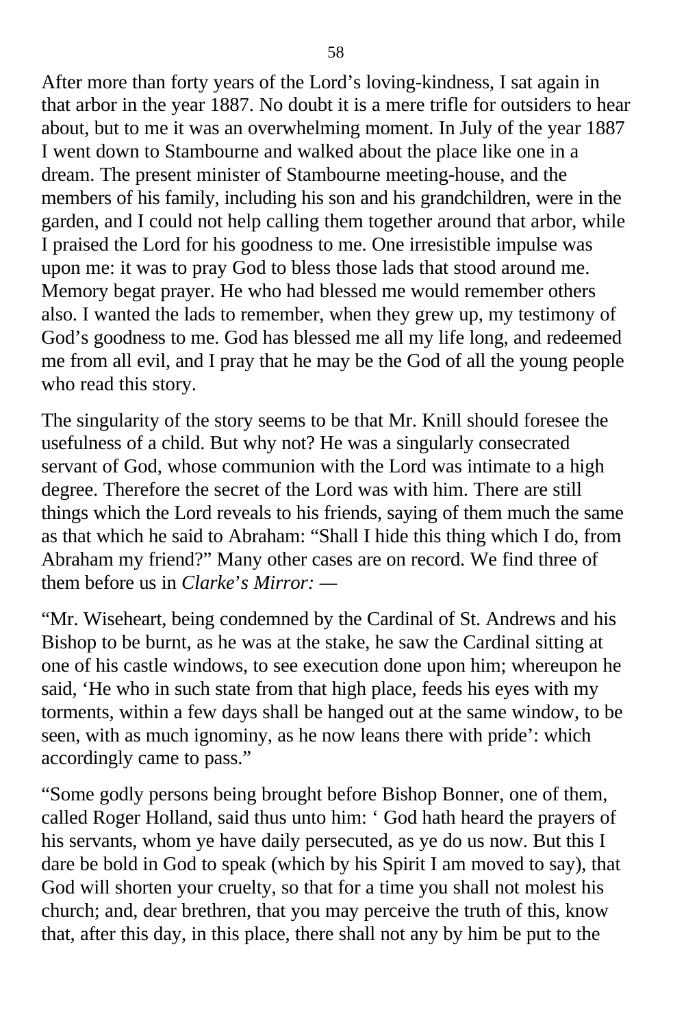After more than forty years of the Lord’s loving-kindness, I sat again in that arbor in the year 1887. No doubt it is a mere trifle for outsiders to hear about, but to me it was an overwhelming moment. In July of the year 1887 I went down to Stambourne and walked about the place like one in a dream. The present minister of Stambourne meeting-house, and the members of his family, including his son and his grandchildren, were in the garden, and I could not help calling them together around that arbor, while I praised the Lord for his goodness to me. One irresistible impulse was upon me: it was to pray God to bless those lads that stood around me. Memory begat prayer. He who had blessed me would remember others also. I wanted the lads to remember, when they grew up, my testimony of God’s goodness to me. God has blessed me all my life long, and redeemed me from all evil, and I pray that he may be the God of all the young people who read this story.

The singularity of the story seems to be that Mr. Knill should foresee the usefulness of a child. But why not? He was a singularly consecrated servant of God, whose communion with the Lord was intimate to a high degree. Therefore the secret of the Lord was with him. There are still things which the Lord reveals to his friends, saying of them much the same as that which he said to Abraham: “Shall I hide this thing which I do, from Abraham my friend?” Many other cases are on record. We find three of them before us in *Clarke’s Mirror:* —

“Mr. Wiseheart, being condemned by the Cardinal of St. Andrews and his Bishop to be burnt, as he was at the stake, he saw the Cardinal sitting at one of his castle windows, to see execution done upon him; whereupon he said, ‘He who in such state from that high place, feeds his eyes with my torments, within a few days shall be hanged out at the same window, to be seen, with as much ignominy, as he now leans there with pride’: which accordingly came to pass.”

“Some godly persons being brought before Bishop Bonner, one of them, called Roger Holland, said thus unto him: ‘ God hath heard the prayers of his servants, whom ye have daily persecuted, as ye do us now. But this I dare be bold in God to speak (which by his Spirit I am moved to say), that God will shorten your cruelty, so that for a time you shall not molest his church; and, dear brethren, that you may perceive the truth of this, know that, after this day, in this place, there shall not any by him be put to the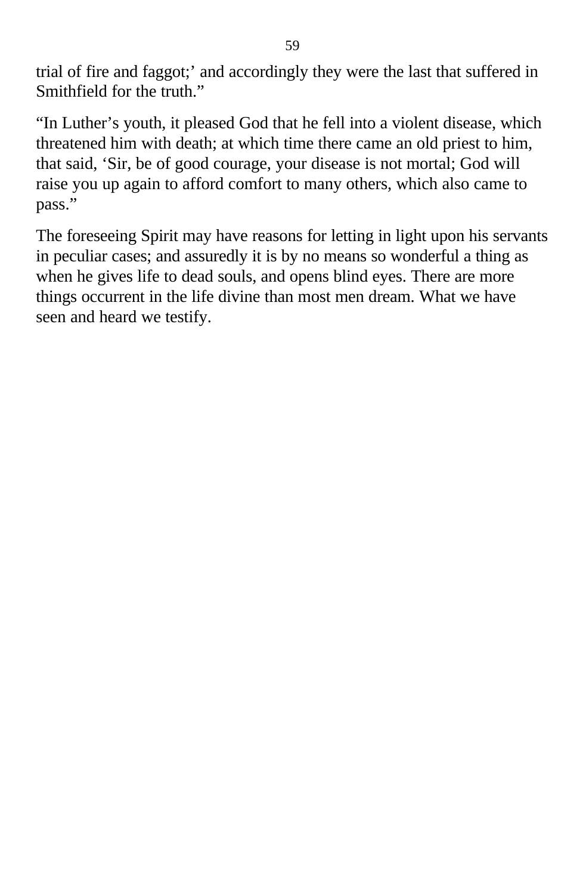trial of fire and faggot;' and accordingly they were the last that suffered in Smithfield for the truth."

"In Luther's youth, it pleased God that he fell into a violent disease, which threatened him with death; at which time there came an old priest to him, that said, 'Sir, be of good courage, your disease is not mortal; God will raise you up again to afford comfort to many others, which also came to pass."

The foreseeing Spirit may have reasons for letting in light upon his servants in peculiar cases; and assuredly it is by no means so wonderful a thing as when he gives life to dead souls, and opens blind eyes. There are more things occurrent in the life divine than most men dream. What we have seen and heard we testify.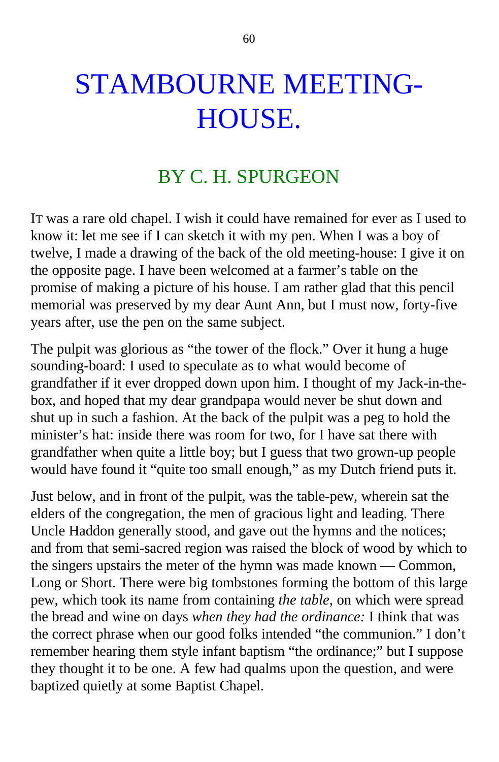# STAMBOURNE MEETING-HOUSE.

## BY C. H. SPURGEON

IT was a rare old chapel. I wish it could have remained for ever as I used to know it: let me see if I can sketch it with my pen. When I was a boy of twelve, I made a drawing of the back of the old meeting-house: I give it on the opposite page. I have been welcomed at a farmer's table on the promise of making a picture of his house. I am rather glad that this pencil memorial was preserved by my dear Aunt Ann, but I must now, forty-five years after, use the pen on the same subject.

The pulpit was glorious as "the tower of the flock." Over it hung a huge sounding-board: I used to speculate as to what would become of grandfather if it ever dropped down upon him. I thought of my Jack-in-the-box, and hoped that my dear grandpapa would never be shut down and shut up in such a fashion. At the back of the pulpit was a peg to hold the minister's hat: inside there was room for two, for I have sat there with grandfather when quite a little boy; but I guess that two grown-up people would have found it "quite too small enough," as my Dutch friend puts it.

Just below, and in front of the pulpit, was the table-pew, wherein sat the elders of the congregation, the men of gracious light and leading. There Uncle Haddon generally stood, and gave out the hymns and the notices; and from that semi-sacred region was raised the block of wood by which to the singers upstairs the meter of the hymn was made known — Common, Long or Short. There were big tombstones forming the bottom of this large pew, which took its name from containing *the table,* on which were spread the bread and wine on days *when they had the ordinance:* I think that was the correct phrase when our good folks intended "the communion." I don't remember hearing them style infant baptism "the ordinance;" but I suppose they thought it to be one. A few had qualms upon the question, and were baptized quietly at some Baptist Chapel.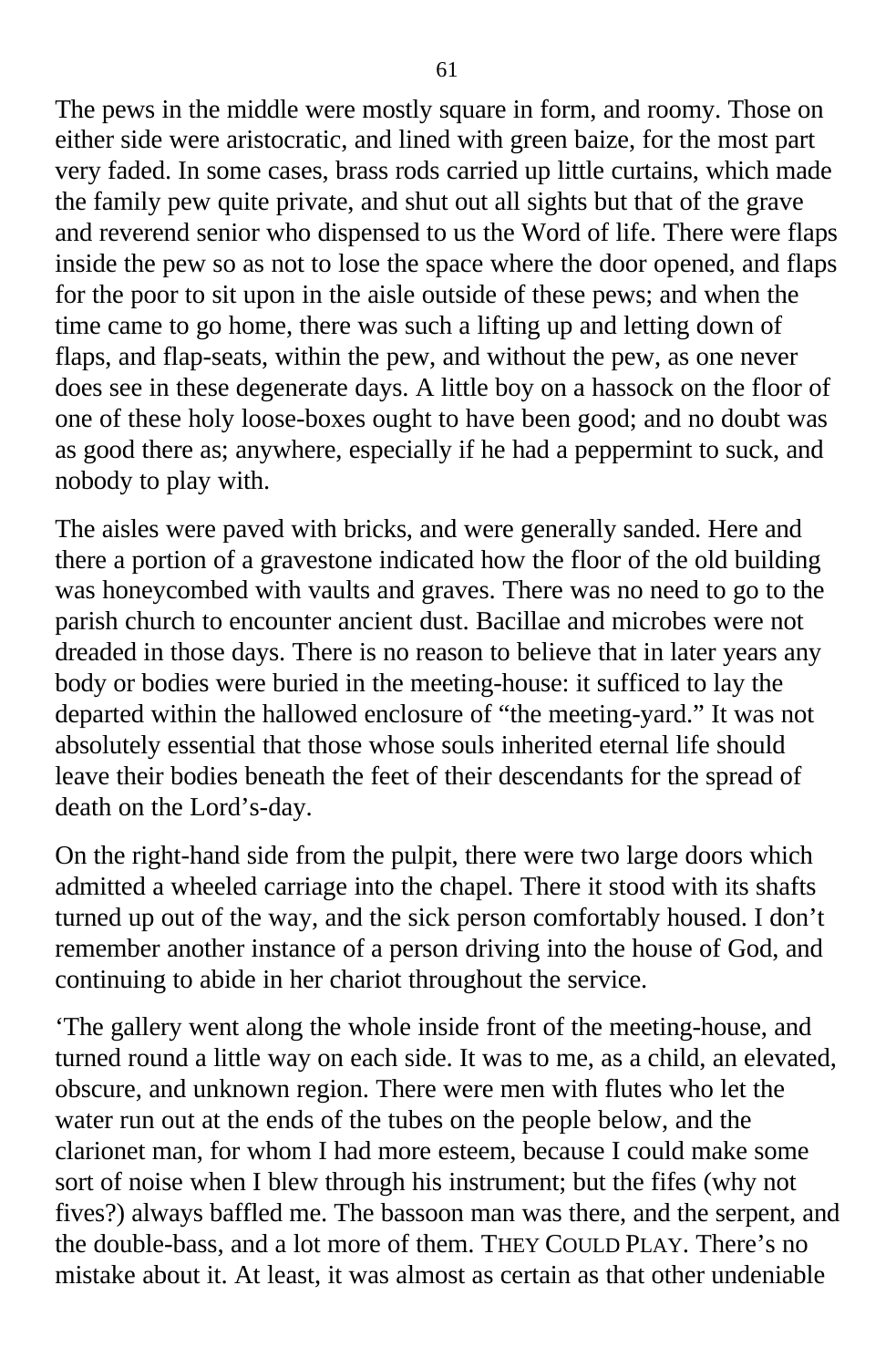The pews in the middle were mostly square in form, and roomy. Those on either side were aristocratic, and lined with green baize, for the most part very faded. In some cases, brass rods carried up little curtains, which made the family pew quite private, and shut out all sights but that of the grave and reverend senior who dispensed to us the Word of life. There were flaps inside the pew so as not to lose the space where the door opened, and flaps for the poor to sit upon in the aisle outside of these pews; and when the time came to go home, there was such a lifting up and letting down of flaps, and flap-seats, within the pew, and without the pew, as one never does see in these degenerate days. A little boy on a hassock on the floor of one of these holy loose-boxes ought to have been good; and no doubt was as good there as; anywhere, especially if he had a peppermint to suck, and nobody to play with.

The aisles were paved with bricks, and were generally sanded. Here and there a portion of a gravestone indicated how the floor of the old building was honeycombed with vaults and graves. There was no need to go to the parish church to encounter ancient dust. Bacillae and microbes were not dreaded in those days. There is no reason to believe that in later years any body or bodies were buried in the meeting-house: it sufficed to lay the departed within the hallowed enclosure of "the meeting-yard." It was not absolutely essential that those whose souls inherited eternal life should leave their bodies beneath the feet of their descendants for the spread of death on the Lord's-day.

On the right-hand side from the pulpit, there were two large doors which admitted a wheeled carriage into the chapel. There it stood with its shafts turned up out of the way, and the sick person comfortably housed. I don't remember another instance of a person driving into the house of God, and continuing to abide in her chariot throughout the service.

'The gallery went along the whole inside front of the meeting-house, and turned round a little way on each side. It was to me, as a child, an elevated, obscure, and unknown region. There were men with flutes who let the water run out at the ends of the tubes on the people below, and the clarionet man, for whom I had more esteem, because I could make some sort of noise when I blew through his instrument; but the fifes (why not fives?) always baffled me. The bassoon man was there, and the serpent, and the double-bass, and a lot more of them. THEY COULD PLAY. There's no mistake about it. At least, it was almost as certain as that other undeniable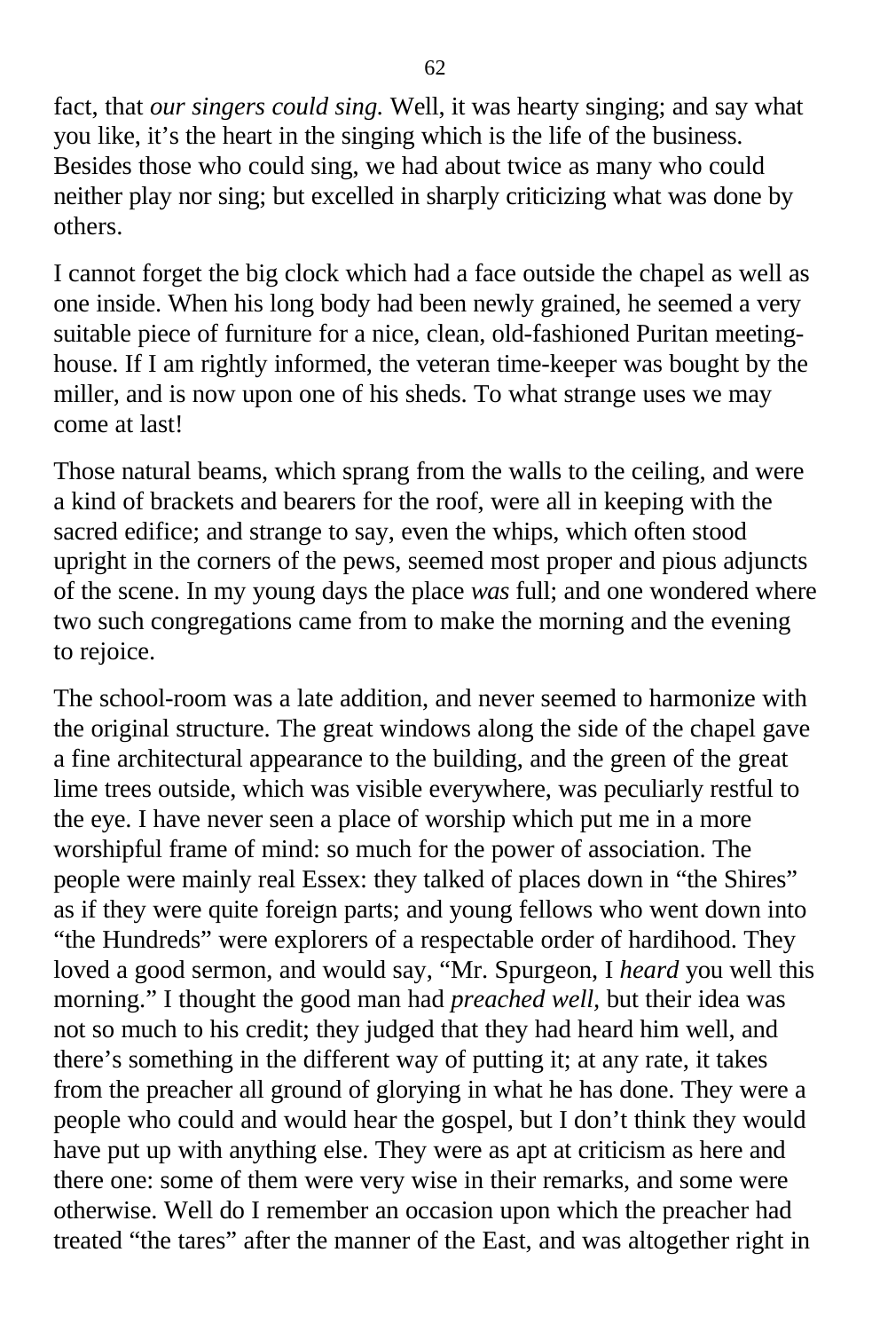fact, that *our singers could sing.* Well, it was hearty singing; and say what you like, it's the heart in the singing which is the life of the business. Besides those who could sing, we had about twice as many who could neither play nor sing; but excelled in sharply criticizing what was done by others.

I cannot forget the big clock which had a face outside the chapel as well as one inside. When his long body had been newly grained, he seemed a very suitable piece of furniture for a nice, clean, old-fashioned Puritan meeting-house. If I am rightly informed, the veteran time-keeper was bought by the miller, and is now upon one of his sheds. To what strange uses we may come at last!

Those natural beams, which sprang from the walls to the ceiling, and were a kind of brackets and bearers for the roof, were all in keeping with the sacred edifice; and strange to say, even the whips, which often stood upright in the corners of the pews, seemed most proper and pious adjuncts of the scene. In my young days the place *was* full; and one wondered where two such congregations came from to make the morning and the evening to rejoice.

The school-room was a late addition, and never seemed to harmonize with the original structure. The great windows along the side of the chapel gave a fine architectural appearance to the building, and the green of the great lime trees outside, which was visible everywhere, was peculiarly restful to the eye. I have never seen a place of worship which put me in a more worshipful frame of mind: so much for the power of association. The people were mainly real Essex: they talked of places down in "the Shires" as if they were quite foreign parts; and young fellows who went down into "the Hundreds" were explorers of a respectable order of hardihood. They loved a good sermon, and would say, "Mr. Spurgeon, I *heard* you well this morning." I thought the good man had *preached well,* but their idea was not so much to his credit; they judged that they had heard him well, and there's something in the different way of putting it; at any rate, it takes from the preacher all ground of glorying in what he has done. They were a people who could and would hear the gospel, but I don't think they would have put up with anything else. They were as apt at criticism as here and there one: some of them were very wise in their remarks, and some were otherwise. Well do I remember an occasion upon which the preacher had treated "the tares" after the manner of the East, and was altogether right in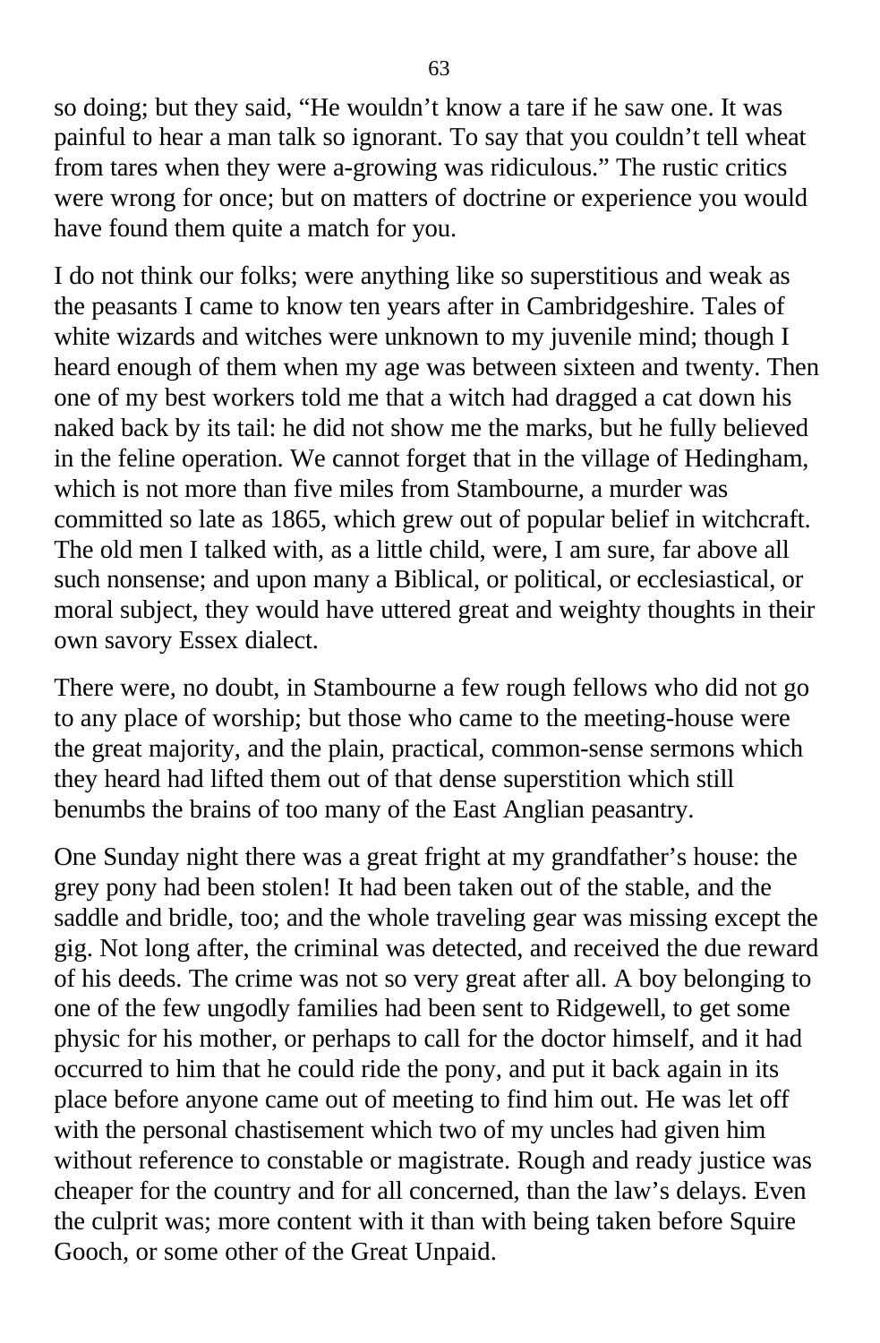so doing; but they said, “He wouldn’t know a tare if he saw one. It was painful to hear a man talk so ignorant. To say that you couldn’t tell wheat from tares when they were a-growing was ridiculous.” The rustic critics were wrong for once; but on matters of doctrine or experience you would have found them quite a match for you.

I do not think our folks; were anything like so superstitious and weak as the peasants I came to know ten years after in Cambridgeshire. Tales of white wizards and witches were unknown to my juvenile mind; though I heard enough of them when my age was between sixteen and twenty. Then one of my best workers told me that a witch had dragged a cat down his naked back by its tail: he did not show me the marks, but he fully believed in the feline operation. We cannot forget that in the village of Hedingham, which is not more than five miles from Stambourne, a murder was committed so late as 1865, which grew out of popular belief in witchcraft. The old men I talked with, as a little child, were, I am sure, far above all such nonsense; and upon many a Biblical, or political, or ecclesiastical, or moral subject, they would have uttered great and weighty thoughts in their own savory Essex dialect.

There were, no doubt, in Stambourne a few rough fellows who did not go to any place of worship; but those who came to the meeting-house were the great majority, and the plain, practical, common-sense sermons which they heard had lifted them out of that dense superstition which still benumbs the brains of too many of the East Anglian peasantry.

One Sunday night there was a great fright at my grandfather’s house: the grey pony had been stolen! It had been taken out of the stable, and the saddle and bridle, too; and the whole traveling gear was missing except the gig. Not long after, the criminal was detected, and received the due reward of his deeds. The crime was not so very great after all. A boy belonging to one of the few ungodly families had been sent to Ridgewell, to get some physic for his mother, or perhaps to call for the doctor himself, and it had occurred to him that he could ride the pony, and put it back again in its place before anyone came out of meeting to find him out. He was let off with the personal chastisement which two of my uncles had given him without reference to constable or magistrate. Rough and ready justice was cheaper for the country and for all concerned, than the law’s delays. Even the culprit was; more content with it than with being taken before Squire Gooch, or some other of the Great Unpaid.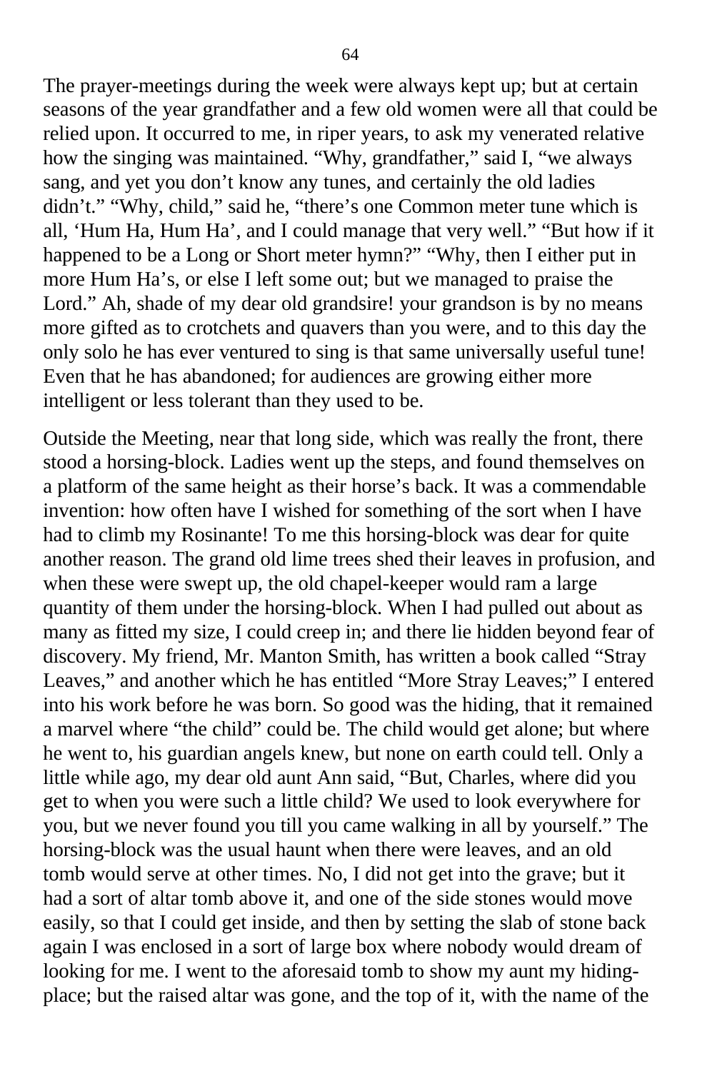The prayer-meetings during the week were always kept up; but at certain seasons of the year grandfather and a few old women were all that could be relied upon. It occurred to me, in riper years, to ask my venerated relative how the singing was maintained. “Why, grandfather,” said I, “we always sang, and yet you don’t know any tunes, and certainly the old ladies didn’t.” “Why, child,” said he, “there’s one Common meter tune which is all, ‘Hum Ha, Hum Ha’, and I could manage that very well.” “But how if it happened to be a Long or Short meter hymn?” “Why, then I either put in more Hum Ha’s, or else I left some out; but we managed to praise the Lord.” Ah, shade of my dear old grandsire! your grandson is by no means more gifted as to crotchets and quavers than you were, and to this day the only solo he has ever ventured to sing is that same universally useful tune! Even that he has abandoned; for audiences are growing either more intelligent or less tolerant than they used to be.

Outside the Meeting, near that long side, which was really the front, there stood a horsing-block. Ladies went up the steps, and found themselves on a platform of the same height as their horse’s back. It was a commendable invention: how often have I wished for something of the sort when I have had to climb my Rosinante! To me this horsing-block was dear for quite another reason. The grand old lime trees shed their leaves in profusion, and when these were swept up, the old chapel-keeper would ram a large quantity of them under the horsing-block. When I had pulled out about as many as fitted my size, I could creep in; and there lie hidden beyond fear of discovery. My friend, Mr. Manton Smith, has written a book called “Stray Leaves,” and another which he has entitled “More Stray Leaves;” I entered into his work before he was born. So good was the hiding, that it remained a marvel where “the child” could be. The child would get alone; but where he went to, his guardian angels knew, but none on earth could tell. Only a little while ago, my dear old aunt Ann said, “But, Charles, where did you get to when you were such a little child? We used to look everywhere for you, but we never found you till you came walking in all by yourself.” The horsing-block was the usual haunt when there were leaves, and an old tomb would serve at other times. No, I did not get into the grave; but it had a sort of altar tomb above it, and one of the side stones would move easily, so that I could get inside, and then by setting the slab of stone back again I was enclosed in a sort of large box where nobody would dream of looking for me. I went to the aforesaid tomb to show my aunt my hiding-place; but the raised altar was gone, and the top of it, with the name of the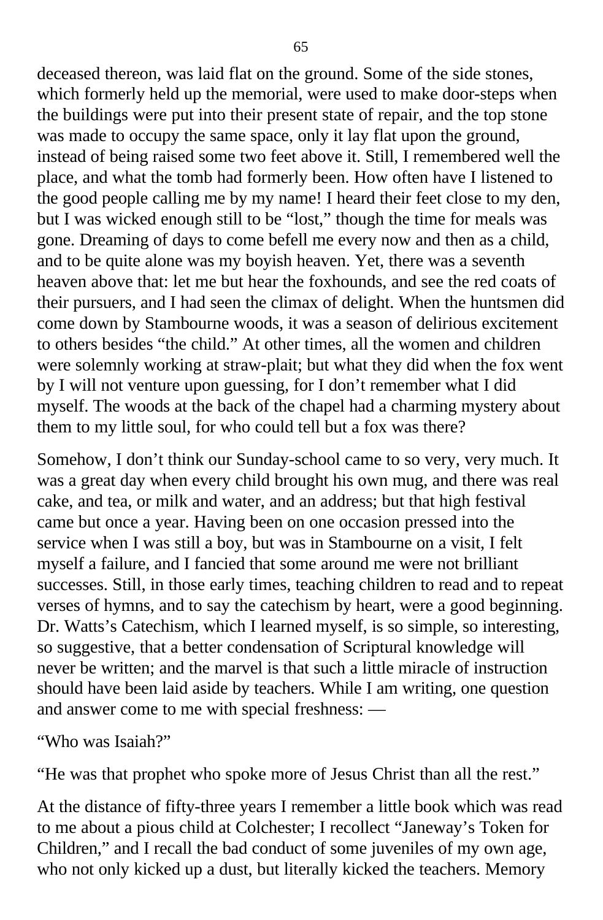deceased thereon, was laid flat on the ground. Some of the side stones, which formerly held up the memorial, were used to make door-steps when the buildings were put into their present state of repair, and the top stone was made to occupy the same space, only it lay flat upon the ground, instead of being raised some two feet above it. Still, I remembered well the place, and what the tomb had formerly been. How often have I listened to the good people calling me by my name! I heard their feet close to my den, but I was wicked enough still to be "lost," though the time for meals was gone. Dreaming of days to come befell me every now and then as a child, and to be quite alone was my boyish heaven. Yet, there was a seventh heaven above that: let me but hear the foxhounds, and see the red coats of their pursuers, and I had seen the climax of delight. When the huntsmen did come down by Stambourne woods, it was a season of delirious excitement to others besides "the child." At other times, all the women and children were solemnly working at straw-plait; but what they did when the fox went by I will not venture upon guessing, for I don't remember what I did myself. The woods at the back of the chapel had a charming mystery about them to my little soul, for who could tell but a fox was there?

Somehow, I don't think our Sunday-school came to so very, very much. It was a great day when every child brought his own mug, and there was real cake, and tea, or milk and water, and an address; but that high festival came but once a year. Having been on one occasion pressed into the service when I was still a boy, but was in Stambourne on a visit, I felt myself a failure, and I fancied that some around me were not brilliant successes. Still, in those early times, teaching children to read and to repeat verses of hymns, and to say the catechism by heart, were a good beginning. Dr. Watts's Catechism, which I learned myself, is so simple, so interesting, so suggestive, that a better condensation of Scriptural knowledge will never be written; and the marvel is that such a little miracle of instruction should have been laid aside by teachers. While I am writing, one question and answer come to me with special freshness: —

"Who was Isaiah?"

"He was that prophet who spoke more of Jesus Christ than all the rest."

At the distance of fifty-three years I remember a little book which was read to me about a pious child at Colchester; I recollect "Janeway's Token for Children," and I recall the bad conduct of some juveniles of my own age, who not only kicked up a dust, but literally kicked the teachers. Memory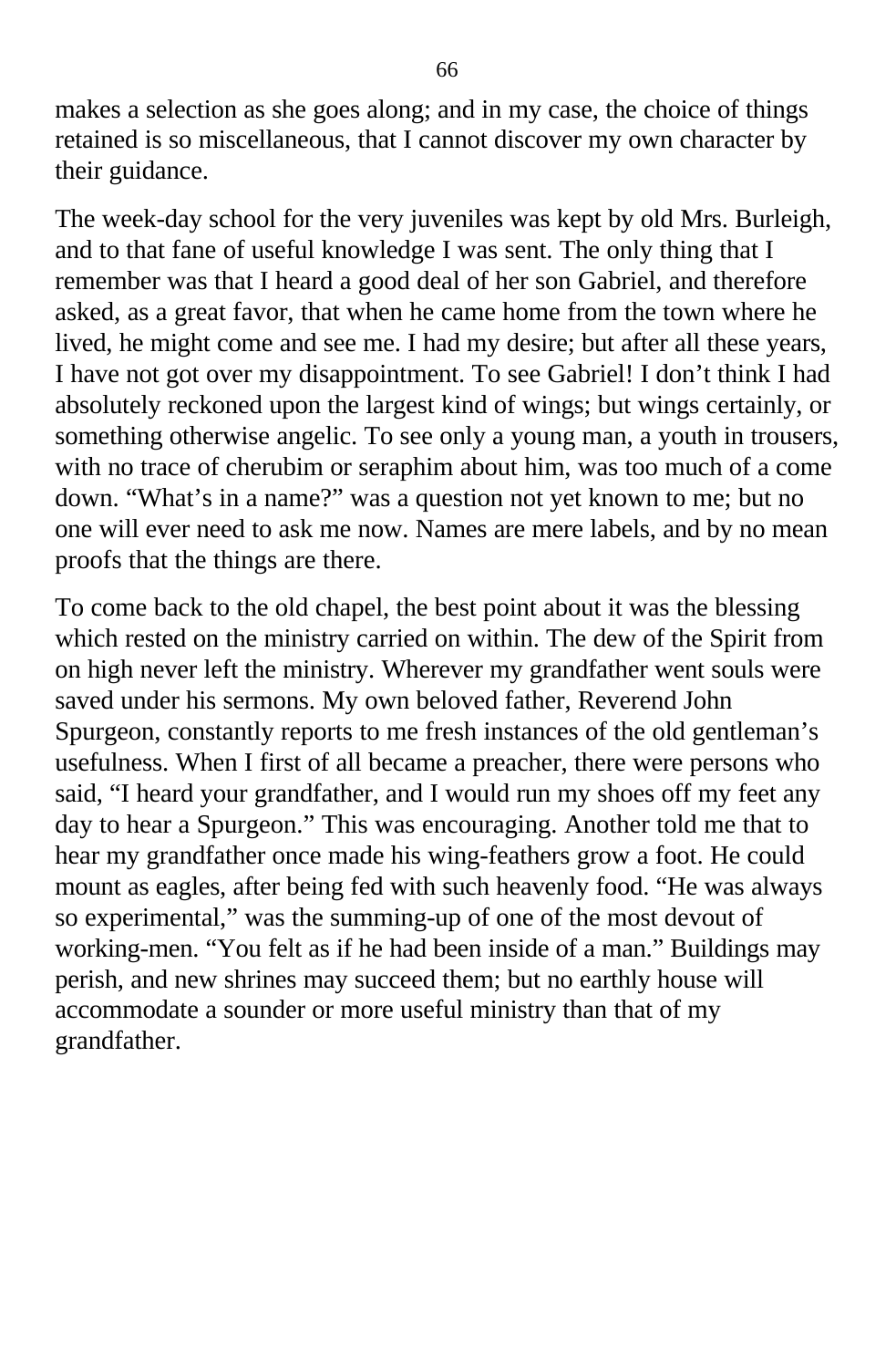makes a selection as she goes along; and in my case, the choice of things retained is so miscellaneous, that I cannot discover my own character by their guidance.

The week-day school for the very juveniles was kept by old Mrs. Burleigh, and to that fane of useful knowledge I was sent. The only thing that I remember was that I heard a good deal of her son Gabriel, and therefore asked, as a great favor, that when he came home from the town where he lived, he might come and see me. I had my desire; but after all these years, I have not got over my disappointment. To see Gabriel! I don’t think I had absolutely reckoned upon the largest kind of wings; but wings certainly, or something otherwise angelic. To see only a young man, a youth in trousers, with no trace of cherubim or seraphim about him, was too much of a come down. “What’s in a name?” was a question not yet known to me; but no one will ever need to ask me now. Names are mere labels, and by no mean proofs that the things are there.

To come back to the old chapel, the best point about it was the blessing which rested on the ministry carried on within. The dew of the Spirit from on high never left the ministry. Wherever my grandfather went souls were saved under his sermons. My own beloved father, Reverend John Spurgeon, constantly reports to me fresh instances of the old gentleman’s usefulness. When I first of all became a preacher, there were persons who said, “I heard your grandfather, and I would run my shoes off my feet any day to hear a Spurgeon.” This was encouraging. Another told me that to hear my grandfather once made his wing-feathers grow a foot. He could mount as eagles, after being fed with such heavenly food. “He was always so experimental,” was the summing-up of one of the most devout of working-men. “You felt as if he had been inside of a man.” Buildings may perish, and new shrines may succeed them; but no earthly house will accommodate a sounder or more useful ministry than that of my grandfather.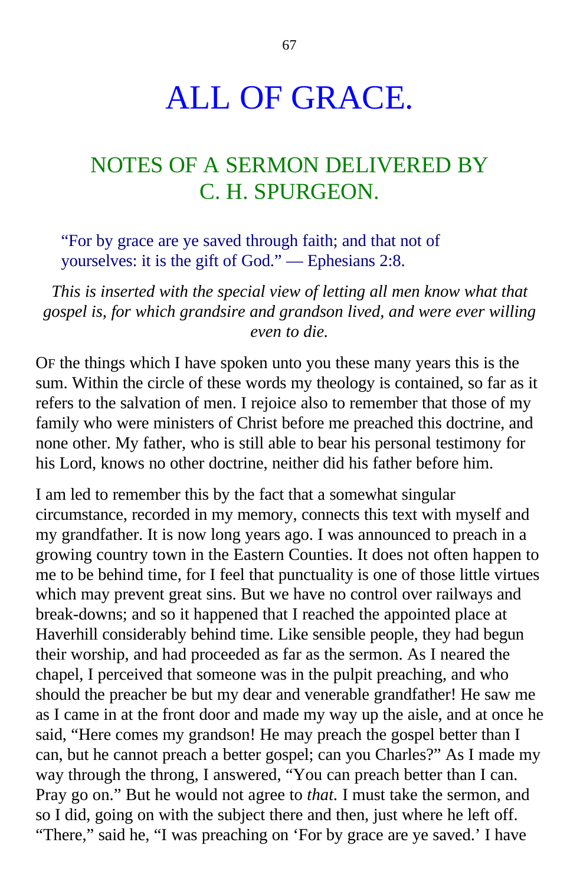# ALL OF GRACE.

## NOTES OF A SERMON DELIVERED BY C. H. SPURGEON.

> "For by grace are ye saved through faith; and that not of yourselves: it is the gift of God." — Ephesians 2:8.

*This is inserted with the special view of letting all men know what that gospel is, for which grandsire and grandson lived, and were ever willing even to die.*

OF the things which I have spoken unto you these many years this is the sum. Within the circle of these words my theology is contained, so far as it refers to the salvation of men. I rejoice also to remember that those of my family who were ministers of Christ before me preached this doctrine, and none other. My father, who is still able to bear his personal testimony for his Lord, knows no other doctrine, neither did his father before him.

I am led to remember this by the fact that a somewhat singular circumstance, recorded in my memory, connects this text with myself and my grandfather. It is now long years ago. I was announced to preach in a growing country town in the Eastern Counties. It does not often happen to me to be behind time, for I feel that punctuality is one of those little virtues which may prevent great sins. But we have no control over railways and break-downs; and so it happened that I reached the appointed place at Haverhill considerably behind time. Like sensible people, they had begun their worship, and had proceeded as far as the sermon. As I neared the chapel, I perceived that someone was in the pulpit preaching, and who should the preacher be but my dear and venerable grandfather! He saw me as I came in at the front door and made my way up the aisle, and at once he said, "Here comes my grandson! He may preach the gospel better than I can, but he cannot preach a better gospel; can you Charles?" As I made my way through the throng, I answered, "You can preach better than I can. Pray go on." But he would not agree to *that.* I must take the sermon, and so I did, going on with the subject there and then, just where he left off. "There," said he, "I was preaching on 'For by grace are ye saved.' I have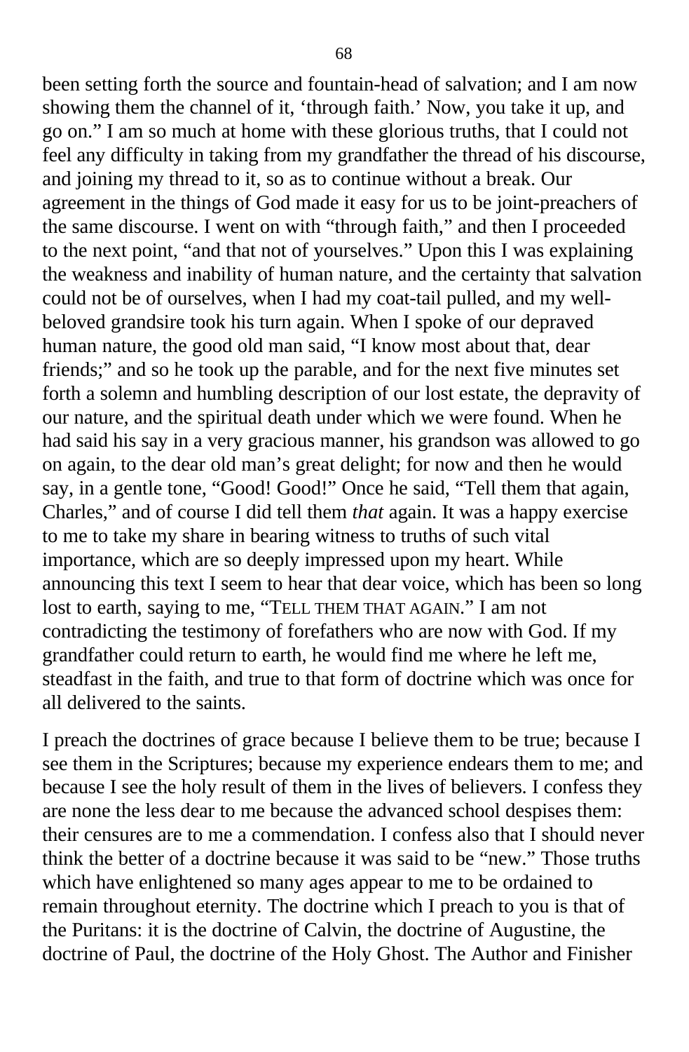been setting forth the source and fountain-head of salvation; and I am now showing them the channel of it, 'through faith.' Now, you take it up, and go on." I am so much at home with these glorious truths, that I could not feel any difficulty in taking from my grandfather the thread of his discourse, and joining my thread to it, so as to continue without a break. Our agreement in the things of God made it easy for us to be joint-preachers of the same discourse. I went on with "through faith," and then I proceeded to the next point, "and that not of yourselves." Upon this I was explaining the weakness and inability of human nature, and the certainty that salvation could not be of ourselves, when I had my coat-tail pulled, and my well-beloved grandsire took his turn again. When I spoke of our depraved human nature, the good old man said, "I know most about that, dear friends;" and so he took up the parable, and for the next five minutes set forth a solemn and humbling description of our lost estate, the depravity of our nature, and the spiritual death under which we were found. When he had said his say in a very gracious manner, his grandson was allowed to go on again, to the dear old man's great delight; for now and then he would say, in a gentle tone, "Good! Good!" Once he said, "Tell them that again, Charles," and of course I did tell them *that* again. It was a happy exercise to me to take my share in bearing witness to truths of such vital importance, which are so deeply impressed upon my heart. While announcing this text I seem to hear that dear voice, which has been so long lost to earth, saying to me, "TELL THEM THAT AGAIN." I am not contradicting the testimony of forefathers who are now with God. If my grandfather could return to earth, he would find me where he left me, steadfast in the faith, and true to that form of doctrine which was once for all delivered to the saints.

I preach the doctrines of grace because I believe them to be true; because I see them in the Scriptures; because my experience endears them to me; and because I see the holy result of them in the lives of believers. I confess they are none the less dear to me because the advanced school despises them: their censures are to me a commendation. I confess also that I should never think the better of a doctrine because it was said to be "new." Those truths which have enlightened so many ages appear to me to be ordained to remain throughout eternity. The doctrine which I preach to you is that of the Puritans: it is the doctrine of Calvin, the doctrine of Augustine, the doctrine of Paul, the doctrine of the Holy Ghost. The Author and Finisher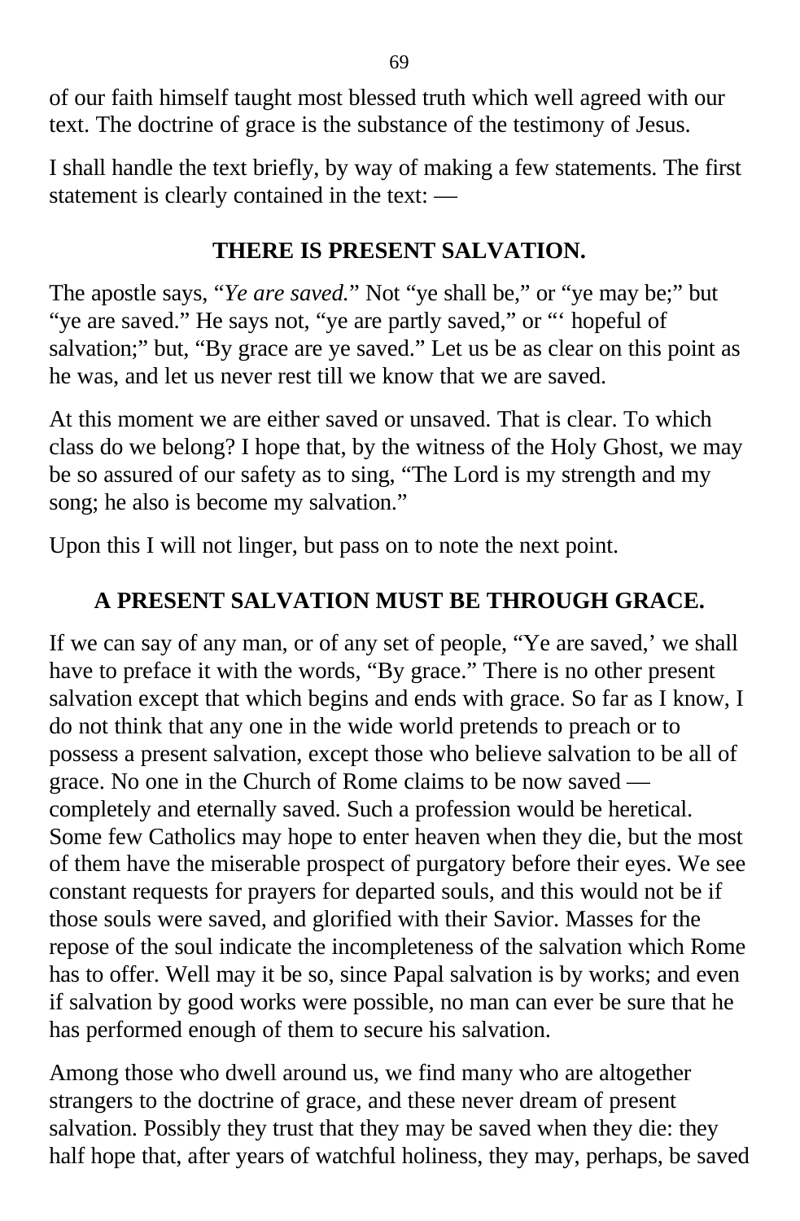of our faith himself taught most blessed truth which well agreed with our text. The doctrine of grace is the substance of the testimony of Jesus.

I shall handle the text briefly, by way of making a few statements. The first statement is clearly contained in the text: —

## THERE IS PRESENT SALVATION.

The apostle says, "*Ye are saved.*" Not "ye shall be," or "ye may be;" but "ye are saved." He says not, "ye are partly saved," or "' hopeful of salvation;" but, "By grace are ye saved." Let us be as clear on this point as he was, and let us never rest till we know that we are saved.

At this moment we are either saved or unsaved. That is clear. To which class do we belong? I hope that, by the witness of the Holy Ghost, we may be so assured of our safety as to sing, "The Lord is my strength and my song; he also is become my salvation."

Upon this I will not linger, but pass on to note the next point.

## A PRESENT SALVATION MUST BE THROUGH GRACE.

If we can say of any man, or of any set of people, "Ye are saved,' we shall have to preface it with the words, "By grace." There is no other present salvation except that which begins and ends with grace. So far as I know, I do not think that any one in the wide world pretends to preach or to possess a present salvation, except those who believe salvation to be all of grace. No one in the Church of Rome claims to be now saved — completely and eternally saved. Such a profession would be heretical. Some few Catholics may hope to enter heaven when they die, but the most of them have the miserable prospect of purgatory before their eyes. We see constant requests for prayers for departed souls, and this would not be if those souls were saved, and glorified with their Savior. Masses for the repose of the soul indicate the incompleteness of the salvation which Rome has to offer. Well may it be so, since Papal salvation is by works; and even if salvation by good works were possible, no man can ever be sure that he has performed enough of them to secure his salvation.

Among those who dwell around us, we find many who are altogether strangers to the doctrine of grace, and these never dream of present salvation. Possibly they trust that they may be saved when they die: they half hope that, after years of watchful holiness, they may, perhaps, be saved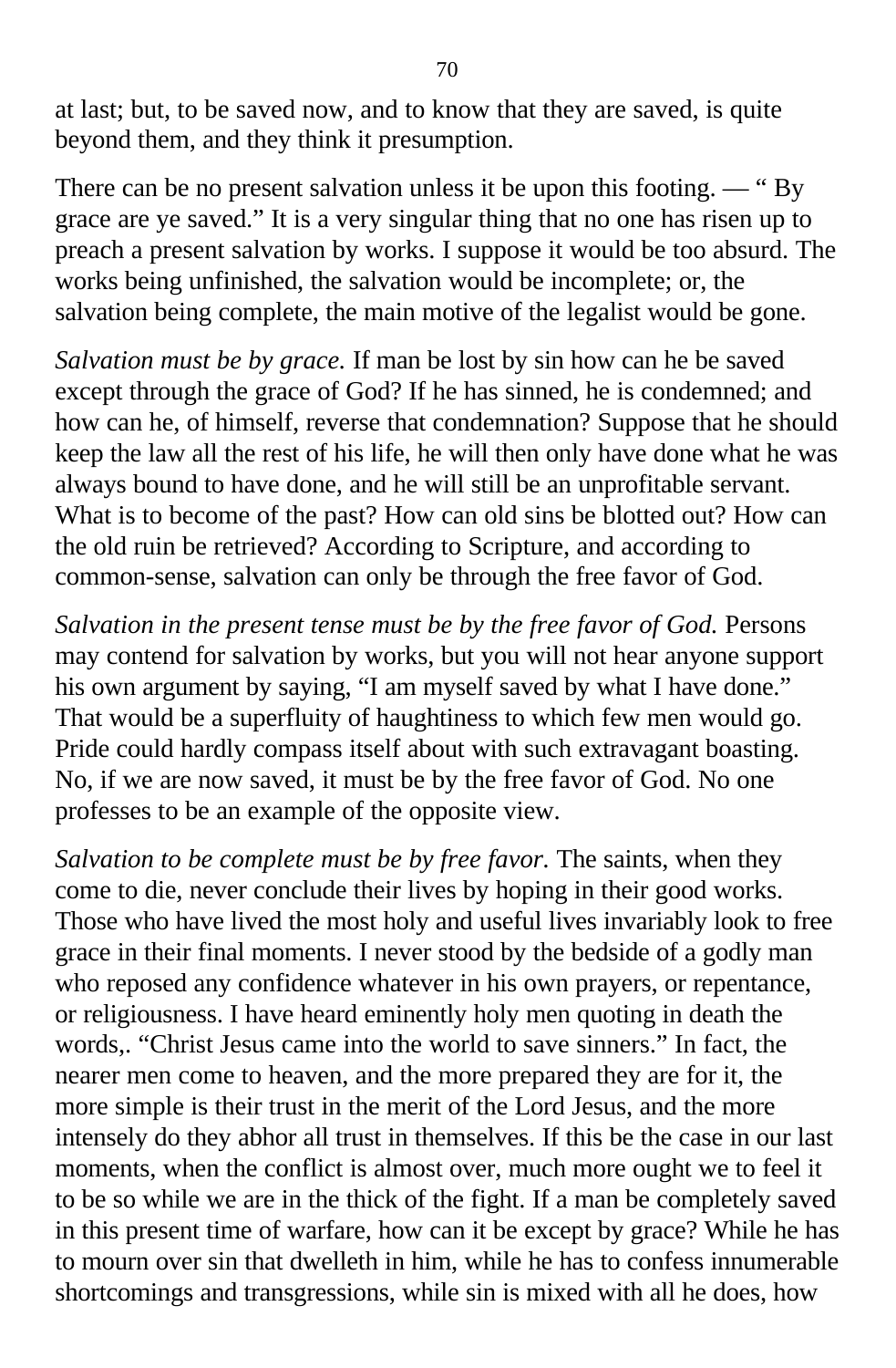at last; but, to be saved now, and to know that they are saved, is quite beyond them, and they think it presumption.

There can be no present salvation unless it be upon this footing. — " By grace are ye saved." It is a very singular thing that no one has risen up to preach a present salvation by works. I suppose it would be too absurd. The works being unfinished, the salvation would be incomplete; or, the salvation being complete, the main motive of the legalist would be gone.

*Salvation must be by grace.* If man be lost by sin how can he be saved except through the grace of God? If he has sinned, he is condemned; and how can he, of himself, reverse that condemnation? Suppose that he should keep the law all the rest of his life, he will then only have done what he was always bound to have done, and he will still be an unprofitable servant. What is to become of the past? How can old sins be blotted out? How can the old ruin be retrieved? According to Scripture, and according to common-sense, salvation can only be through the free favor of God.

*Salvation in the present tense must be by the free favor of God.* Persons may contend for salvation by works, but you will not hear anyone support his own argument by saying, "I am myself saved by what I have done." That would be a superfluity of haughtiness to which few men would go. Pride could hardly compass itself about with such extravagant boasting. No, if we are now saved, it must be by the free favor of God. No one professes to be an example of the opposite view.

*Salvation to be complete must be by free favor.* The saints, when they come to die, never conclude their lives by hoping in their good works. Those who have lived the most holy and useful lives invariably look to free grace in their final moments. I never stood by the bedside of a godly man who reposed any confidence whatever in his own prayers, or repentance, or religiousness. I have heard eminently holy men quoting in death the words,. "Christ Jesus came into the world to save sinners." In fact, the nearer men come to heaven, and the more prepared they are for it, the more simple is their trust in the merit of the Lord Jesus, and the more intensely do they abhor all trust in themselves. If this be the case in our last moments, when the conflict is almost over, much more ought we to feel it to be so while we are in the thick of the fight. If a man be completely saved in this present time of warfare, how can it be except by grace? While he has to mourn over sin that dwelleth in him, while he has to confess innumerable shortcomings and transgressions, while sin is mixed with all he does, how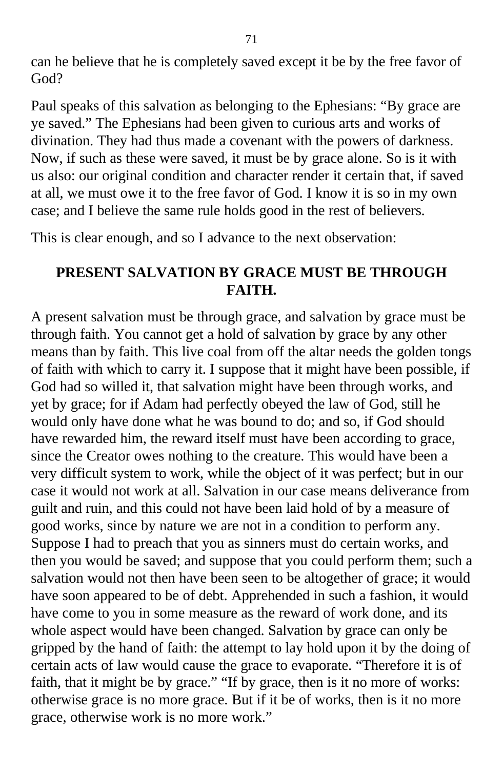can he believe that he is completely saved except it be by the free favor of God?

Paul speaks of this salvation as belonging to the Ephesians: “By grace are ye saved.” The Ephesians had been given to curious arts and works of divination. They had thus made a covenant with the powers of darkness. Now, if such as these were saved, it must be by grace alone. So is it with us also: our original condition and character render it certain that, if saved at all, we must owe it to the free favor of God. I know it is so in my own case; and I believe the same rule holds good in the rest of believers.

This is clear enough, and so I advance to the next observation:

## PRESENT SALVATION BY GRACE MUST BE THROUGH FAITH.

A present salvation must be through grace, and salvation by grace must be through faith. You cannot get a hold of salvation by grace by any other means than by faith. This live coal from off the altar needs the golden tongs of faith with which to carry it. I suppose that it might have been possible, if God had so willed it, that salvation might have been through works, and yet by grace; for if Adam had perfectly obeyed the law of God, still he would only have done what he was bound to do; and so, if God should have rewarded him, the reward itself must have been according to grace, since the Creator owes nothing to the creature. This would have been a very difficult system to work, while the object of it was perfect; but in our case it would not work at all. Salvation in our case means deliverance from guilt and ruin, and this could not have been laid hold of by a measure of good works, since by nature we are not in a condition to perform any. Suppose I had to preach that you as sinners must do certain works, and then you would be saved; and suppose that you could perform them; such a salvation would not then have been seen to be altogether of grace; it would have soon appeared to be of debt. Apprehended in such a fashion, it would have come to you in some measure as the reward of work done, and its whole aspect would have been changed. Salvation by grace can only be gripped by the hand of faith: the attempt to lay hold upon it by the doing of certain acts of law would cause the grace to evaporate. “Therefore it is of faith, that it might be by grace.” “If by grace, then is it no more of works: otherwise grace is no more grace. But if it be of works, then is it no more grace, otherwise work is no more work.”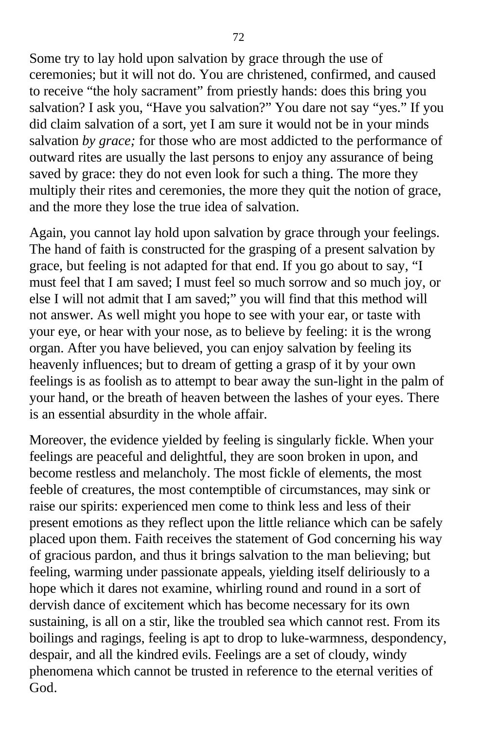Some try to lay hold upon salvation by grace through the use of ceremonies; but it will not do. You are christened, confirmed, and caused to receive "the holy sacrament" from priestly hands: does this bring you salvation? I ask you, "Have you salvation?" You dare not say "yes." If you did claim salvation of a sort, yet I am sure it would not be in your minds salvation *by grace;* for those who are most addicted to the performance of outward rites are usually the last persons to enjoy any assurance of being saved by grace: they do not even look for such a thing. The more they multiply their rites and ceremonies, the more they quit the notion of grace, and the more they lose the true idea of salvation.

Again, you cannot lay hold upon salvation by grace through your feelings. The hand of faith is constructed for the grasping of a present salvation by grace, but feeling is not adapted for that end. If you go about to say, "I must feel that I am saved; I must feel so much sorrow and so much joy, or else I will not admit that I am saved;" you will find that this method will not answer. As well might you hope to see with your ear, or taste with your eye, or hear with your nose, as to believe by feeling: it is the wrong organ. After you have believed, you can enjoy salvation by feeling its heavenly influences; but to dream of getting a grasp of it by your own feelings is as foolish as to attempt to bear away the sun-light in the palm of your hand, or the breath of heaven between the lashes of your eyes. There is an essential absurdity in the whole affair.

Moreover, the evidence yielded by feeling is singularly fickle. When your feelings are peaceful and delightful, they are soon broken in upon, and become restless and melancholy. The most fickle of elements, the most feeble of creatures, the most contemptible of circumstances, may sink or raise our spirits: experienced men come to think less and less of their present emotions as they reflect upon the little reliance which can be safely placed upon them. Faith receives the statement of God concerning his way of gracious pardon, and thus it brings salvation to the man believing; but feeling, warming under passionate appeals, yielding itself deliriously to a hope which it dares not examine, whirling round and round in a sort of dervish dance of excitement which has become necessary for its own sustaining, is all on a stir, like the troubled sea which cannot rest. From its boilings and ragings, feeling is apt to drop to luke-warmness, despondency, despair, and all the kindred evils. Feelings are a set of cloudy, windy phenomena which cannot be trusted in reference to the eternal verities of God.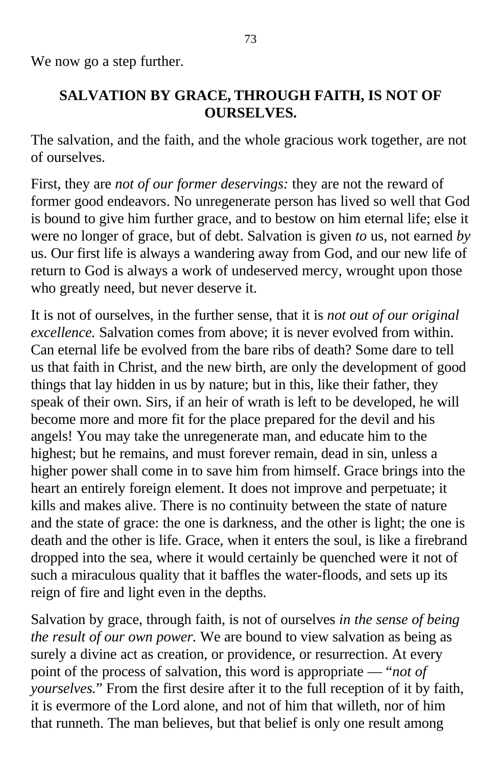We now go a step further.

## SALVATION BY GRACE, THROUGH FAITH, IS NOT OF OURSELVES.

The salvation, and the faith, and the whole gracious work together, are not of ourselves.

First, they are *not of our former deservings:* they are not the reward of former good endeavors. No unregenerate person has lived so well that God is bound to give him further grace, and to bestow on him eternal life; else it were no longer of grace, but of debt. Salvation is given *to* us, not earned *by* us. Our first life is always a wandering away from God, and our new life of return to God is always a work of undeserved mercy, wrought upon those who greatly need, but never deserve it.

It is not of ourselves, in the further sense, that it is *not out of our original excellence.* Salvation comes from above; it is never evolved from within. Can eternal life be evolved from the bare ribs of death? Some dare to tell us that faith in Christ, and the new birth, are only the development of good things that lay hidden in us by nature; but in this, like their father, they speak of their own. Sirs, if an heir of wrath is left to be developed, he will become more and more fit for the place prepared for the devil and his angels! You may take the unregenerate man, and educate him to the highest; but he remains, and must forever remain, dead in sin, unless a higher power shall come in to save him from himself. Grace brings into the heart an entirely foreign element. It does not improve and perpetuate; it kills and makes alive. There is no continuity between the state of nature and the state of grace: the one is darkness, and the other is light; the one is death and the other is life. Grace, when it enters the soul, is like a firebrand dropped into the sea, where it would certainly be quenched were it not of such a miraculous quality that it baffles the water-floods, and sets up its reign of fire and light even in the depths.

Salvation by grace, through faith, is not of ourselves *in the sense of being the result of our own power.* We are bound to view salvation as being as surely a divine act as creation, or providence, or resurrection. At every point of the process of salvation, this word is appropriate — "*not of yourselves.*" From the first desire after it to the full reception of it by faith, it is evermore of the Lord alone, and not of him that willeth, nor of him that runneth. The man believes, but that belief is only one result among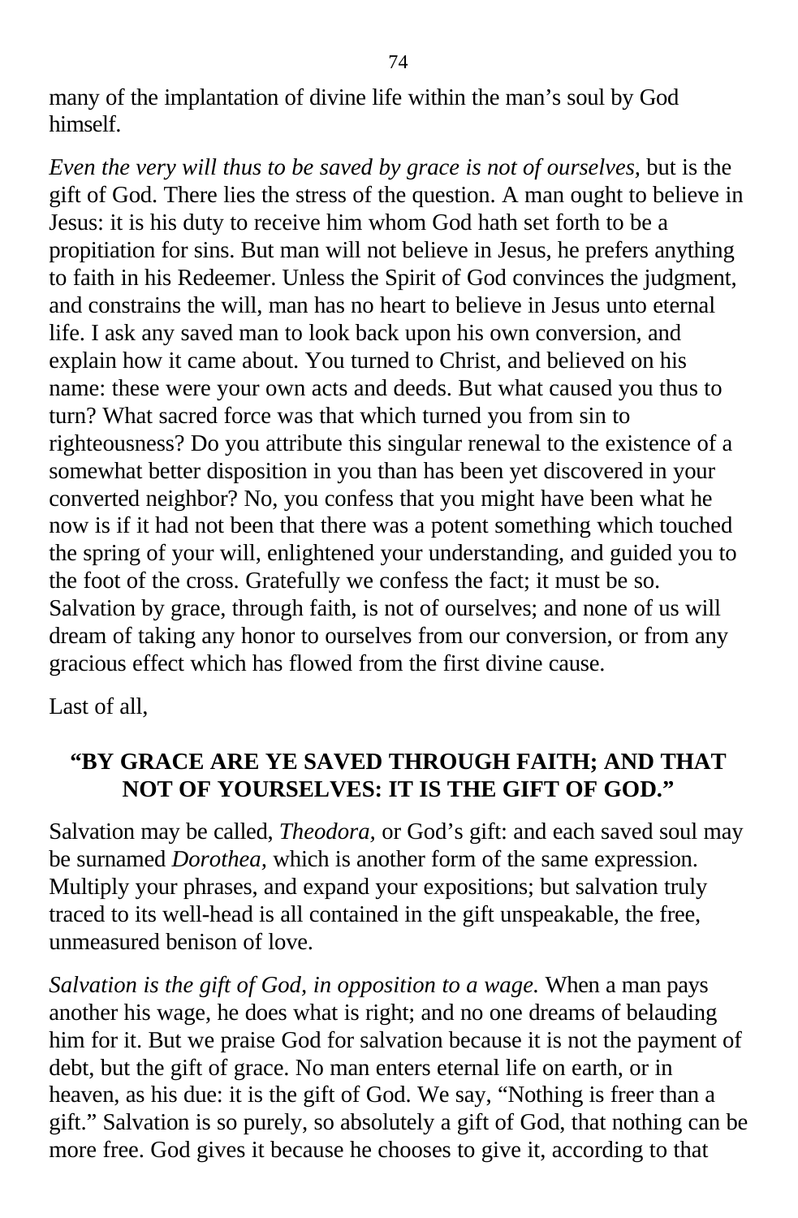many of the implantation of divine life within the man's soul by God himself.

*Even the very will thus to be saved by grace is not of ourselves,* but is the gift of God. There lies the stress of the question. A man ought to believe in Jesus: it is his duty to receive him whom God hath set forth to be a propitiation for sins. But man will not believe in Jesus, he prefers anything to faith in his Redeemer. Unless the Spirit of God convinces the judgment, and constrains the will, man has no heart to believe in Jesus unto eternal life. I ask any saved man to look back upon his own conversion, and explain how it came about. You turned to Christ, and believed on his name: these were your own acts and deeds. But what caused you thus to turn? What sacred force was that which turned you from sin to righteousness? Do you attribute this singular renewal to the existence of a somewhat better disposition in you than has been yet discovered in your converted neighbor? No, you confess that you might have been what he now is if it had not been that there was a potent something which touched the spring of your will, enlightened your understanding, and guided you to the foot of the cross. Gratefully we confess the fact; it must be so. Salvation by grace, through faith, is not of ourselves; and none of us will dream of taking any honor to ourselves from our conversion, or from any gracious effect which has flowed from the first divine cause.

Last of all,

## "BY GRACE ARE YE SAVED THROUGH FAITH; AND THAT NOT OF YOURSELVES: IT IS THE GIFT OF GOD."

Salvation may be called, *Theodora,* or God's gift: and each saved soul may be surnamed *Dorothea*, which is another form of the same expression. Multiply your phrases, and expand your expositions; but salvation truly traced to its well-head is all contained in the gift unspeakable, the free, unmeasured benison of love.

*Salvation is the gift of God, in opposition to a wage.* When a man pays another his wage, he does what is right; and no one dreams of belauding him for it. But we praise God for salvation because it is not the payment of debt, but the gift of grace. No man enters eternal life on earth, or in heaven, as his due: it is the gift of God. We say, "Nothing is freer than a gift." Salvation is so purely, so absolutely a gift of God, that nothing can be more free. God gives it because he chooses to give it, according to that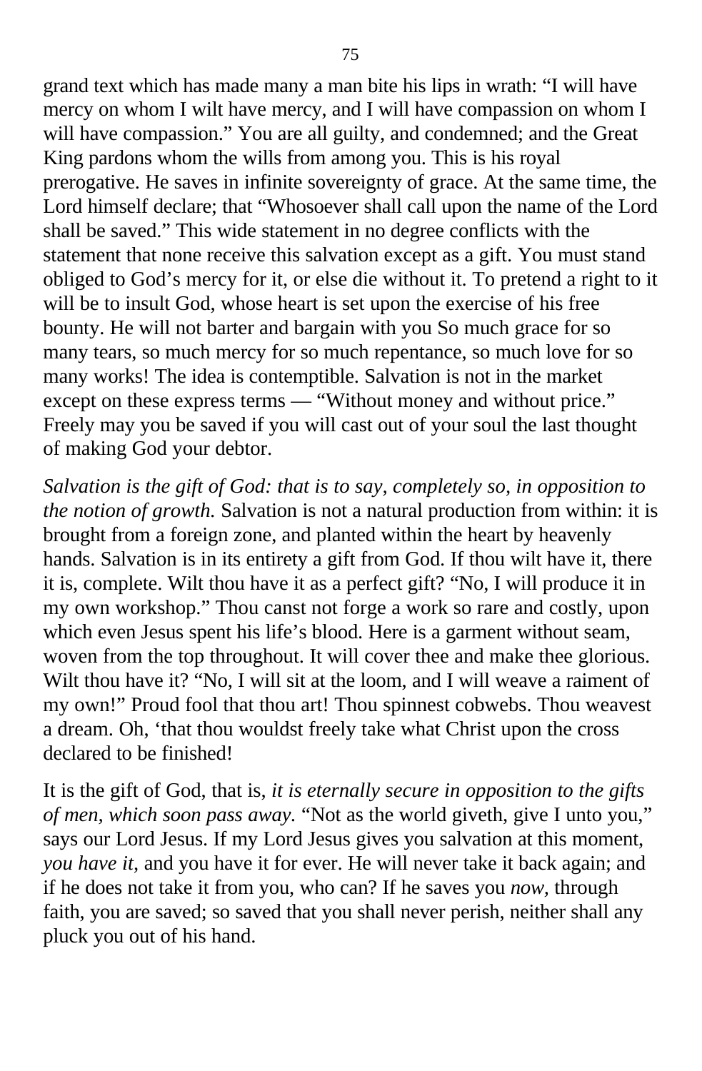grand text which has made many a man bite his lips in wrath: “I will have mercy on whom I wilt have mercy, and I will have compassion on whom I will have compassion.” You are all guilty, and condemned; and the Great King pardons whom the wills from among you. This is his royal prerogative. He saves in infinite sovereignty of grace. At the same time, the Lord himself declare; that “Whosoever shall call upon the name of the Lord shall be saved.” This wide statement in no degree conflicts with the statement that none receive this salvation except as a gift. You must stand obliged to God’s mercy for it, or else die without it. To pretend a right to it will be to insult God, whose heart is set upon the exercise of his free bounty. He will not barter and bargain with you So much grace for so many tears, so much mercy for so much repentance, so much love for so many works! The idea is contemptible. Salvation is not in the market except on these express terms — “Without money and without price.” Freely may you be saved if you will cast out of your soul the last thought of making God your debtor.

*Salvation is the gift of God: that is to say, completely so, in opposition to the notion of growth.* Salvation is not a natural production from within: it is brought from a foreign zone, and planted within the heart by heavenly hands. Salvation is in its entirety a gift from God. If thou wilt have it, there it is, complete. Wilt thou have it as a perfect gift? “No, I will produce it in my own workshop.” Thou canst not forge a work so rare and costly, upon which even Jesus spent his life’s blood. Here is a garment without seam, woven from the top throughout. It will cover thee and make thee glorious. Wilt thou have it? “No, I will sit at the loom, and I will weave a raiment of my own!” Proud fool that thou art! Thou spinnest cobwebs. Thou weavest a dream. Oh, ‘that thou wouldst freely take what Christ upon the cross declared to be finished!

It is the gift of God, that is, *it is eternally secure in opposition to the gifts of men, which soon pass away.* “Not as the world giveth, give I unto you,” says our Lord Jesus. If my Lord Jesus gives you salvation at this moment, *you have it,* and you have it for ever. He will never take it back again; and if he does not take it from you, who can? If he saves you *now,* through faith, you are saved; so saved that you shall never perish, neither shall any pluck you out of his hand.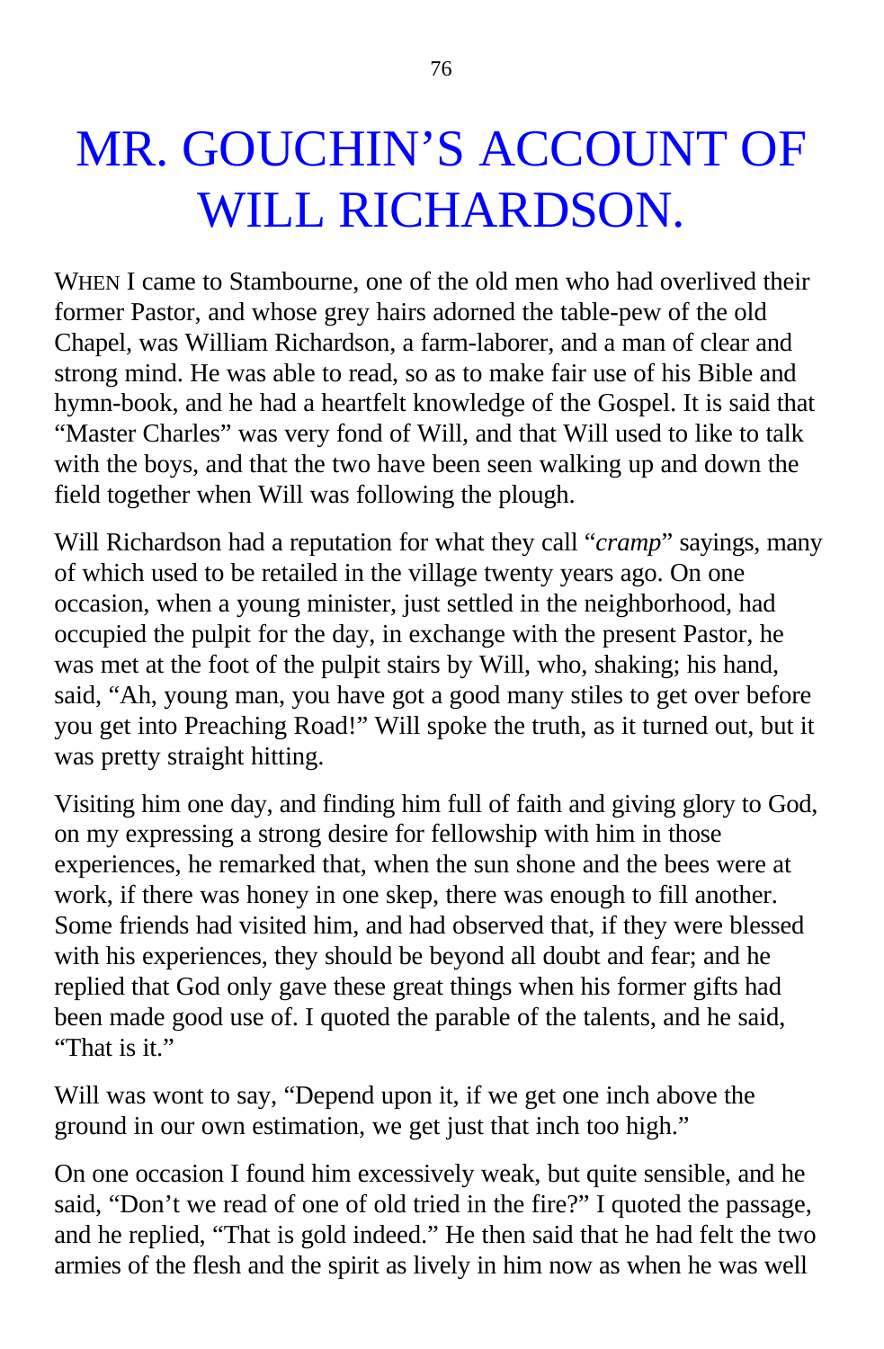# MR. GOUCHIN'S ACCOUNT OF WILL RICHARDSON.

WHEN I came to Stambourne, one of the old men who had overlived their former Pastor, and whose grey hairs adorned the table-pew of the old Chapel, was William Richardson, a farm-laborer, and a man of clear and strong mind. He was able to read, so as to make fair use of his Bible and hymn-book, and he had a heartfelt knowledge of the Gospel. It is said that "Master Charles" was very fond of Will, and that Will used to like to talk with the boys, and that the two have been seen walking up and down the field together when Will was following the plough.

Will Richardson had a reputation for what they call "*cramp*" sayings, many of which used to be retailed in the village twenty years ago. On one occasion, when a young minister, just settled in the neighborhood, had occupied the pulpit for the day, in exchange with the present Pastor, he was met at the foot of the pulpit stairs by Will, who, shaking; his hand, said, "Ah, young man, you have got a good many stiles to get over before you get into Preaching Road!" Will spoke the truth, as it turned out, but it was pretty straight hitting.

Visiting him one day, and finding him full of faith and giving glory to God, on my expressing a strong desire for fellowship with him in those experiences, he remarked that, when the sun shone and the bees were at work, if there was honey in one skep, there was enough to fill another. Some friends had visited him, and had observed that, if they were blessed with his experiences, they should be beyond all doubt and fear; and he replied that God only gave these great things when his former gifts had been made good use of. I quoted the parable of the talents, and he said, "That is it."

Will was wont to say, "Depend upon it, if we get one inch above the ground in our own estimation, we get just that inch too high."

On one occasion I found him excessively weak, but quite sensible, and he said, "Don't we read of one of old tried in the fire?" I quoted the passage, and he replied, "That is gold indeed." He then said that he had felt the two armies of the flesh and the spirit as lively in him now as when he was well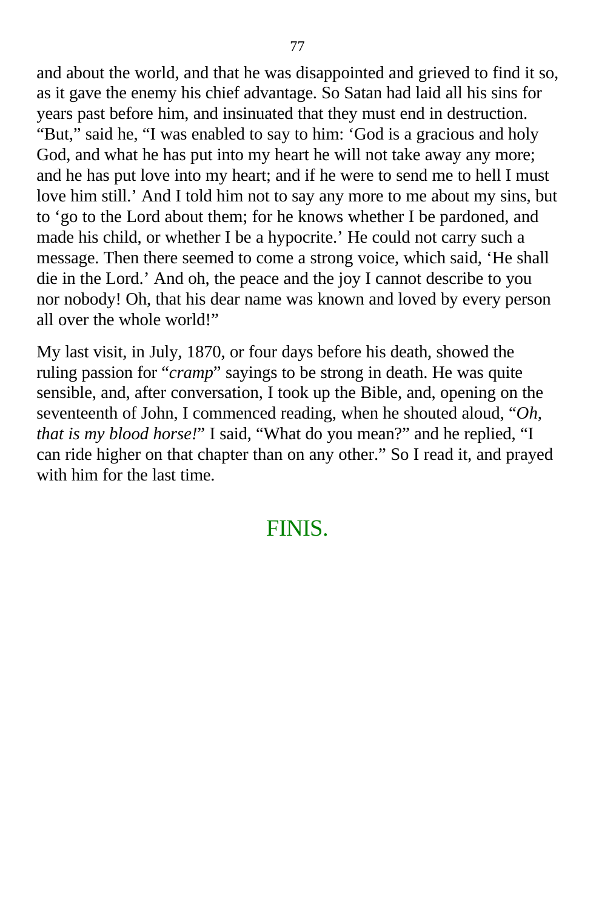and about the world, and that he was disappointed and grieved to find it so, as it gave the enemy his chief advantage. So Satan had laid all his sins for years past before him, and insinuated that they must end in destruction. "But," said he, "I was enabled to say to him: 'God is a gracious and holy God, and what he has put into my heart he will not take away any more; and he has put love into my heart; and if he were to send me to hell I must love him still.' And I told him not to say any more to me about my sins, but to 'go to the Lord about them; for he knows whether I be pardoned, and made his child, or whether I be a hypocrite.' He could not carry such a message. Then there seemed to come a strong voice, which said, 'He shall die in the Lord.' And oh, the peace and the joy I cannot describe to you nor nobody! Oh, that his dear name was known and loved by every person all over the whole world!"

My last visit, in July, 1870, or four days before his death, showed the ruling passion for "*cramp*" sayings to be strong in death. He was quite sensible, and, after conversation, I took up the Bible, and, opening on the seventeenth of John, I commenced reading, when he shouted aloud, "*Oh, that is my blood horse!*" I said, "What do you mean?" and he replied, "I can ride higher on that chapter than on any other." So I read it, and prayed with him for the last time.

## FINIS.